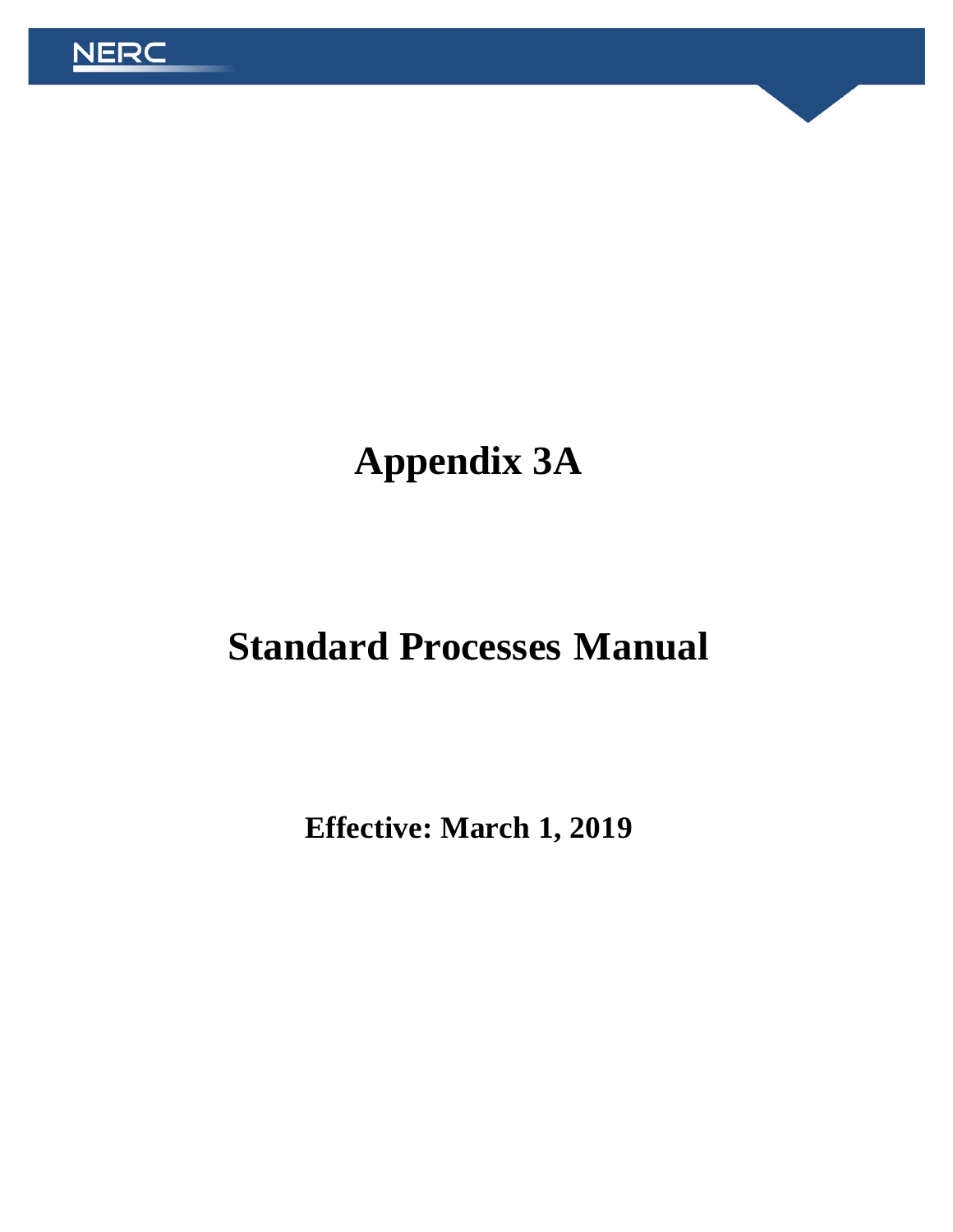# Appendix 3A

# Standard Processes Manual

**Effective: March 1, 2019**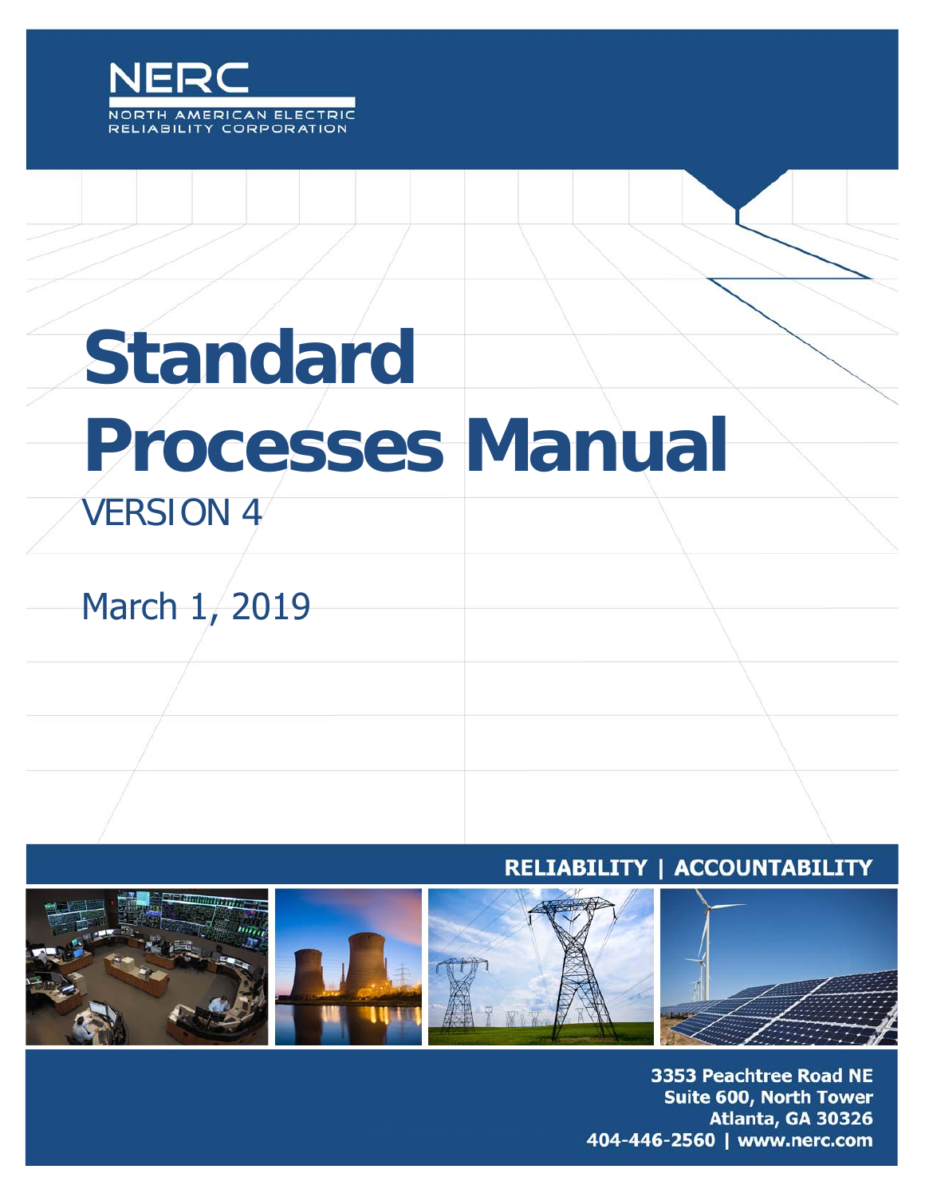NERC

NORTH AMERICAN ELECTRIC RELIABILITY CORPORATION

# Standard Processes Manual

VERSION 4

March 1, 2019

RELIABILITY | ACCOUNTABILITY

3353 Peachtree Road NE
Suite 600, North Tower
Atlanta, GA 30326
404-446-2560 | www.nerc.com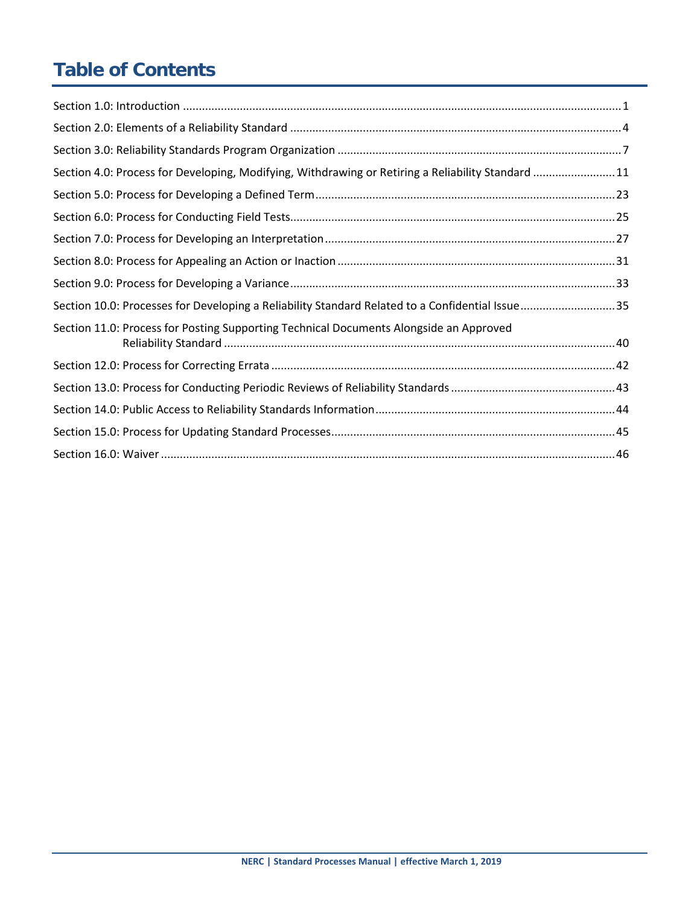# Table of Contents

Section 1.0: Introduction ........................................................................................................................................ 1

Section 2.0: Elements of a Reliability Standard ........................................................................................................ 4

Section 3.0: Reliability Standards Program Organization ......................................................................................... 7

Section 4.0: Process for Developing, Modifying, Withdrawing or Retiring a Reliability Standard ......................... 11

Section 5.0: Process for Developing a Defined Term............................................................................................. 23

Section 6.0: Process for Conducting Field Tests..................................................................................................... 25

Section 7.0: Process for Developing an Interpretation........................................................................................... 27

Section 8.0: Process for Appealing an Action or Inaction ....................................................................................... 31

Section 9.0: Process for Developing a Variance...................................................................................................... 33

Section 10.0: Processes for Developing a Reliability Standard Related to a Confidential Issue............................. 35

Section 11.0: Process for Posting Supporting Technical Documents Alongside an Approved Reliability Standard ......................................................................................................................... 40

Section 12.0: Process for Correcting Errata ............................................................................................................ 42

Section 13.0: Process for Conducting Periodic Reviews of Reliability Standards ................................................... 43

Section 14.0: Public Access to Reliability Standards Information........................................................................... 44

Section 15.0: Process for Updating Standard Processes......................................................................................... 45

Section 16.0: Waiver .............................................................................................................................................. 46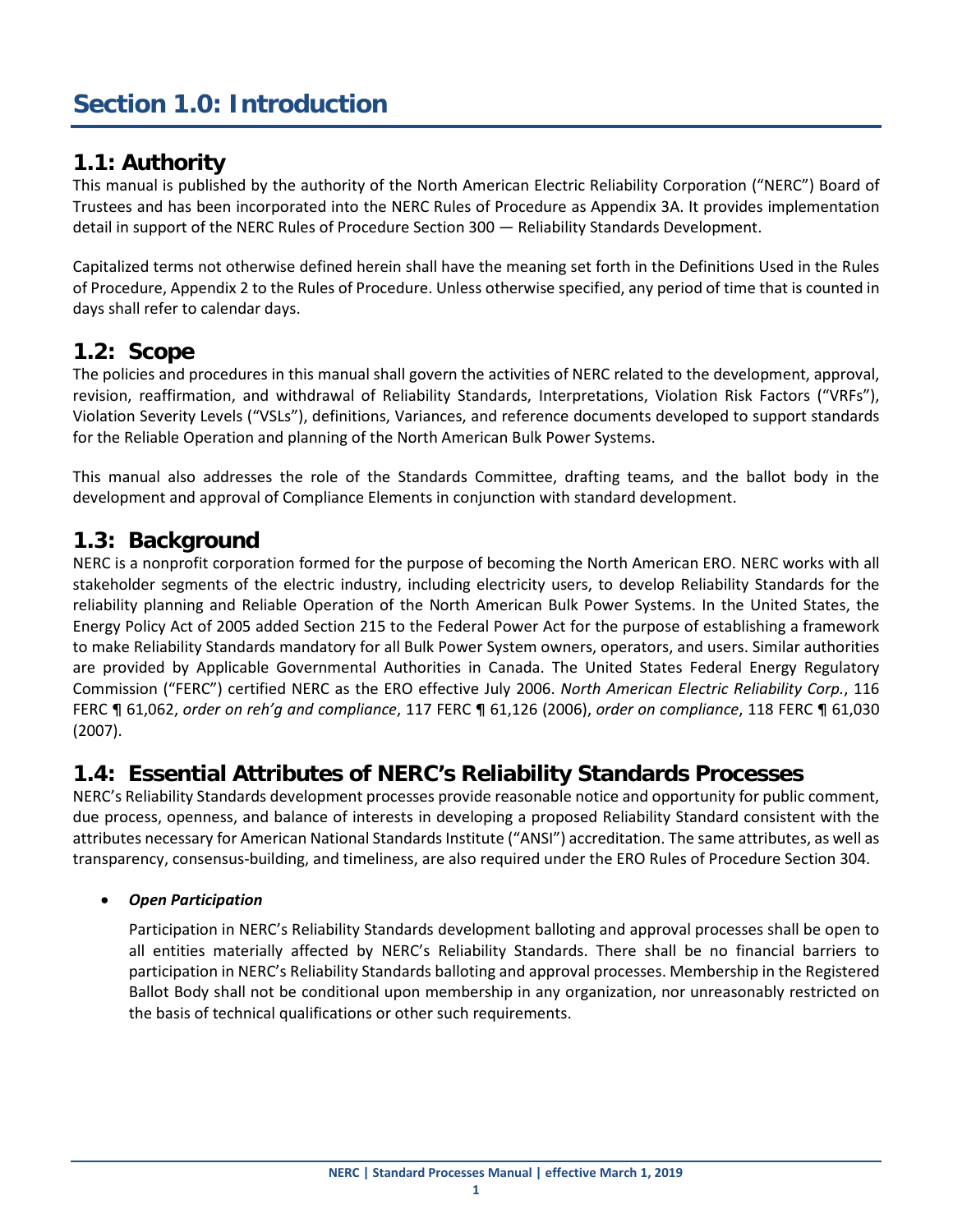# Section 1.0: Introduction

## 1.1: Authority

This manual is published by the authority of the North American Electric Reliability Corporation ("NERC") Board of Trustees and has been incorporated into the NERC Rules of Procedure as Appendix 3A. It provides implementation detail in support of the NERC Rules of Procedure Section 300 — Reliability Standards Development.

Capitalized terms not otherwise defined herein shall have the meaning set forth in the Definitions Used in the Rules of Procedure, Appendix 2 to the Rules of Procedure. Unless otherwise specified, any period of time that is counted in days shall refer to calendar days.

## 1.2: Scope

The policies and procedures in this manual shall govern the activities of NERC related to the development, approval, revision, reaffirmation, and withdrawal of Reliability Standards, Interpretations, Violation Risk Factors ("VRFs"), Violation Severity Levels ("VSLs"), definitions, Variances, and reference documents developed to support standards for the Reliable Operation and planning of the North American Bulk Power Systems.

This manual also addresses the role of the Standards Committee, drafting teams, and the ballot body in the development and approval of Compliance Elements in conjunction with standard development.

## 1.3: Background

NERC is a nonprofit corporation formed for the purpose of becoming the North American ERO. NERC works with all stakeholder segments of the electric industry, including electricity users, to develop Reliability Standards for the reliability planning and Reliable Operation of the North American Bulk Power Systems. In the United States, the Energy Policy Act of 2005 added Section 215 to the Federal Power Act for the purpose of establishing a framework to make Reliability Standards mandatory for all Bulk Power System owners, operators, and users. Similar authorities are provided by Applicable Governmental Authorities in Canada. The United States Federal Energy Regulatory Commission ("FERC") certified NERC as the ERO effective July 2006. *North American Electric Reliability Corp.*, 116 FERC ¶ 61,062, *order on reh'g and compliance*, 117 FERC ¶ 61,126 (2006), *order on compliance*, 118 FERC ¶ 61,030 (2007).

## 1.4: Essential Attributes of NERC's Reliability Standards Processes

NERC's Reliability Standards development processes provide reasonable notice and opportunity for public comment, due process, openness, and balance of interests in developing a proposed Reliability Standard consistent with the attributes necessary for American National Standards Institute ("ANSI") accreditation. The same attributes, as well as transparency, consensus-building, and timeliness, are also required under the ERO Rules of Procedure Section 304.

- ***Open Participation***

  Participation in NERC's Reliability Standards development balloting and approval processes shall be open to all entities materially affected by NERC's Reliability Standards. There shall be no financial barriers to participation in NERC's Reliability Standards balloting and approval processes. Membership in the Registered Ballot Body shall not be conditional upon membership in any organization, nor unreasonably restricted on the basis of technical qualifications or other such requirements.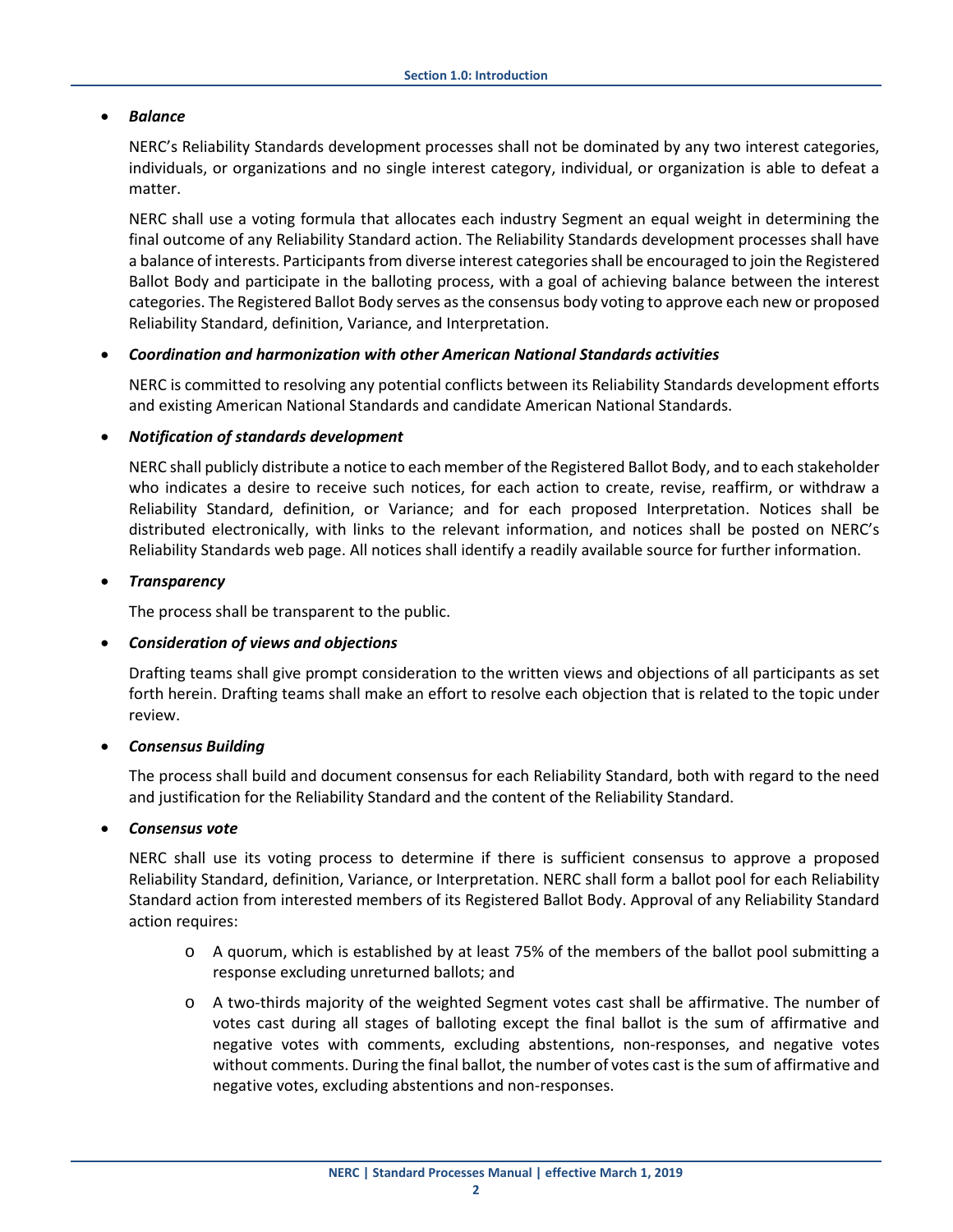- ***Balance***

  NERC's Reliability Standards development processes shall not be dominated by any two interest categories, individuals, or organizations and no single interest category, individual, or organization is able to defeat a matter.

  NERC shall use a voting formula that allocates each industry Segment an equal weight in determining the final outcome of any Reliability Standard action. The Reliability Standards development processes shall have a balance of interests. Participants from diverse interest categories shall be encouraged to join the Registered Ballot Body and participate in the balloting process, with a goal of achieving balance between the interest categories. The Registered Ballot Body serves as the consensus body voting to approve each new or proposed Reliability Standard, definition, Variance, and Interpretation.

- ***Coordination and harmonization with other American National Standards activities***

  NERC is committed to resolving any potential conflicts between its Reliability Standards development efforts and existing American National Standards and candidate American National Standards.

- ***Notification of standards development***

  NERC shall publicly distribute a notice to each member of the Registered Ballot Body, and to each stakeholder who indicates a desire to receive such notices, for each action to create, revise, reaffirm, or withdraw a Reliability Standard, definition, or Variance; and for each proposed Interpretation. Notices shall be distributed electronically, with links to the relevant information, and notices shall be posted on NERC's Reliability Standards web page. All notices shall identify a readily available source for further information.

- ***Transparency***

  The process shall be transparent to the public.

- ***Consideration of views and objections***

  Drafting teams shall give prompt consideration to the written views and objections of all participants as set forth herein. Drafting teams shall make an effort to resolve each objection that is related to the topic under review.

- ***Consensus Building***

  The process shall build and document consensus for each Reliability Standard, both with regard to the need and justification for the Reliability Standard and the content of the Reliability Standard.

- ***Consensus vote***

  NERC shall use its voting process to determine if there is sufficient consensus to approve a proposed Reliability Standard, definition, Variance, or Interpretation. NERC shall form a ballot pool for each Reliability Standard action from interested members of its Registered Ballot Body. Approval of any Reliability Standard action requires:

  - A quorum, which is established by at least 75% of the members of the ballot pool submitting a response excluding unreturned ballots; and
  - A two-thirds majority of the weighted Segment votes cast shall be affirmative. The number of votes cast during all stages of balloting except the final ballot is the sum of affirmative and negative votes with comments, excluding abstentions, non-responses, and negative votes without comments. During the final ballot, the number of votes cast is the sum of affirmative and negative votes, excluding abstentions and non-responses.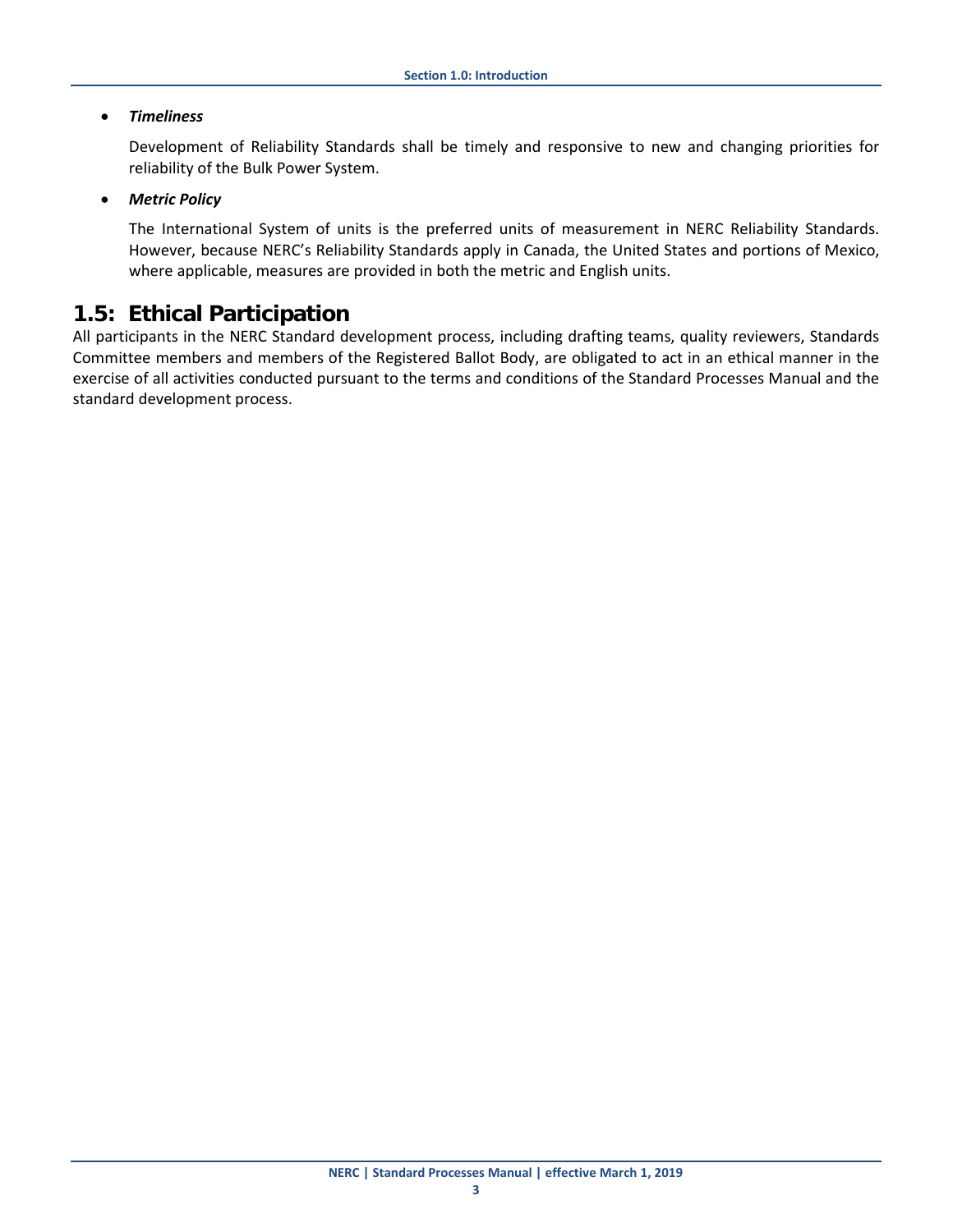- ***Timeliness***

  Development of Reliability Standards shall be timely and responsive to new and changing priorities for reliability of the Bulk Power System.

- ***Metric Policy***

  The International System of units is the preferred units of measurement in NERC Reliability Standards. However, because NERC's Reliability Standards apply in Canada, the United States and portions of Mexico, where applicable, measures are provided in both the metric and English units.

## 1.5: Ethical Participation

All participants in the NERC Standard development process, including drafting teams, quality reviewers, Standards Committee members and members of the Registered Ballot Body, are obligated to act in an ethical manner in the exercise of all activities conducted pursuant to the terms and conditions of the Standard Processes Manual and the standard development process.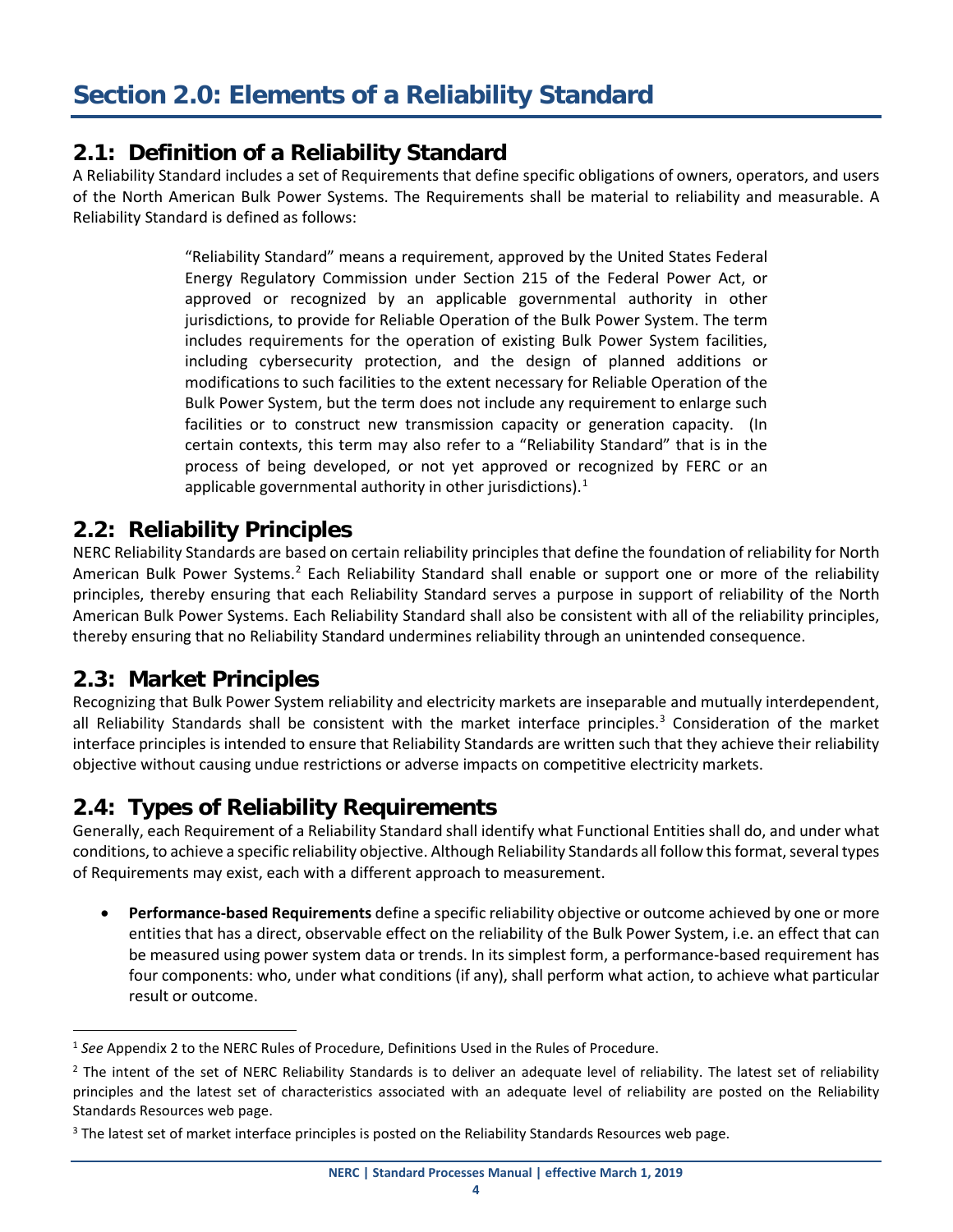# Section 2.0: Elements of a Reliability Standard

## 2.1: Definition of a Reliability Standard

A Reliability Standard includes a set of Requirements that define specific obligations of owners, operators, and users of the North American Bulk Power Systems. The Requirements shall be material to reliability and measurable. A Reliability Standard is defined as follows:

> "Reliability Standard" means a requirement, approved by the United States Federal Energy Regulatory Commission under Section 215 of the Federal Power Act, or approved or recognized by an applicable governmental authority in other jurisdictions, to provide for Reliable Operation of the Bulk Power System. The term includes requirements for the operation of existing Bulk Power System facilities, including cybersecurity protection, and the design of planned additions or modifications to such facilities to the extent necessary for Reliable Operation of the Bulk Power System, but the term does not include any requirement to enlarge such facilities or to construct new transmission capacity or generation capacity. (In certain contexts, this term may also refer to a "Reliability Standard" that is in the process of being developed, or not yet approved or recognized by FERC or an applicable governmental authority in other jurisdictions).[1]

## 2.2: Reliability Principles

NERC Reliability Standards are based on certain reliability principles that define the foundation of reliability for North American Bulk Power Systems.[2] Each Reliability Standard shall enable or support one or more of the reliability principles, thereby ensuring that each Reliability Standard serves a purpose in support of reliability of the North American Bulk Power Systems. Each Reliability Standard shall also be consistent with all of the reliability principles, thereby ensuring that no Reliability Standard undermines reliability through an unintended consequence.

## 2.3: Market Principles

Recognizing that Bulk Power System reliability and electricity markets are inseparable and mutually interdependent, all Reliability Standards shall be consistent with the market interface principles.[3] Consideration of the market interface principles is intended to ensure that Reliability Standards are written such that they achieve their reliability objective without causing undue restrictions or adverse impacts on competitive electricity markets.

## 2.4: Types of Reliability Requirements

Generally, each Requirement of a Reliability Standard shall identify what Functional Entities shall do, and under what conditions, to achieve a specific reliability objective. Although Reliability Standards all follow this format, several types of Requirements may exist, each with a different approach to measurement.

- **Performance-based Requirements** define a specific reliability objective or outcome achieved by one or more entities that has a direct, observable effect on the reliability of the Bulk Power System, i.e. an effect that can be measured using power system data or trends. In its simplest form, a performance-based requirement has four components: who, under what conditions (if any), shall perform what action, to achieve what particular result or outcome.

---

[1] *See* Appendix 2 to the NERC Rules of Procedure, Definitions Used in the Rules of Procedure.

[2] The intent of the set of NERC Reliability Standards is to deliver an adequate level of reliability. The latest set of reliability principles and the latest set of characteristics associated with an adequate level of reliability are posted on the Reliability Standards Resources web page.

[3] The latest set of market interface principles is posted on the Reliability Standards Resources web page.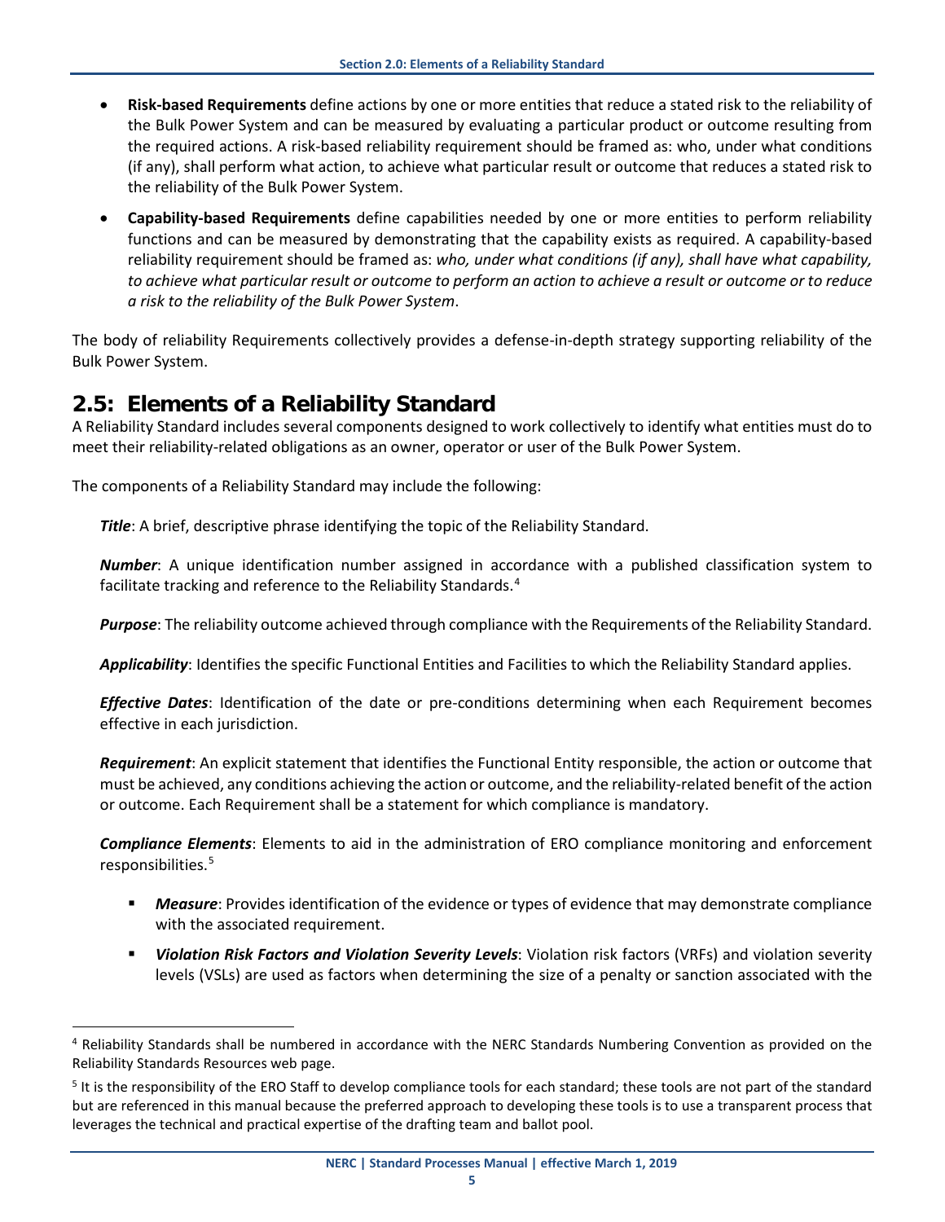- **Risk-based Requirements** define actions by one or more entities that reduce a stated risk to the reliability of the Bulk Power System and can be measured by evaluating a particular product or outcome resulting from the required actions. A risk-based reliability requirement should be framed as: who, under what conditions (if any), shall perform what action, to achieve what particular result or outcome that reduces a stated risk to the reliability of the Bulk Power System.
- **Capability-based Requirements** define capabilities needed by one or more entities to perform reliability functions and can be measured by demonstrating that the capability exists as required. A capability-based reliability requirement should be framed as: *who, under what conditions (if any), shall have what capability, to achieve what particular result or outcome to perform an action to achieve a result or outcome or to reduce a risk to the reliability of the Bulk Power System*.

The body of reliability Requirements collectively provides a defense-in-depth strategy supporting reliability of the Bulk Power System.

## 2.5: Elements of a Reliability Standard

A Reliability Standard includes several components designed to work collectively to identify what entities must do to meet their reliability-related obligations as an owner, operator or user of the Bulk Power System.

The components of a Reliability Standard may include the following:

***Title***: A brief, descriptive phrase identifying the topic of the Reliability Standard.

***Number***: A unique identification number assigned in accordance with a published classification system to facilitate tracking and reference to the Reliability Standards.[4]

***Purpose***: The reliability outcome achieved through compliance with the Requirements of the Reliability Standard.

***Applicability***: Identifies the specific Functional Entities and Facilities to which the Reliability Standard applies.

***Effective Dates***: Identification of the date or pre-conditions determining when each Requirement becomes effective in each jurisdiction.

***Requirement***: An explicit statement that identifies the Functional Entity responsible, the action or outcome that must be achieved, any conditions achieving the action or outcome, and the reliability-related benefit of the action or outcome. Each Requirement shall be a statement for which compliance is mandatory.

***Compliance Elements***: Elements to aid in the administration of ERO compliance monitoring and enforcement responsibilities.[5]

- ***Measure***: Provides identification of the evidence or types of evidence that may demonstrate compliance with the associated requirement.
- ***Violation Risk Factors and Violation Severity Levels***: Violation risk factors (VRFs) and violation severity levels (VSLs) are used as factors when determining the size of a penalty or sanction associated with the

---

[4] Reliability Standards shall be numbered in accordance with the NERC Standards Numbering Convention as provided on the Reliability Standards Resources web page.

[5] It is the responsibility of the ERO Staff to develop compliance tools for each standard; these tools are not part of the standard but are referenced in this manual because the preferred approach to developing these tools is to use a transparent process that leverages the technical and practical expertise of the drafting team and ballot pool.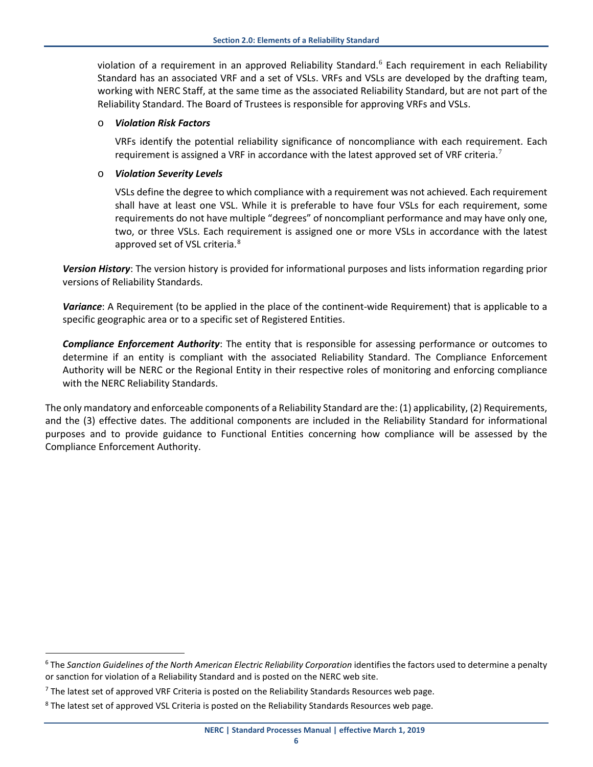violation of a requirement in an approved Reliability Standard.[6] Each requirement in each Reliability Standard has an associated VRF and a set of VSLs. VRFs and VSLs are developed by the drafting team, working with NERC Staff, at the same time as the associated Reliability Standard, but are not part of the Reliability Standard. The Board of Trustees is responsible for approving VRFs and VSLs.

- ***Violation Risk Factors***

  VRFs identify the potential reliability significance of noncompliance with each requirement. Each requirement is assigned a VRF in accordance with the latest approved set of VRF criteria.[7]

- ***Violation Severity Levels***

  VSLs define the degree to which compliance with a requirement was not achieved. Each requirement shall have at least one VSL. While it is preferable to have four VSLs for each requirement, some requirements do not have multiple "degrees" of noncompliant performance and may have only one, two, or three VSLs. Each requirement is assigned one or more VSLs in accordance with the latest approved set of VSL criteria.[8]

***Version History***: The version history is provided for informational purposes and lists information regarding prior versions of Reliability Standards.

***Variance***: A Requirement (to be applied in the place of the continent-wide Requirement) that is applicable to a specific geographic area or to a specific set of Registered Entities.

***Compliance Enforcement Authority***: The entity that is responsible for assessing performance or outcomes to determine if an entity is compliant with the associated Reliability Standard. The Compliance Enforcement Authority will be NERC or the Regional Entity in their respective roles of monitoring and enforcing compliance with the NERC Reliability Standards.

The only mandatory and enforceable components of a Reliability Standard are the: (1) applicability, (2) Requirements, and the (3) effective dates. The additional components are included in the Reliability Standard for informational purposes and to provide guidance to Functional Entities concerning how compliance will be assessed by the Compliance Enforcement Authority.

---

[6] The *Sanction Guidelines of the North American Electric Reliability Corporation* identifies the factors used to determine a penalty or sanction for violation of a Reliability Standard and is posted on the NERC web site.

[7] The latest set of approved VRF Criteria is posted on the Reliability Standards Resources web page.

[8] The latest set of approved VSL Criteria is posted on the Reliability Standards Resources web page.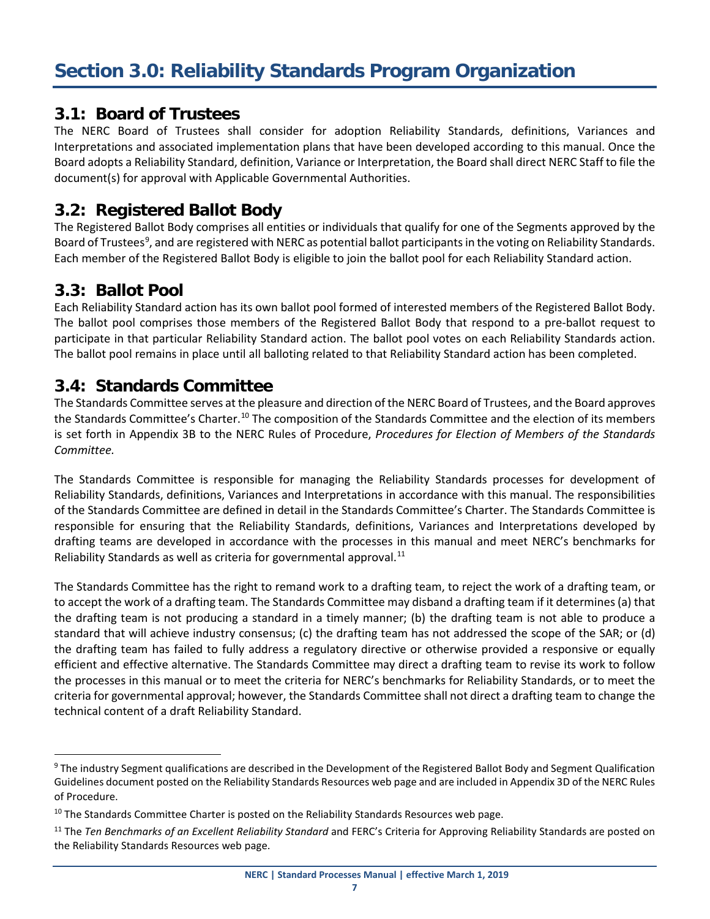# Section 3.0: Reliability Standards Program Organization

## 3.1: Board of Trustees

The NERC Board of Trustees shall consider for adoption Reliability Standards, definitions, Variances and Interpretations and associated implementation plans that have been developed according to this manual. Once the Board adopts a Reliability Standard, definition, Variance or Interpretation, the Board shall direct NERC Staff to file the document(s) for approval with Applicable Governmental Authorities.

## 3.2: Registered Ballot Body

The Registered Ballot Body comprises all entities or individuals that qualify for one of the Segments approved by the Board of Trustees[9], and are registered with NERC as potential ballot participants in the voting on Reliability Standards. Each member of the Registered Ballot Body is eligible to join the ballot pool for each Reliability Standard action.

## 3.3: Ballot Pool

Each Reliability Standard action has its own ballot pool formed of interested members of the Registered Ballot Body. The ballot pool comprises those members of the Registered Ballot Body that respond to a pre-ballot request to participate in that particular Reliability Standard action. The ballot pool votes on each Reliability Standards action. The ballot pool remains in place until all balloting related to that Reliability Standard action has been completed.

## 3.4: Standards Committee

The Standards Committee serves at the pleasure and direction of the NERC Board of Trustees, and the Board approves the Standards Committee's Charter.[10] The composition of the Standards Committee and the election of its members is set forth in Appendix 3B to the NERC Rules of Procedure, *Procedures for Election of Members of the Standards Committee.*

The Standards Committee is responsible for managing the Reliability Standards processes for development of Reliability Standards, definitions, Variances and Interpretations in accordance with this manual. The responsibilities of the Standards Committee are defined in detail in the Standards Committee's Charter. The Standards Committee is responsible for ensuring that the Reliability Standards, definitions, Variances and Interpretations developed by drafting teams are developed in accordance with the processes in this manual and meet NERC's benchmarks for Reliability Standards as well as criteria for governmental approval.[11]

The Standards Committee has the right to remand work to a drafting team, to reject the work of a drafting team, or to accept the work of a drafting team. The Standards Committee may disband a drafting team if it determines (a) that the drafting team is not producing a standard in a timely manner; (b) the drafting team is not able to produce a standard that will achieve industry consensus; (c) the drafting team has not addressed the scope of the SAR; or (d) the drafting team has failed to fully address a regulatory directive or otherwise provided a responsive or equally efficient and effective alternative. The Standards Committee may direct a drafting team to revise its work to follow the processes in this manual or to meet the criteria for NERC's benchmarks for Reliability Standards, or to meet the criteria for governmental approval; however, the Standards Committee shall not direct a drafting team to change the technical content of a draft Reliability Standard.

---

[9] The industry Segment qualifications are described in the Development of the Registered Ballot Body and Segment Qualification Guidelines document posted on the Reliability Standards Resources web page and are included in Appendix 3D of the NERC Rules of Procedure.

[10] The Standards Committee Charter is posted on the Reliability Standards Resources web page.

[11] The *Ten Benchmarks of an Excellent Reliability Standard* and FERC's Criteria for Approving Reliability Standards are posted on the Reliability Standards Resources web page.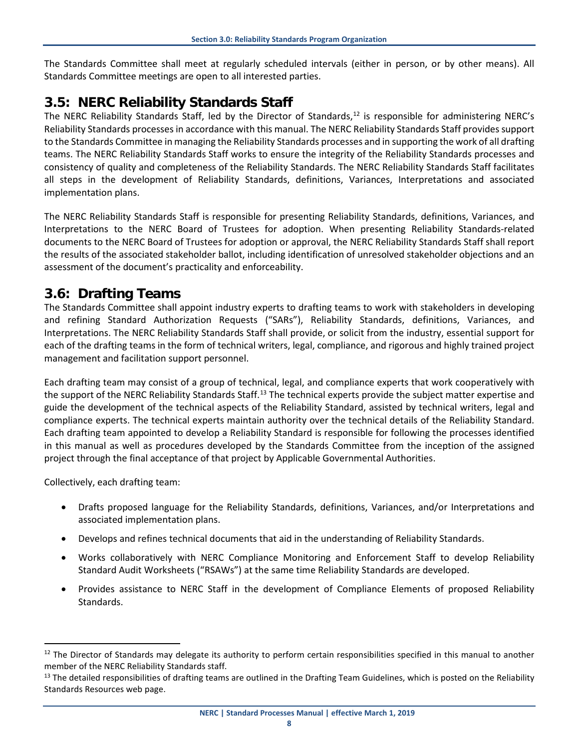The Standards Committee shall meet at regularly scheduled intervals (either in person, or by other means). All Standards Committee meetings are open to all interested parties.

## 3.5: NERC Reliability Standards Staff

The NERC Reliability Standards Staff, led by the Director of Standards,[12] is responsible for administering NERC's Reliability Standards processes in accordance with this manual. The NERC Reliability Standards Staff provides support to the Standards Committee in managing the Reliability Standards processes and in supporting the work of all drafting teams. The NERC Reliability Standards Staff works to ensure the integrity of the Reliability Standards processes and consistency of quality and completeness of the Reliability Standards. The NERC Reliability Standards Staff facilitates all steps in the development of Reliability Standards, definitions, Variances, Interpretations and associated implementation plans.

The NERC Reliability Standards Staff is responsible for presenting Reliability Standards, definitions, Variances, and Interpretations to the NERC Board of Trustees for adoption. When presenting Reliability Standards-related documents to the NERC Board of Trustees for adoption or approval, the NERC Reliability Standards Staff shall report the results of the associated stakeholder ballot, including identification of unresolved stakeholder objections and an assessment of the document's practicality and enforceability.

## 3.6: Drafting Teams

The Standards Committee shall appoint industry experts to drafting teams to work with stakeholders in developing and refining Standard Authorization Requests ("SARs"), Reliability Standards, definitions, Variances, and Interpretations. The NERC Reliability Standards Staff shall provide, or solicit from the industry, essential support for each of the drafting teams in the form of technical writers, legal, compliance, and rigorous and highly trained project management and facilitation support personnel.

Each drafting team may consist of a group of technical, legal, and compliance experts that work cooperatively with the support of the NERC Reliability Standards Staff.[13] The technical experts provide the subject matter expertise and guide the development of the technical aspects of the Reliability Standard, assisted by technical writers, legal and compliance experts. The technical experts maintain authority over the technical details of the Reliability Standard. Each drafting team appointed to develop a Reliability Standard is responsible for following the processes identified in this manual as well as procedures developed by the Standards Committee from the inception of the assigned project through the final acceptance of that project by Applicable Governmental Authorities.

Collectively, each drafting team:

- Drafts proposed language for the Reliability Standards, definitions, Variances, and/or Interpretations and associated implementation plans.
- Develops and refines technical documents that aid in the understanding of Reliability Standards.
- Works collaboratively with NERC Compliance Monitoring and Enforcement Staff to develop Reliability Standard Audit Worksheets ("RSAWs") at the same time Reliability Standards are developed.
- Provides assistance to NERC Staff in the development of Compliance Elements of proposed Reliability Standards.

---

[12] The Director of Standards may delegate its authority to perform certain responsibilities specified in this manual to another member of the NERC Reliability Standards staff.

[13] The detailed responsibilities of drafting teams are outlined in the Drafting Team Guidelines, which is posted on the Reliability Standards Resources web page.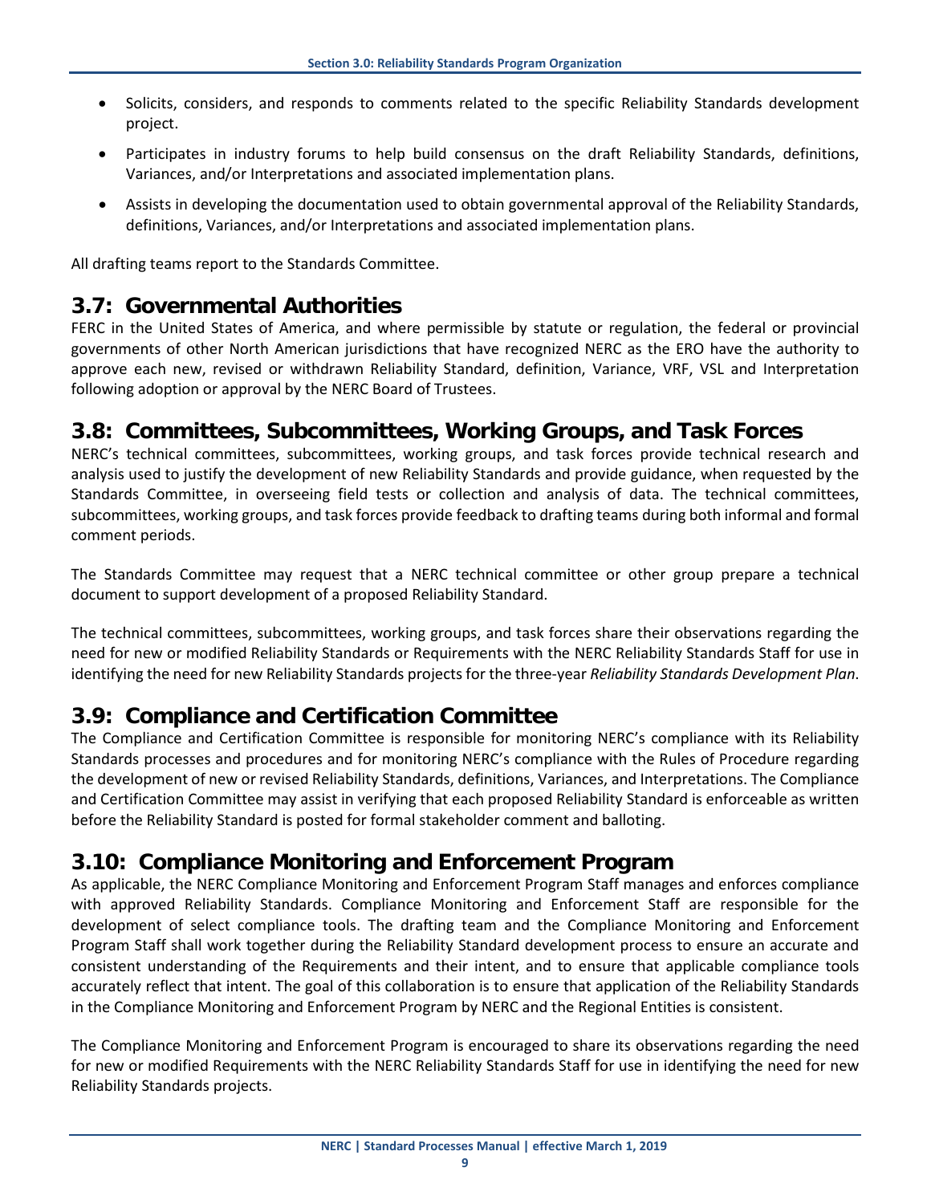- Solicits, considers, and responds to comments related to the specific Reliability Standards development project.
- Participates in industry forums to help build consensus on the draft Reliability Standards, definitions, Variances, and/or Interpretations and associated implementation plans.
- Assists in developing the documentation used to obtain governmental approval of the Reliability Standards, definitions, Variances, and/or Interpretations and associated implementation plans.

All drafting teams report to the Standards Committee.

## 3.7: Governmental Authorities

FERC in the United States of America, and where permissible by statute or regulation, the federal or provincial governments of other North American jurisdictions that have recognized NERC as the ERO have the authority to approve each new, revised or withdrawn Reliability Standard, definition, Variance, VRF, VSL and Interpretation following adoption or approval by the NERC Board of Trustees.

## 3.8: Committees, Subcommittees, Working Groups, and Task Forces

NERC's technical committees, subcommittees, working groups, and task forces provide technical research and analysis used to justify the development of new Reliability Standards and provide guidance, when requested by the Standards Committee, in overseeing field tests or collection and analysis of data. The technical committees, subcommittees, working groups, and task forces provide feedback to drafting teams during both informal and formal comment periods.

The Standards Committee may request that a NERC technical committee or other group prepare a technical document to support development of a proposed Reliability Standard.

The technical committees, subcommittees, working groups, and task forces share their observations regarding the need for new or modified Reliability Standards or Requirements with the NERC Reliability Standards Staff for use in identifying the need for new Reliability Standards projects for the three-year *Reliability Standards Development Plan*.

## 3.9: Compliance and Certification Committee

The Compliance and Certification Committee is responsible for monitoring NERC's compliance with its Reliability Standards processes and procedures and for monitoring NERC's compliance with the Rules of Procedure regarding the development of new or revised Reliability Standards, definitions, Variances, and Interpretations. The Compliance and Certification Committee may assist in verifying that each proposed Reliability Standard is enforceable as written before the Reliability Standard is posted for formal stakeholder comment and balloting.

## 3.10: Compliance Monitoring and Enforcement Program

As applicable, the NERC Compliance Monitoring and Enforcement Program Staff manages and enforces compliance with approved Reliability Standards. Compliance Monitoring and Enforcement Staff are responsible for the development of select compliance tools. The drafting team and the Compliance Monitoring and Enforcement Program Staff shall work together during the Reliability Standard development process to ensure an accurate and consistent understanding of the Requirements and their intent, and to ensure that applicable compliance tools accurately reflect that intent. The goal of this collaboration is to ensure that application of the Reliability Standards in the Compliance Monitoring and Enforcement Program by NERC and the Regional Entities is consistent.

The Compliance Monitoring and Enforcement Program is encouraged to share its observations regarding the need for new or modified Requirements with the NERC Reliability Standards Staff for use in identifying the need for new Reliability Standards projects.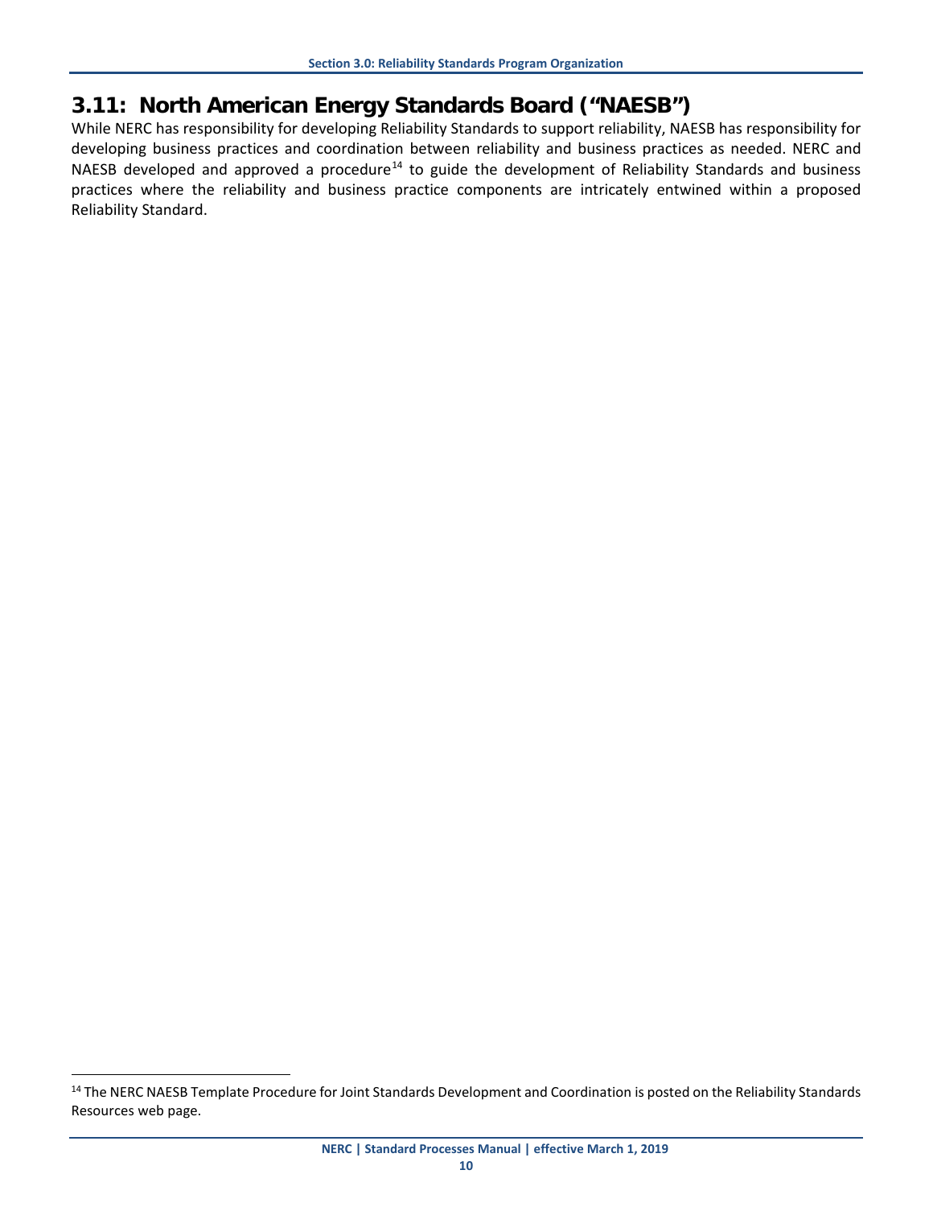## 3.11: North American Energy Standards Board ("NAESB")

While NERC has responsibility for developing Reliability Standards to support reliability, NAESB has responsibility for developing business practices and coordination between reliability and business practices as needed. NERC and NAESB developed and approved a procedure[14] to guide the development of Reliability Standards and business practices where the reliability and business practice components are intricately entwined within a proposed Reliability Standard.

[14] The NERC NAESB Template Procedure for Joint Standards Development and Coordination is posted on the Reliability Standards Resources web page.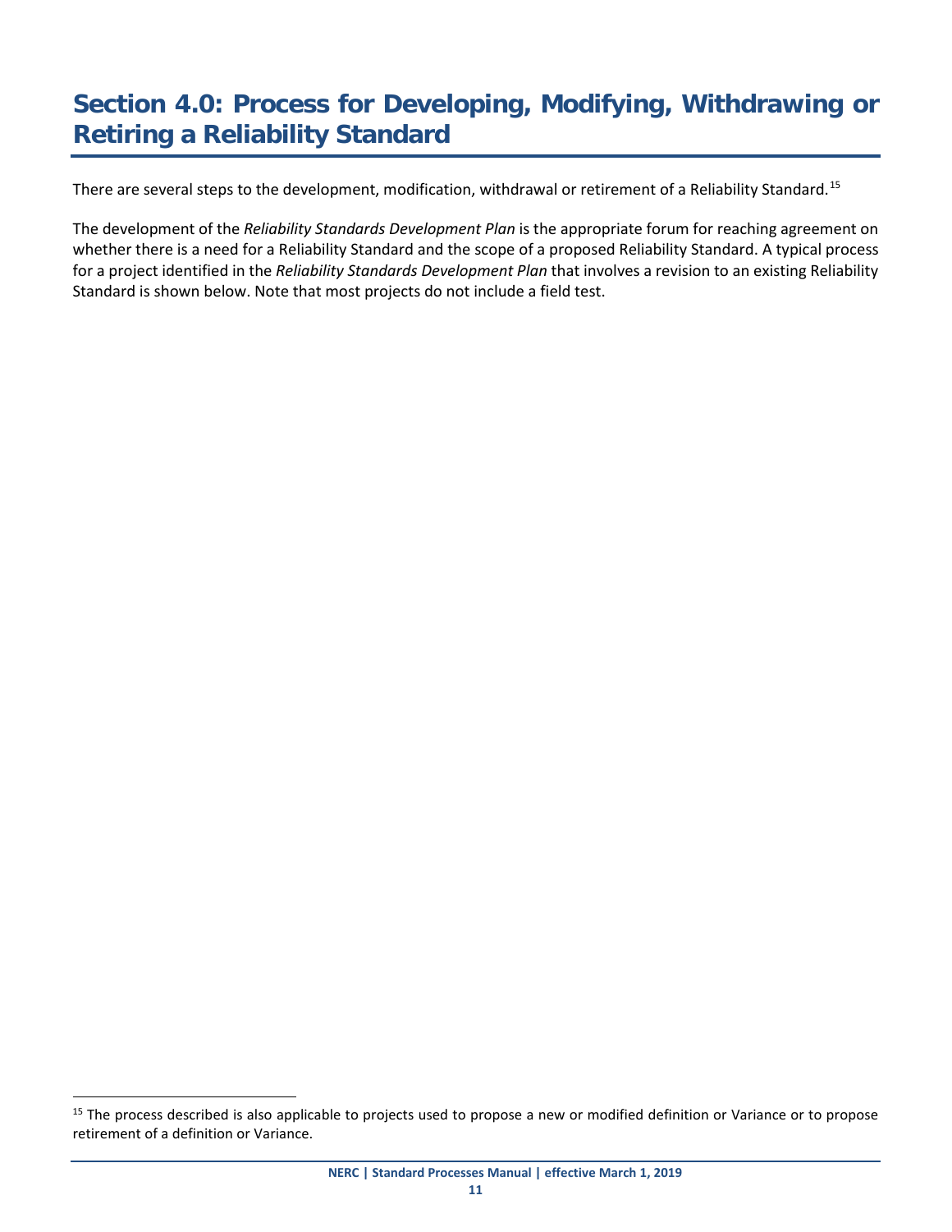# Section 4.0: Process for Developing, Modifying, Withdrawing or Retiring a Reliability Standard

There are several steps to the development, modification, withdrawal or retirement of a Reliability Standard.[15]

The development of the *Reliability Standards Development Plan* is the appropriate forum for reaching agreement on whether there is a need for a Reliability Standard and the scope of a proposed Reliability Standard. A typical process for a project identified in the *Reliability Standards Development Plan* that involves a revision to an existing Reliability Standard is shown below. Note that most projects do not include a field test.

[15] The process described is also applicable to projects used to propose a new or modified definition or Variance or to propose retirement of a definition or Variance.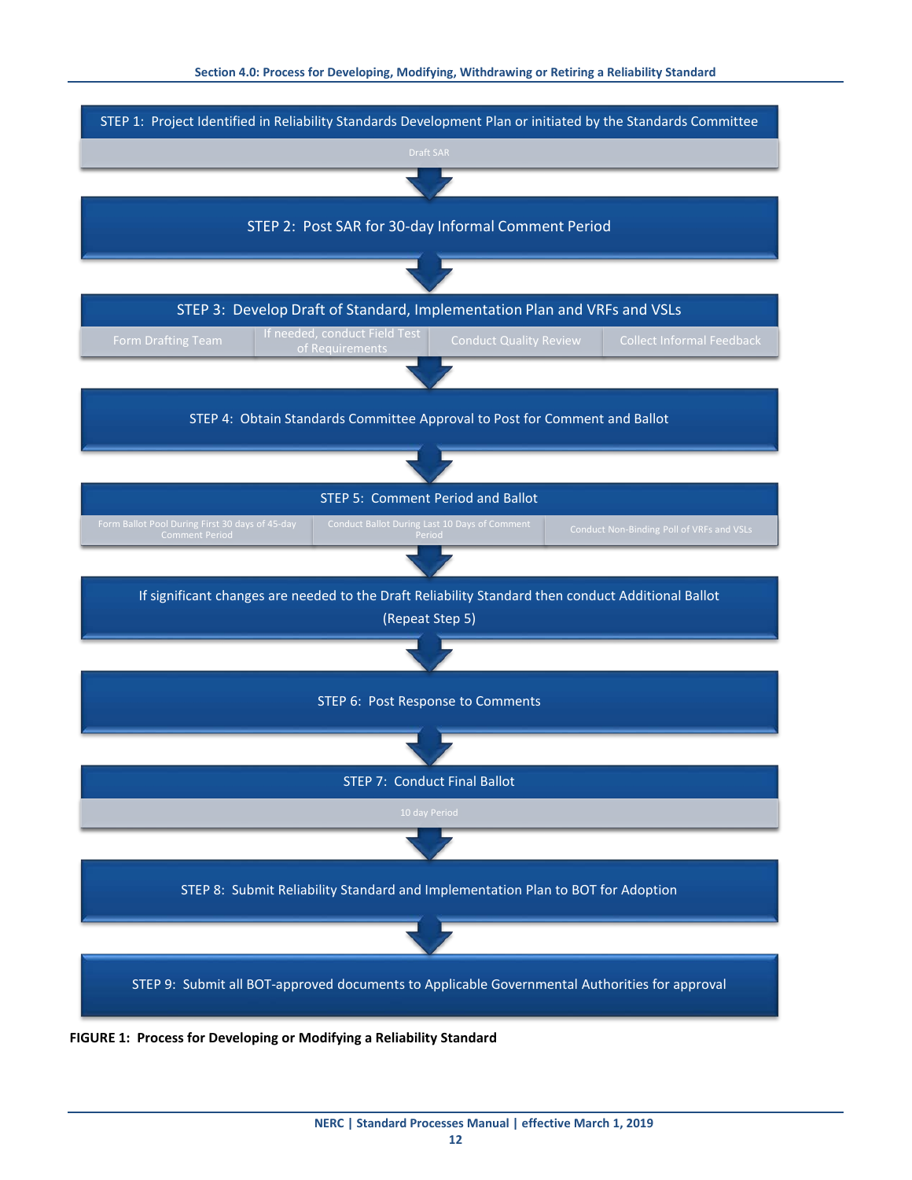STEP 1: Project Identified in Reliability Standards Development Plan or initiated by the Standards Committee

Draft SAR

STEP 2: Post SAR for 30-day Informal Comment Period

STEP 3: Develop Draft of Standard, Implementation Plan and VRFs and VSLs

- Form Drafting Team
- If needed, conduct Field Test of Requirements
- Conduct Quality Review
- Collect Informal Feedback

STEP 4: Obtain Standards Committee Approval to Post for Comment and Ballot

STEP 5: Comment Period and Ballot

- Form Ballot Pool During First 30 days of 45-day Comment Period
- Conduct Ballot During Last 10 Days of Comment Period
- Conduct Non-Binding Poll of VRFs and VSLs

If significant changes are needed to the Draft Reliability Standard then conduct Additional Ballot (Repeat Step 5)

STEP 6: Post Response to Comments

STEP 7: Conduct Final Ballot

10 day Period

STEP 8: Submit Reliability Standard and Implementation Plan to BOT for Adoption

STEP 9: Submit all BOT-approved documents to Applicable Governmental Authorities for approval

**FIGURE 1: Process for Developing or Modifying a Reliability Standard**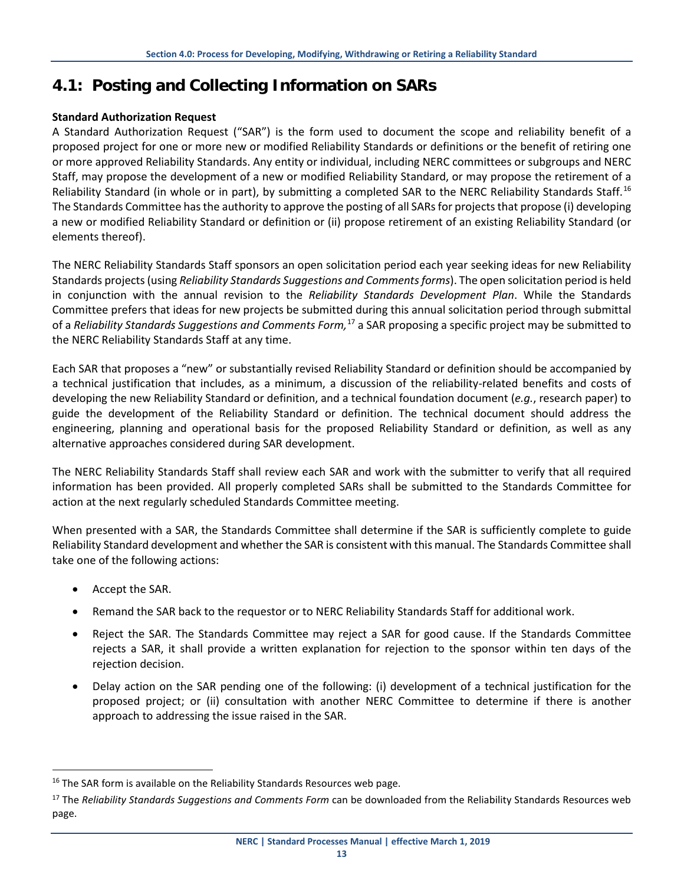# 4.1: Posting and Collecting Information on SARs

**Standard Authorization Request**

A Standard Authorization Request ("SAR") is the form used to document the scope and reliability benefit of a proposed project for one or more new or modified Reliability Standards or definitions or the benefit of retiring one or more approved Reliability Standards. Any entity or individual, including NERC committees or subgroups and NERC Staff, may propose the development of a new or modified Reliability Standard, or may propose the retirement of a Reliability Standard (in whole or in part), by submitting a completed SAR to the NERC Reliability Standards Staff.[16] The Standards Committee has the authority to approve the posting of all SARs for projects that propose (i) developing a new or modified Reliability Standard or definition or (ii) propose retirement of an existing Reliability Standard (or elements thereof).

The NERC Reliability Standards Staff sponsors an open solicitation period each year seeking ideas for new Reliability Standards projects (using *Reliability Standards Suggestions and Comments forms*). The open solicitation period is held in conjunction with the annual revision to the *Reliability Standards Development Plan*. While the Standards Committee prefers that ideas for new projects be submitted during this annual solicitation period through submittal of a *Reliability Standards Suggestions and Comments Form,*[17] a SAR proposing a specific project may be submitted to the NERC Reliability Standards Staff at any time.

Each SAR that proposes a "new" or substantially revised Reliability Standard or definition should be accompanied by a technical justification that includes, as a minimum, a discussion of the reliability-related benefits and costs of developing the new Reliability Standard or definition, and a technical foundation document (*e.g.*, research paper) to guide the development of the Reliability Standard or definition. The technical document should address the engineering, planning and operational basis for the proposed Reliability Standard or definition, as well as any alternative approaches considered during SAR development.

The NERC Reliability Standards Staff shall review each SAR and work with the submitter to verify that all required information has been provided. All properly completed SARs shall be submitted to the Standards Committee for action at the next regularly scheduled Standards Committee meeting.

When presented with a SAR, the Standards Committee shall determine if the SAR is sufficiently complete to guide Reliability Standard development and whether the SAR is consistent with this manual. The Standards Committee shall take one of the following actions:

- Accept the SAR.
- Remand the SAR back to the requestor or to NERC Reliability Standards Staff for additional work.
- Reject the SAR. The Standards Committee may reject a SAR for good cause. If the Standards Committee rejects a SAR, it shall provide a written explanation for rejection to the sponsor within ten days of the rejection decision.
- Delay action on the SAR pending one of the following: (i) development of a technical justification for the proposed project; or (ii) consultation with another NERC Committee to determine if there is another approach to addressing the issue raised in the SAR.

---

[16] The SAR form is available on the Reliability Standards Resources web page.

[17] The *Reliability Standards Suggestions and Comments Form* can be downloaded from the Reliability Standards Resources web page.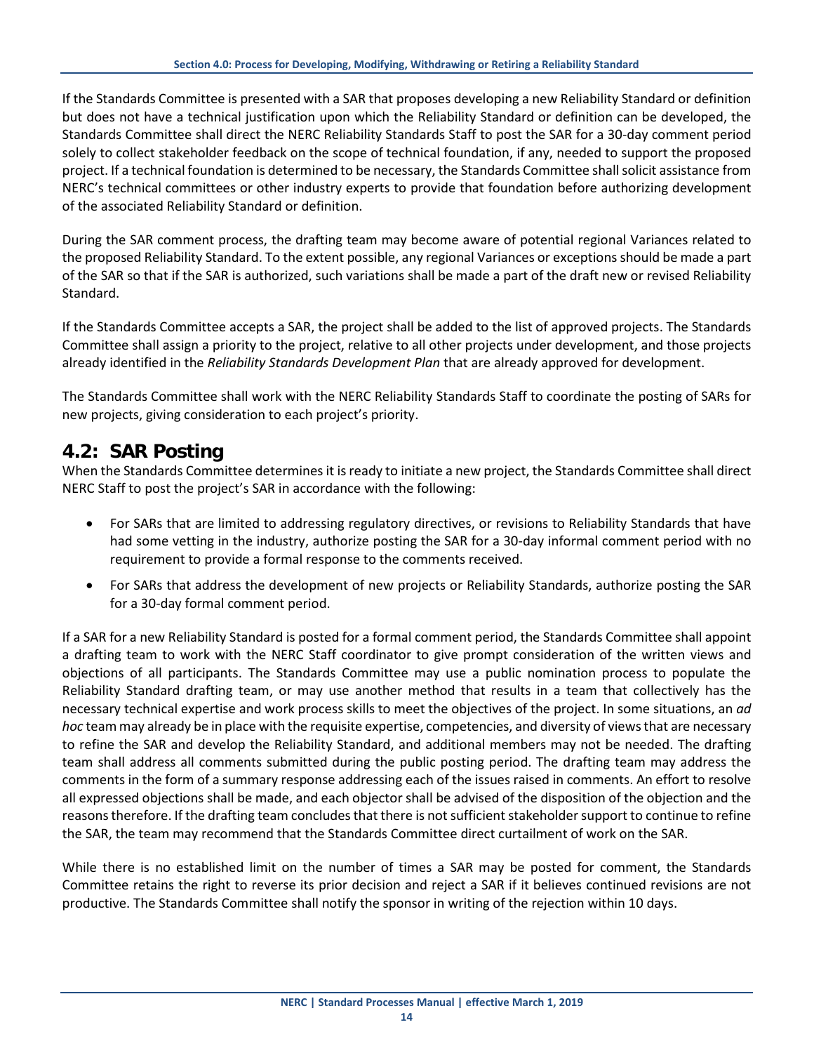If the Standards Committee is presented with a SAR that proposes developing a new Reliability Standard or definition but does not have a technical justification upon which the Reliability Standard or definition can be developed, the Standards Committee shall direct the NERC Reliability Standards Staff to post the SAR for a 30-day comment period solely to collect stakeholder feedback on the scope of technical foundation, if any, needed to support the proposed project. If a technical foundation is determined to be necessary, the Standards Committee shall solicit assistance from NERC's technical committees or other industry experts to provide that foundation before authorizing development of the associated Reliability Standard or definition.

During the SAR comment process, the drafting team may become aware of potential regional Variances related to the proposed Reliability Standard. To the extent possible, any regional Variances or exceptions should be made a part of the SAR so that if the SAR is authorized, such variations shall be made a part of the draft new or revised Reliability Standard.

If the Standards Committee accepts a SAR, the project shall be added to the list of approved projects. The Standards Committee shall assign a priority to the project, relative to all other projects under development, and those projects already identified in the *Reliability Standards Development Plan* that are already approved for development.

The Standards Committee shall work with the NERC Reliability Standards Staff to coordinate the posting of SARs for new projects, giving consideration to each project's priority.

## 4.2: SAR Posting

When the Standards Committee determines it is ready to initiate a new project, the Standards Committee shall direct NERC Staff to post the project's SAR in accordance with the following:

- For SARs that are limited to addressing regulatory directives, or revisions to Reliability Standards that have had some vetting in the industry, authorize posting the SAR for a 30-day informal comment period with no requirement to provide a formal response to the comments received.
- For SARs that address the development of new projects or Reliability Standards, authorize posting the SAR for a 30-day formal comment period.

If a SAR for a new Reliability Standard is posted for a formal comment period, the Standards Committee shall appoint a drafting team to work with the NERC Staff coordinator to give prompt consideration of the written views and objections of all participants. The Standards Committee may use a public nomination process to populate the Reliability Standard drafting team, or may use another method that results in a team that collectively has the necessary technical expertise and work process skills to meet the objectives of the project. In some situations, an *ad hoc* team may already be in place with the requisite expertise, competencies, and diversity of views that are necessary to refine the SAR and develop the Reliability Standard, and additional members may not be needed. The drafting team shall address all comments submitted during the public posting period. The drafting team may address the comments in the form of a summary response addressing each of the issues raised in comments. An effort to resolve all expressed objections shall be made, and each objector shall be advised of the disposition of the objection and the reasons therefore. If the drafting team concludes that there is not sufficient stakeholder support to continue to refine the SAR, the team may recommend that the Standards Committee direct curtailment of work on the SAR.

While there is no established limit on the number of times a SAR may be posted for comment, the Standards Committee retains the right to reverse its prior decision and reject a SAR if it believes continued revisions are not productive. The Standards Committee shall notify the sponsor in writing of the rejection within 10 days.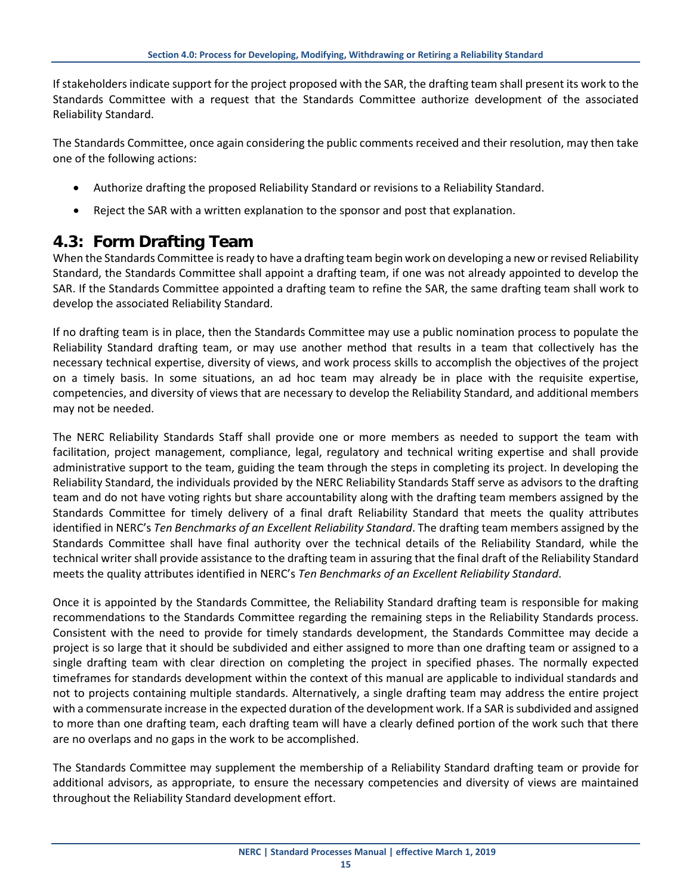If stakeholders indicate support for the project proposed with the SAR, the drafting team shall present its work to the Standards Committee with a request that the Standards Committee authorize development of the associated Reliability Standard.

The Standards Committee, once again considering the public comments received and their resolution, may then take one of the following actions:

- Authorize drafting the proposed Reliability Standard or revisions to a Reliability Standard.
- Reject the SAR with a written explanation to the sponsor and post that explanation.

## 4.3: Form Drafting Team

When the Standards Committee is ready to have a drafting team begin work on developing a new or revised Reliability Standard, the Standards Committee shall appoint a drafting team, if one was not already appointed to develop the SAR. If the Standards Committee appointed a drafting team to refine the SAR, the same drafting team shall work to develop the associated Reliability Standard.

If no drafting team is in place, then the Standards Committee may use a public nomination process to populate the Reliability Standard drafting team, or may use another method that results in a team that collectively has the necessary technical expertise, diversity of views, and work process skills to accomplish the objectives of the project on a timely basis. In some situations, an ad hoc team may already be in place with the requisite expertise, competencies, and diversity of views that are necessary to develop the Reliability Standard, and additional members may not be needed.

The NERC Reliability Standards Staff shall provide one or more members as needed to support the team with facilitation, project management, compliance, legal, regulatory and technical writing expertise and shall provide administrative support to the team, guiding the team through the steps in completing its project. In developing the Reliability Standard, the individuals provided by the NERC Reliability Standards Staff serve as advisors to the drafting team and do not have voting rights but share accountability along with the drafting team members assigned by the Standards Committee for timely delivery of a final draft Reliability Standard that meets the quality attributes identified in NERC's *Ten Benchmarks of an Excellent Reliability Standard*. The drafting team members assigned by the Standards Committee shall have final authority over the technical details of the Reliability Standard, while the technical writer shall provide assistance to the drafting team in assuring that the final draft of the Reliability Standard meets the quality attributes identified in NERC's *Ten Benchmarks of an Excellent Reliability Standard*.

Once it is appointed by the Standards Committee, the Reliability Standard drafting team is responsible for making recommendations to the Standards Committee regarding the remaining steps in the Reliability Standards process. Consistent with the need to provide for timely standards development, the Standards Committee may decide a project is so large that it should be subdivided and either assigned to more than one drafting team or assigned to a single drafting team with clear direction on completing the project in specified phases. The normally expected timeframes for standards development within the context of this manual are applicable to individual standards and not to projects containing multiple standards. Alternatively, a single drafting team may address the entire project with a commensurate increase in the expected duration of the development work. If a SAR is subdivided and assigned to more than one drafting team, each drafting team will have a clearly defined portion of the work such that there are no overlaps and no gaps in the work to be accomplished.

The Standards Committee may supplement the membership of a Reliability Standard drafting team or provide for additional advisors, as appropriate, to ensure the necessary competencies and diversity of views are maintained throughout the Reliability Standard development effort.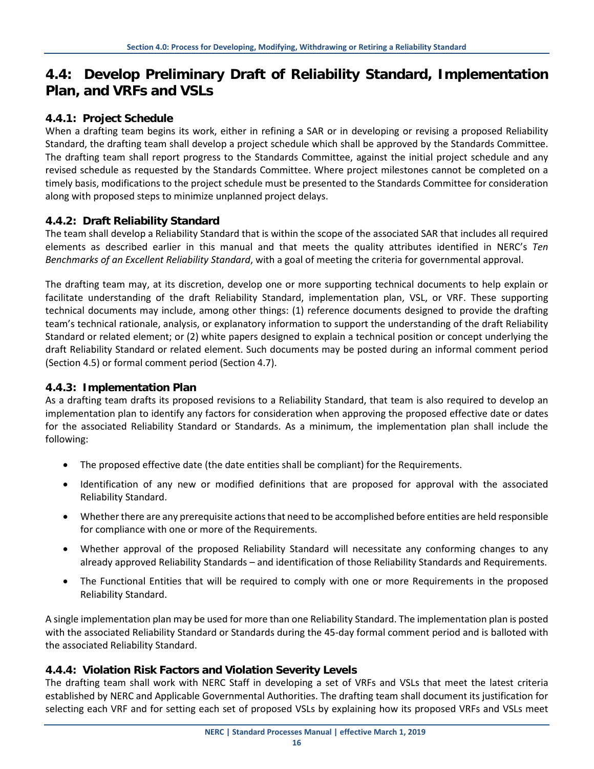# 4.4: Develop Preliminary Draft of Reliability Standard, Implementation Plan, and VRFs and VSLs

## 4.4.1: Project Schedule

When a drafting team begins its work, either in refining a SAR or in developing or revising a proposed Reliability Standard, the drafting team shall develop a project schedule which shall be approved by the Standards Committee. The drafting team shall report progress to the Standards Committee, against the initial project schedule and any revised schedule as requested by the Standards Committee. Where project milestones cannot be completed on a timely basis, modifications to the project schedule must be presented to the Standards Committee for consideration along with proposed steps to minimize unplanned project delays.

## 4.4.2: Draft Reliability Standard

The team shall develop a Reliability Standard that is within the scope of the associated SAR that includes all required elements as described earlier in this manual and that meets the quality attributes identified in NERC's *Ten Benchmarks of an Excellent Reliability Standard*, with a goal of meeting the criteria for governmental approval.

The drafting team may, at its discretion, develop one or more supporting technical documents to help explain or facilitate understanding of the draft Reliability Standard, implementation plan, VSL, or VRF. These supporting technical documents may include, among other things: (1) reference documents designed to provide the drafting team's technical rationale, analysis, or explanatory information to support the understanding of the draft Reliability Standard or related element; or (2) white papers designed to explain a technical position or concept underlying the draft Reliability Standard or related element. Such documents may be posted during an informal comment period (Section 4.5) or formal comment period (Section 4.7).

## 4.4.3: Implementation Plan

As a drafting team drafts its proposed revisions to a Reliability Standard, that team is also required to develop an implementation plan to identify any factors for consideration when approving the proposed effective date or dates for the associated Reliability Standard or Standards. As a minimum, the implementation plan shall include the following:

- The proposed effective date (the date entities shall be compliant) for the Requirements.
- Identification of any new or modified definitions that are proposed for approval with the associated Reliability Standard.
- Whether there are any prerequisite actions that need to be accomplished before entities are held responsible for compliance with one or more of the Requirements.
- Whether approval of the proposed Reliability Standard will necessitate any conforming changes to any already approved Reliability Standards – and identification of those Reliability Standards and Requirements.
- The Functional Entities that will be required to comply with one or more Requirements in the proposed Reliability Standard.

A single implementation plan may be used for more than one Reliability Standard. The implementation plan is posted with the associated Reliability Standard or Standards during the 45-day formal comment period and is balloted with the associated Reliability Standard.

## 4.4.4: Violation Risk Factors and Violation Severity Levels

The drafting team shall work with NERC Staff in developing a set of VRFs and VSLs that meet the latest criteria established by NERC and Applicable Governmental Authorities. The drafting team shall document its justification for selecting each VRF and for setting each set of proposed VSLs by explaining how its proposed VRFs and VSLs meet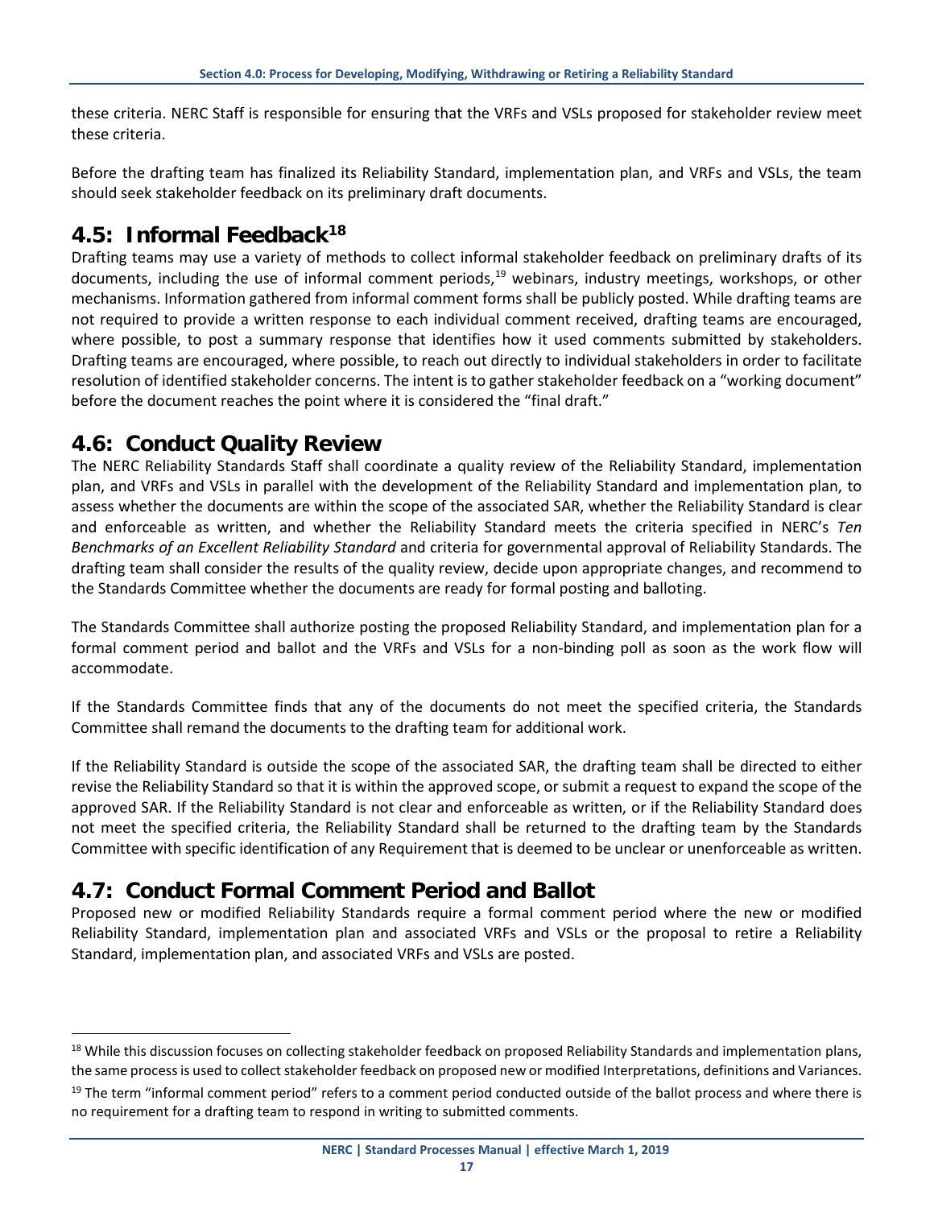these criteria. NERC Staff is responsible for ensuring that the VRFs and VSLs proposed for stakeholder review meet these criteria.

Before the drafting team has finalized its Reliability Standard, implementation plan, and VRFs and VSLs, the team should seek stakeholder feedback on its preliminary draft documents.

## 4.5: Informal Feedback[18]

Drafting teams may use a variety of methods to collect informal stakeholder feedback on preliminary drafts of its documents, including the use of informal comment periods,[19] webinars, industry meetings, workshops, or other mechanisms. Information gathered from informal comment forms shall be publicly posted. While drafting teams are not required to provide a written response to each individual comment received, drafting teams are encouraged, where possible, to post a summary response that identifies how it used comments submitted by stakeholders. Drafting teams are encouraged, where possible, to reach out directly to individual stakeholders in order to facilitate resolution of identified stakeholder concerns. The intent is to gather stakeholder feedback on a "working document" before the document reaches the point where it is considered the "final draft."

## 4.6: Conduct Quality Review

The NERC Reliability Standards Staff shall coordinate a quality review of the Reliability Standard, implementation plan, and VRFs and VSLs in parallel with the development of the Reliability Standard and implementation plan, to assess whether the documents are within the scope of the associated SAR, whether the Reliability Standard is clear and enforceable as written, and whether the Reliability Standard meets the criteria specified in NERC's *Ten Benchmarks of an Excellent Reliability Standard* and criteria for governmental approval of Reliability Standards. The drafting team shall consider the results of the quality review, decide upon appropriate changes, and recommend to the Standards Committee whether the documents are ready for formal posting and balloting.

The Standards Committee shall authorize posting the proposed Reliability Standard, and implementation plan for a formal comment period and ballot and the VRFs and VSLs for a non-binding poll as soon as the work flow will accommodate.

If the Standards Committee finds that any of the documents do not meet the specified criteria, the Standards Committee shall remand the documents to the drafting team for additional work.

If the Reliability Standard is outside the scope of the associated SAR, the drafting team shall be directed to either revise the Reliability Standard so that it is within the approved scope, or submit a request to expand the scope of the approved SAR. If the Reliability Standard is not clear and enforceable as written, or if the Reliability Standard does not meet the specified criteria, the Reliability Standard shall be returned to the drafting team by the Standards Committee with specific identification of any Requirement that is deemed to be unclear or unenforceable as written.

## 4.7: Conduct Formal Comment Period and Ballot

Proposed new or modified Reliability Standards require a formal comment period where the new or modified Reliability Standard, implementation plan and associated VRFs and VSLs or the proposal to retire a Reliability Standard, implementation plan, and associated VRFs and VSLs are posted.

---

[18] While this discussion focuses on collecting stakeholder feedback on proposed Reliability Standards and implementation plans, the same process is used to collect stakeholder feedback on proposed new or modified Interpretations, definitions and Variances.

[19] The term "informal comment period" refers to a comment period conducted outside of the ballot process and where there is no requirement for a drafting team to respond in writing to submitted comments.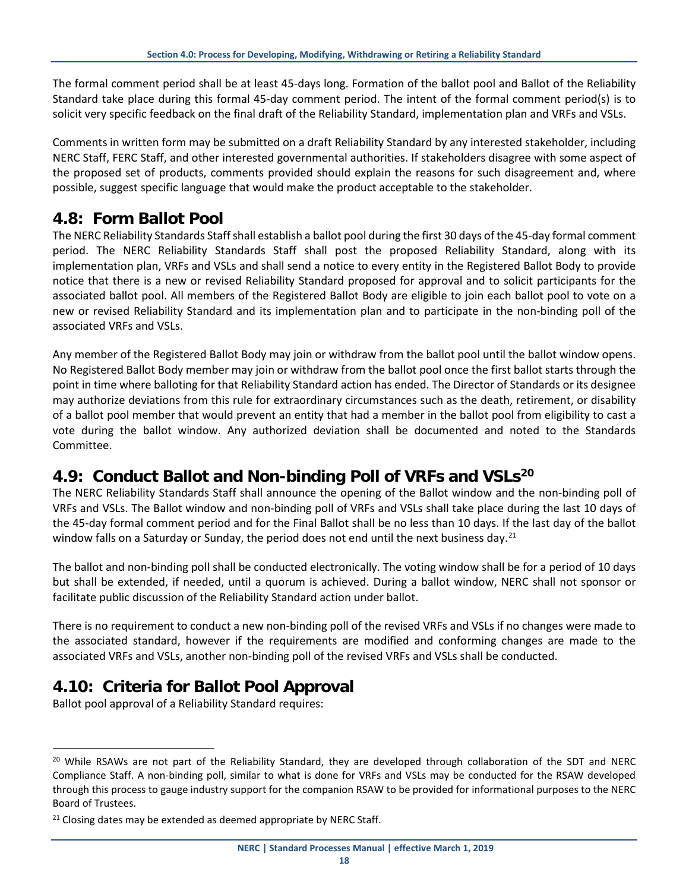The formal comment period shall be at least 45-days long. Formation of the ballot pool and Ballot of the Reliability Standard take place during this formal 45-day comment period. The intent of the formal comment period(s) is to solicit very specific feedback on the final draft of the Reliability Standard, implementation plan and VRFs and VSLs.

Comments in written form may be submitted on a draft Reliability Standard by any interested stakeholder, including NERC Staff, FERC Staff, and other interested governmental authorities. If stakeholders disagree with some aspect of the proposed set of products, comments provided should explain the reasons for such disagreement and, where possible, suggest specific language that would make the product acceptable to the stakeholder.

## 4.8: Form Ballot Pool

The NERC Reliability Standards Staff shall establish a ballot pool during the first 30 days of the 45-day formal comment period. The NERC Reliability Standards Staff shall post the proposed Reliability Standard, along with its implementation plan, VRFs and VSLs and shall send a notice to every entity in the Registered Ballot Body to provide notice that there is a new or revised Reliability Standard proposed for approval and to solicit participants for the associated ballot pool. All members of the Registered Ballot Body are eligible to join each ballot pool to vote on a new or revised Reliability Standard and its implementation plan and to participate in the non-binding poll of the associated VRFs and VSLs.

Any member of the Registered Ballot Body may join or withdraw from the ballot pool until the ballot window opens. No Registered Ballot Body member may join or withdraw from the ballot pool once the first ballot starts through the point in time where balloting for that Reliability Standard action has ended. The Director of Standards or its designee may authorize deviations from this rule for extraordinary circumstances such as the death, retirement, or disability of a ballot pool member that would prevent an entity that had a member in the ballot pool from eligibility to cast a vote during the ballot window. Any authorized deviation shall be documented and noted to the Standards Committee.

## 4.9: Conduct Ballot and Non-binding Poll of VRFs and VSLs[20]

The NERC Reliability Standards Staff shall announce the opening of the Ballot window and the non-binding poll of VRFs and VSLs. The Ballot window and non-binding poll of VRFs and VSLs shall take place during the last 10 days of the 45-day formal comment period and for the Final Ballot shall be no less than 10 days. If the last day of the ballot window falls on a Saturday or Sunday, the period does not end until the next business day.[21]

The ballot and non-binding poll shall be conducted electronically. The voting window shall be for a period of 10 days but shall be extended, if needed, until a quorum is achieved. During a ballot window, NERC shall not sponsor or facilitate public discussion of the Reliability Standard action under ballot.

There is no requirement to conduct a new non-binding poll of the revised VRFs and VSLs if no changes were made to the associated standard, however if the requirements are modified and conforming changes are made to the associated VRFs and VSLs, another non-binding poll of the revised VRFs and VSLs shall be conducted.

## 4.10: Criteria for Ballot Pool Approval

Ballot pool approval of a Reliability Standard requires:

---

[20] While RSAWs are not part of the Reliability Standard, they are developed through collaboration of the SDT and NERC Compliance Staff. A non-binding poll, similar to what is done for VRFs and VSLs may be conducted for the RSAW developed through this process to gauge industry support for the companion RSAW to be provided for informational purposes to the NERC Board of Trustees.

[21] Closing dates may be extended as deemed appropriate by NERC Staff.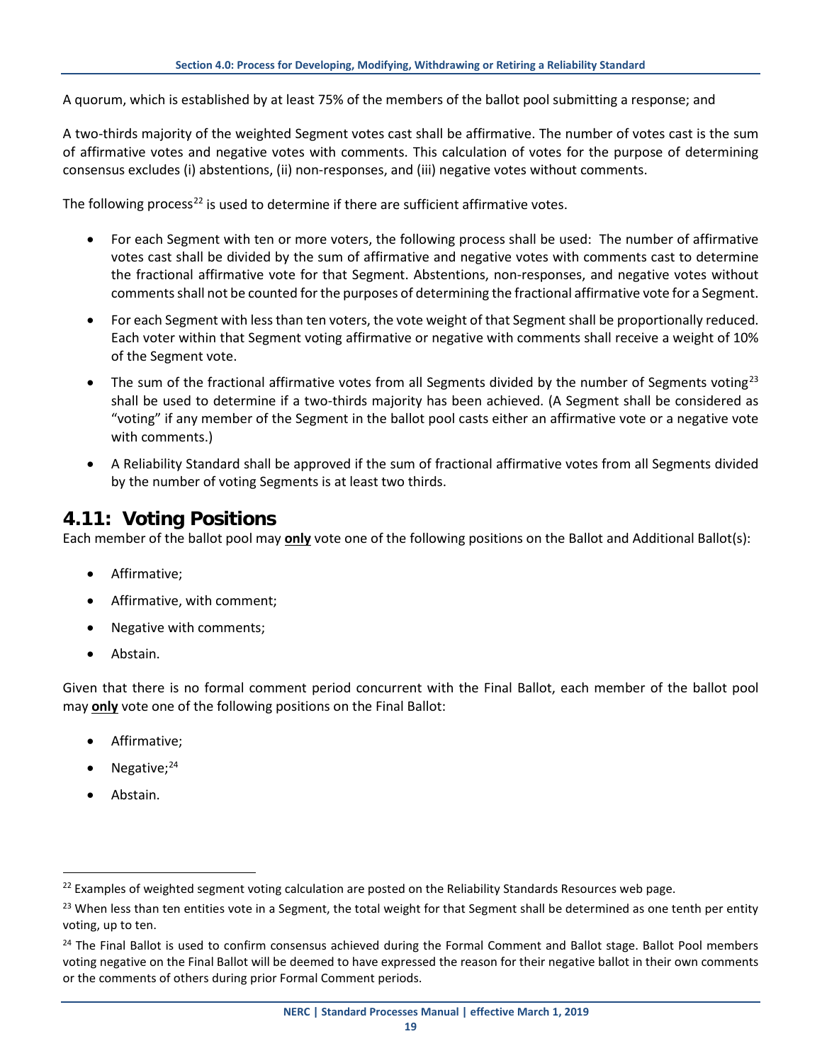A quorum, which is established by at least 75% of the members of the ballot pool submitting a response; and

A two-thirds majority of the weighted Segment votes cast shall be affirmative. The number of votes cast is the sum of affirmative votes and negative votes with comments. This calculation of votes for the purpose of determining consensus excludes (i) abstentions, (ii) non-responses, and (iii) negative votes without comments.

The following process[22] is used to determine if there are sufficient affirmative votes.

- For each Segment with ten or more voters, the following process shall be used: The number of affirmative votes cast shall be divided by the sum of affirmative and negative votes with comments cast to determine the fractional affirmative vote for that Segment. Abstentions, non-responses, and negative votes without comments shall not be counted for the purposes of determining the fractional affirmative vote for a Segment.
- For each Segment with less than ten voters, the vote weight of that Segment shall be proportionally reduced. Each voter within that Segment voting affirmative or negative with comments shall receive a weight of 10% of the Segment vote.
- The sum of the fractional affirmative votes from all Segments divided by the number of Segments voting[23] shall be used to determine if a two-thirds majority has been achieved. (A Segment shall be considered as "voting" if any member of the Segment in the ballot pool casts either an affirmative vote or a negative vote with comments.)
- A Reliability Standard shall be approved if the sum of fractional affirmative votes from all Segments divided by the number of voting Segments is at least two thirds.

## 4.11: Voting Positions

Each member of the ballot pool may **only** vote one of the following positions on the Ballot and Additional Ballot(s):

- Affirmative;
- Affirmative, with comment;
- Negative with comments;
- Abstain.

Given that there is no formal comment period concurrent with the Final Ballot, each member of the ballot pool may **only** vote one of the following positions on the Final Ballot:

- Affirmative;
- Negative;[24]
- Abstain.

---

[22] Examples of weighted segment voting calculation are posted on the Reliability Standards Resources web page.

[23] When less than ten entities vote in a Segment, the total weight for that Segment shall be determined as one tenth per entity voting, up to ten.

[24] The Final Ballot is used to confirm consensus achieved during the Formal Comment and Ballot stage. Ballot Pool members voting negative on the Final Ballot will be deemed to have expressed the reason for their negative ballot in their own comments or the comments of others during prior Formal Comment periods.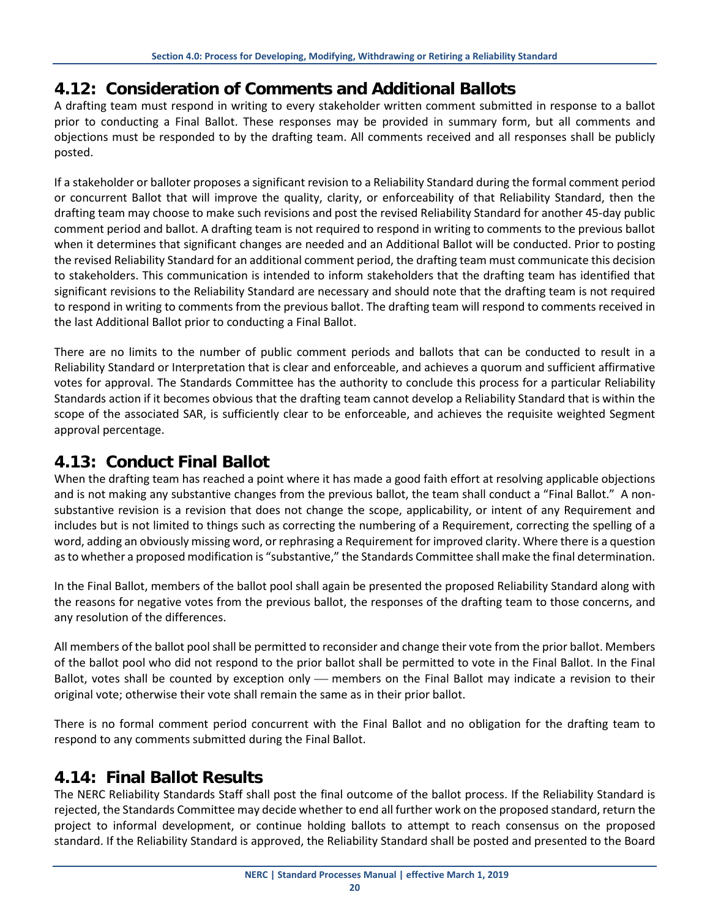## 4.12: Consideration of Comments and Additional Ballots

A drafting team must respond in writing to every stakeholder written comment submitted in response to a ballot prior to conducting a Final Ballot. These responses may be provided in summary form, but all comments and objections must be responded to by the drafting team. All comments received and all responses shall be publicly posted.

If a stakeholder or balloter proposes a significant revision to a Reliability Standard during the formal comment period or concurrent Ballot that will improve the quality, clarity, or enforceability of that Reliability Standard, then the drafting team may choose to make such revisions and post the revised Reliability Standard for another 45-day public comment period and ballot. A drafting team is not required to respond in writing to comments to the previous ballot when it determines that significant changes are needed and an Additional Ballot will be conducted. Prior to posting the revised Reliability Standard for an additional comment period, the drafting team must communicate this decision to stakeholders. This communication is intended to inform stakeholders that the drafting team has identified that significant revisions to the Reliability Standard are necessary and should note that the drafting team is not required to respond in writing to comments from the previous ballot. The drafting team will respond to comments received in the last Additional Ballot prior to conducting a Final Ballot.

There are no limits to the number of public comment periods and ballots that can be conducted to result in a Reliability Standard or Interpretation that is clear and enforceable, and achieves a quorum and sufficient affirmative votes for approval. The Standards Committee has the authority to conclude this process for a particular Reliability Standards action if it becomes obvious that the drafting team cannot develop a Reliability Standard that is within the scope of the associated SAR, is sufficiently clear to be enforceable, and achieves the requisite weighted Segment approval percentage.

## 4.13: Conduct Final Ballot

When the drafting team has reached a point where it has made a good faith effort at resolving applicable objections and is not making any substantive changes from the previous ballot, the team shall conduct a "Final Ballot." A non-substantive revision is a revision that does not change the scope, applicability, or intent of any Requirement and includes but is not limited to things such as correcting the numbering of a Requirement, correcting the spelling of a word, adding an obviously missing word, or rephrasing a Requirement for improved clarity. Where there is a question as to whether a proposed modification is "substantive," the Standards Committee shall make the final determination.

In the Final Ballot, members of the ballot pool shall again be presented the proposed Reliability Standard along with the reasons for negative votes from the previous ballot, the responses of the drafting team to those concerns, and any resolution of the differences.

All members of the ballot pool shall be permitted to reconsider and change their vote from the prior ballot. Members of the ballot pool who did not respond to the prior ballot shall be permitted to vote in the Final Ballot. In the Final Ballot, votes shall be counted by exception only — members on the Final Ballot may indicate a revision to their original vote; otherwise their vote shall remain the same as in their prior ballot.

There is no formal comment period concurrent with the Final Ballot and no obligation for the drafting team to respond to any comments submitted during the Final Ballot.

## 4.14: Final Ballot Results

The NERC Reliability Standards Staff shall post the final outcome of the ballot process. If the Reliability Standard is rejected, the Standards Committee may decide whether to end all further work on the proposed standard, return the project to informal development, or continue holding ballots to attempt to reach consensus on the proposed standard. If the Reliability Standard is approved, the Reliability Standard shall be posted and presented to the Board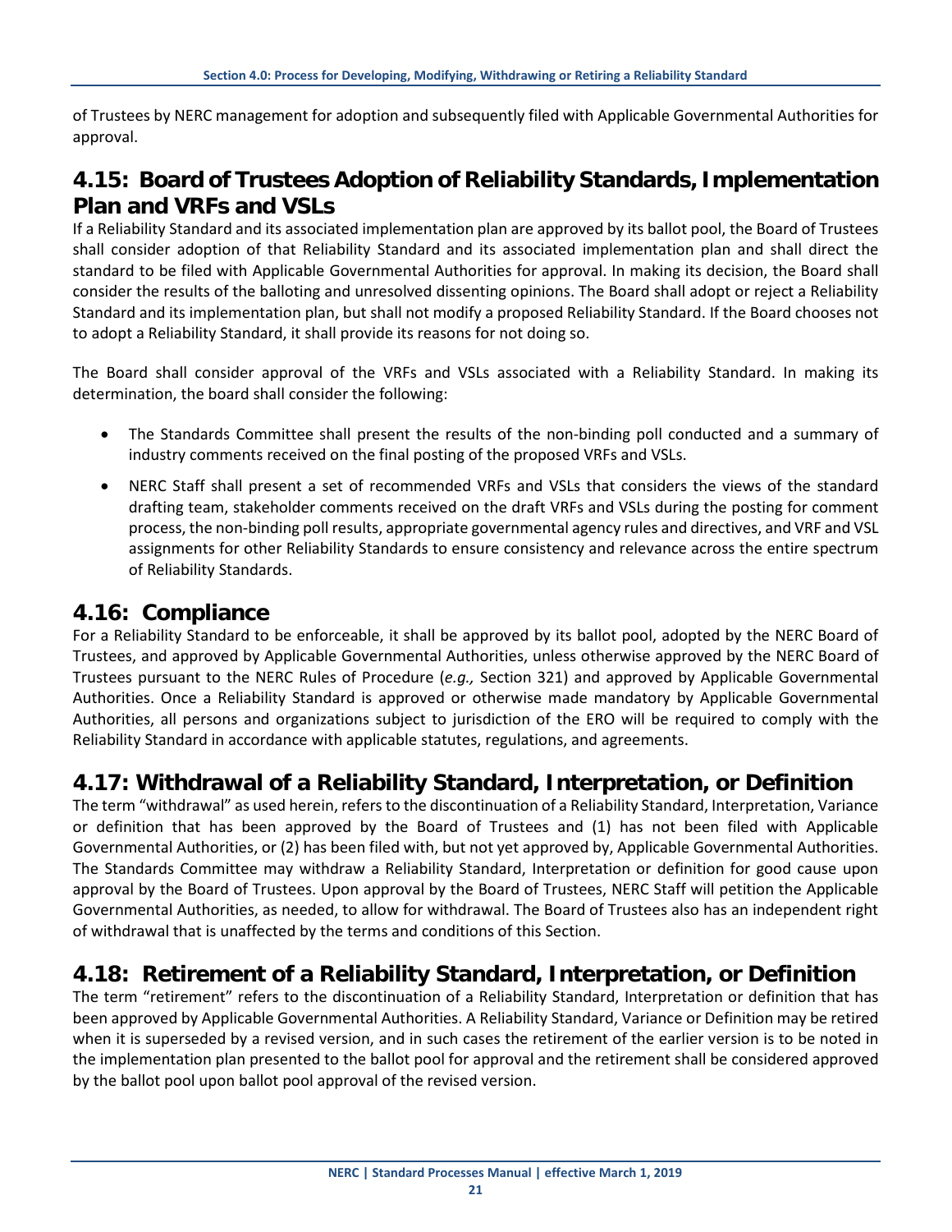of Trustees by NERC management for adoption and subsequently filed with Applicable Governmental Authorities for approval.

## 4.15: Board of Trustees Adoption of Reliability Standards, Implementation Plan and VRFs and VSLs

If a Reliability Standard and its associated implementation plan are approved by its ballot pool, the Board of Trustees shall consider adoption of that Reliability Standard and its associated implementation plan and shall direct the standard to be filed with Applicable Governmental Authorities for approval. In making its decision, the Board shall consider the results of the balloting and unresolved dissenting opinions. The Board shall adopt or reject a Reliability Standard and its implementation plan, but shall not modify a proposed Reliability Standard. If the Board chooses not to adopt a Reliability Standard, it shall provide its reasons for not doing so.

The Board shall consider approval of the VRFs and VSLs associated with a Reliability Standard. In making its determination, the board shall consider the following:

- The Standards Committee shall present the results of the non-binding poll conducted and a summary of industry comments received on the final posting of the proposed VRFs and VSLs.
- NERC Staff shall present a set of recommended VRFs and VSLs that considers the views of the standard drafting team, stakeholder comments received on the draft VRFs and VSLs during the posting for comment process, the non-binding poll results, appropriate governmental agency rules and directives, and VRF and VSL assignments for other Reliability Standards to ensure consistency and relevance across the entire spectrum of Reliability Standards.

## 4.16: Compliance

For a Reliability Standard to be enforceable, it shall be approved by its ballot pool, adopted by the NERC Board of Trustees, and approved by Applicable Governmental Authorities, unless otherwise approved by the NERC Board of Trustees pursuant to the NERC Rules of Procedure (*e.g.,* Section 321) and approved by Applicable Governmental Authorities. Once a Reliability Standard is approved or otherwise made mandatory by Applicable Governmental Authorities, all persons and organizations subject to jurisdiction of the ERO will be required to comply with the Reliability Standard in accordance with applicable statutes, regulations, and agreements.

## 4.17: Withdrawal of a Reliability Standard, Interpretation, or Definition

The term "withdrawal" as used herein, refers to the discontinuation of a Reliability Standard, Interpretation, Variance or definition that has been approved by the Board of Trustees and (1) has not been filed with Applicable Governmental Authorities, or (2) has been filed with, but not yet approved by, Applicable Governmental Authorities. The Standards Committee may withdraw a Reliability Standard, Interpretation or definition for good cause upon approval by the Board of Trustees. Upon approval by the Board of Trustees, NERC Staff will petition the Applicable Governmental Authorities, as needed, to allow for withdrawal. The Board of Trustees also has an independent right of withdrawal that is unaffected by the terms and conditions of this Section.

## 4.18: Retirement of a Reliability Standard, Interpretation, or Definition

The term "retirement" refers to the discontinuation of a Reliability Standard, Interpretation or definition that has been approved by Applicable Governmental Authorities. A Reliability Standard, Variance or Definition may be retired when it is superseded by a revised version, and in such cases the retirement of the earlier version is to be noted in the implementation plan presented to the ballot pool for approval and the retirement shall be considered approved by the ballot pool upon ballot pool approval of the revised version.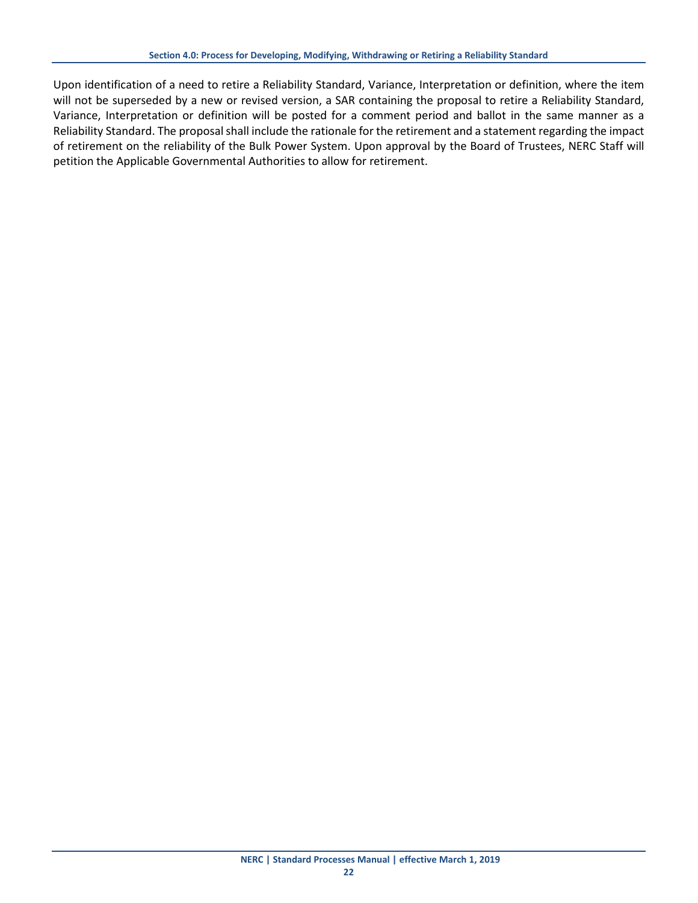Upon identification of a need to retire a Reliability Standard, Variance, Interpretation or definition, where the item will not be superseded by a new or revised version, a SAR containing the proposal to retire a Reliability Standard, Variance, Interpretation or definition will be posted for a comment period and ballot in the same manner as a Reliability Standard. The proposal shall include the rationale for the retirement and a statement regarding the impact of retirement on the reliability of the Bulk Power System. Upon approval by the Board of Trustees, NERC Staff will petition the Applicable Governmental Authorities to allow for retirement.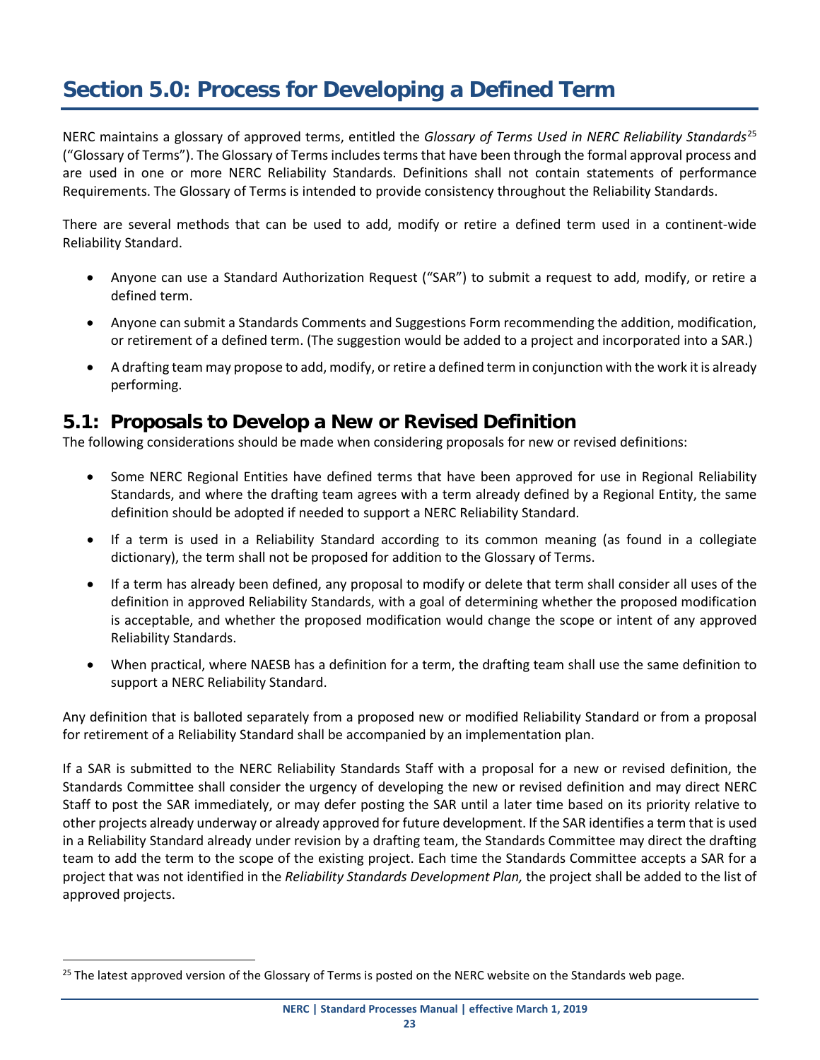# Section 5.0: Process for Developing a Defined Term

NERC maintains a glossary of approved terms, entitled the *Glossary of Terms Used in NERC Reliability Standards*[25] ("Glossary of Terms"). The Glossary of Terms includes terms that have been through the formal approval process and are used in one or more NERC Reliability Standards. Definitions shall not contain statements of performance Requirements. The Glossary of Terms is intended to provide consistency throughout the Reliability Standards.

There are several methods that can be used to add, modify or retire a defined term used in a continent-wide Reliability Standard.

- Anyone can use a Standard Authorization Request ("SAR") to submit a request to add, modify, or retire a defined term.
- Anyone can submit a Standards Comments and Suggestions Form recommending the addition, modification, or retirement of a defined term. (The suggestion would be added to a project and incorporated into a SAR.)
- A drafting team may propose to add, modify, or retire a defined term in conjunction with the work it is already performing.

## 5.1: Proposals to Develop a New or Revised Definition

The following considerations should be made when considering proposals for new or revised definitions:

- Some NERC Regional Entities have defined terms that have been approved for use in Regional Reliability Standards, and where the drafting team agrees with a term already defined by a Regional Entity, the same definition should be adopted if needed to support a NERC Reliability Standard.
- If a term is used in a Reliability Standard according to its common meaning (as found in a collegiate dictionary), the term shall not be proposed for addition to the Glossary of Terms.
- If a term has already been defined, any proposal to modify or delete that term shall consider all uses of the definition in approved Reliability Standards, with a goal of determining whether the proposed modification is acceptable, and whether the proposed modification would change the scope or intent of any approved Reliability Standards.
- When practical, where NAESB has a definition for a term, the drafting team shall use the same definition to support a NERC Reliability Standard.

Any definition that is balloted separately from a proposed new or modified Reliability Standard or from a proposal for retirement of a Reliability Standard shall be accompanied by an implementation plan.

If a SAR is submitted to the NERC Reliability Standards Staff with a proposal for a new or revised definition, the Standards Committee shall consider the urgency of developing the new or revised definition and may direct NERC Staff to post the SAR immediately, or may defer posting the SAR until a later time based on its priority relative to other projects already underway or already approved for future development. If the SAR identifies a term that is used in a Reliability Standard already under revision by a drafting team, the Standards Committee may direct the drafting team to add the term to the scope of the existing project. Each time the Standards Committee accepts a SAR for a project that was not identified in the *Reliability Standards Development Plan,* the project shall be added to the list of approved projects.

---

[25] The latest approved version of the Glossary of Terms is posted on the NERC website on the Standards web page.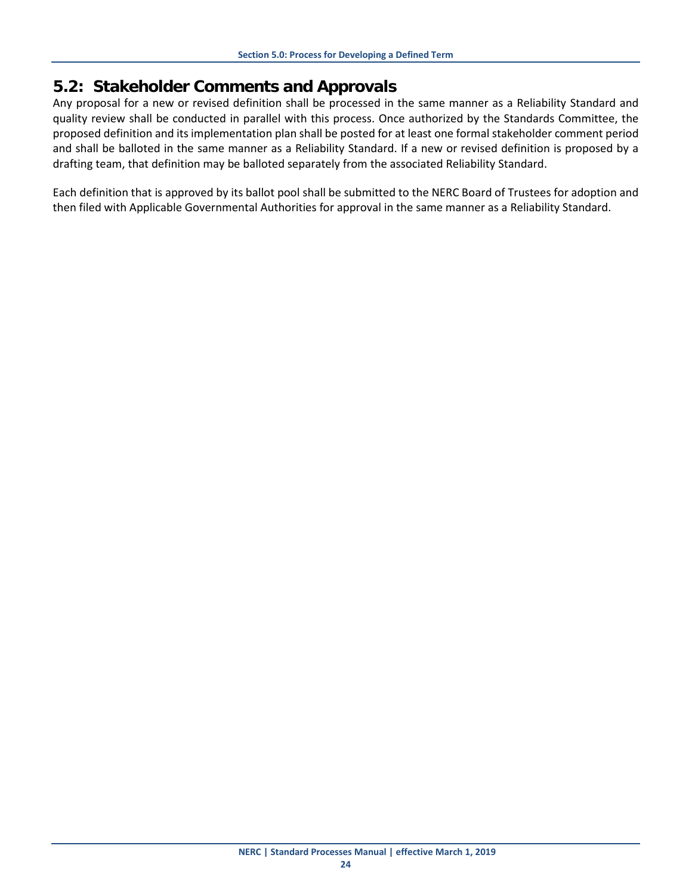## 5.2: Stakeholder Comments and Approvals

Any proposal for a new or revised definition shall be processed in the same manner as a Reliability Standard and quality review shall be conducted in parallel with this process. Once authorized by the Standards Committee, the proposed definition and its implementation plan shall be posted for at least one formal stakeholder comment period and shall be balloted in the same manner as a Reliability Standard. If a new or revised definition is proposed by a drafting team, that definition may be balloted separately from the associated Reliability Standard.

Each definition that is approved by its ballot pool shall be submitted to the NERC Board of Trustees for adoption and then filed with Applicable Governmental Authorities for approval in the same manner as a Reliability Standard.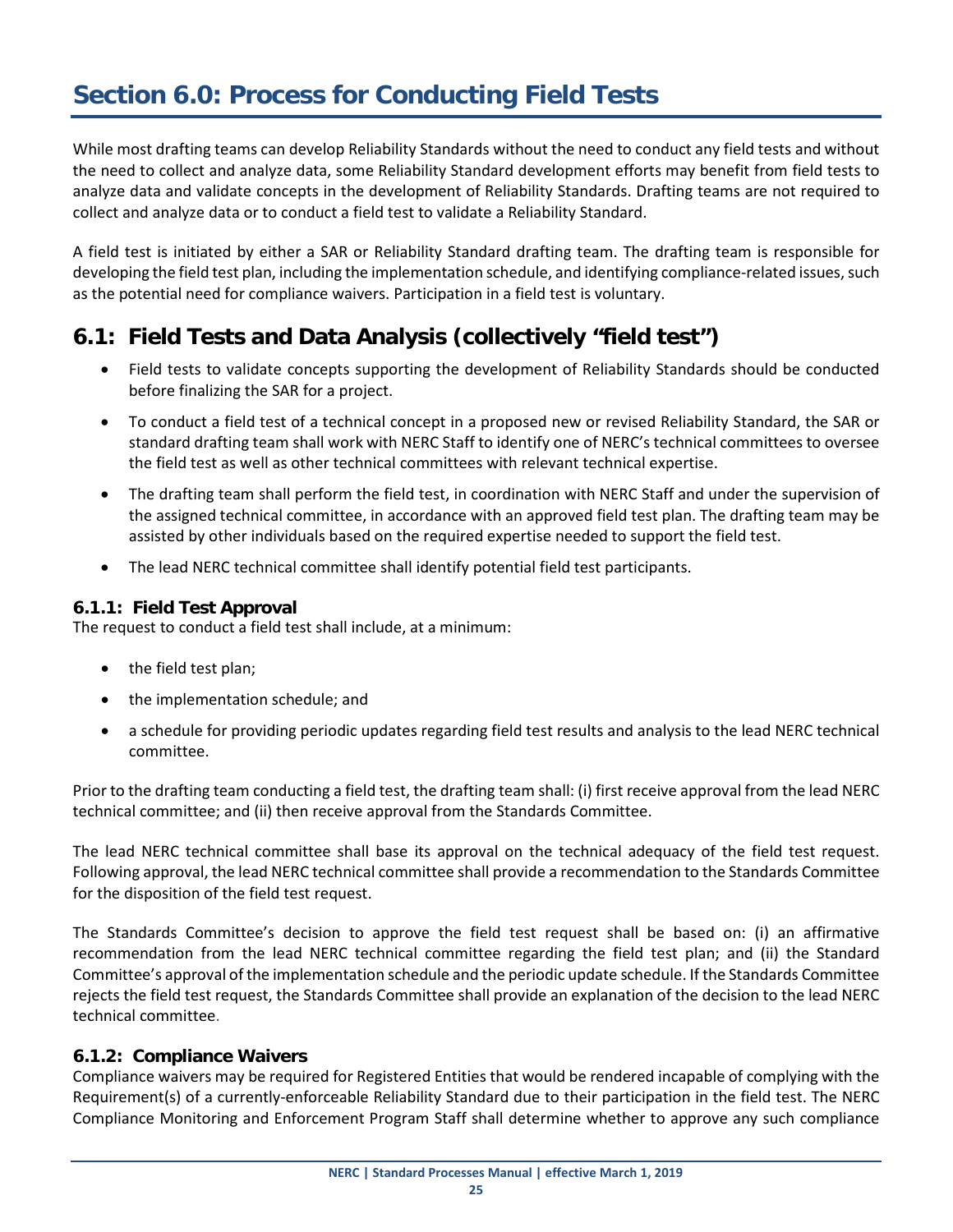# Section 6.0: Process for Conducting Field Tests

While most drafting teams can develop Reliability Standards without the need to conduct any field tests and without the need to collect and analyze data, some Reliability Standard development efforts may benefit from field tests to analyze data and validate concepts in the development of Reliability Standards. Drafting teams are not required to collect and analyze data or to conduct a field test to validate a Reliability Standard.

A field test is initiated by either a SAR or Reliability Standard drafting team. The drafting team is responsible for developing the field test plan, including the implementation schedule, and identifying compliance-related issues, such as the potential need for compliance waivers. Participation in a field test is voluntary.

## 6.1: Field Tests and Data Analysis (collectively "field test")

- Field tests to validate concepts supporting the development of Reliability Standards should be conducted before finalizing the SAR for a project.
- To conduct a field test of a technical concept in a proposed new or revised Reliability Standard, the SAR or standard drafting team shall work with NERC Staff to identify one of NERC's technical committees to oversee the field test as well as other technical committees with relevant technical expertise.
- The drafting team shall perform the field test, in coordination with NERC Staff and under the supervision of the assigned technical committee, in accordance with an approved field test plan. The drafting team may be assisted by other individuals based on the required expertise needed to support the field test.
- The lead NERC technical committee shall identify potential field test participants.

### 6.1.1: Field Test Approval

The request to conduct a field test shall include, at a minimum:

- the field test plan;
- the implementation schedule; and
- a schedule for providing periodic updates regarding field test results and analysis to the lead NERC technical committee.

Prior to the drafting team conducting a field test, the drafting team shall: (i) first receive approval from the lead NERC technical committee; and (ii) then receive approval from the Standards Committee.

The lead NERC technical committee shall base its approval on the technical adequacy of the field test request. Following approval, the lead NERC technical committee shall provide a recommendation to the Standards Committee for the disposition of the field test request.

The Standards Committee's decision to approve the field test request shall be based on: (i) an affirmative recommendation from the lead NERC technical committee regarding the field test plan; and (ii) the Standard Committee's approval of the implementation schedule and the periodic update schedule. If the Standards Committee rejects the field test request, the Standards Committee shall provide an explanation of the decision to the lead NERC technical committee.

### 6.1.2: Compliance Waivers

Compliance waivers may be required for Registered Entities that would be rendered incapable of complying with the Requirement(s) of a currently-enforceable Reliability Standard due to their participation in the field test. The NERC Compliance Monitoring and Enforcement Program Staff shall determine whether to approve any such compliance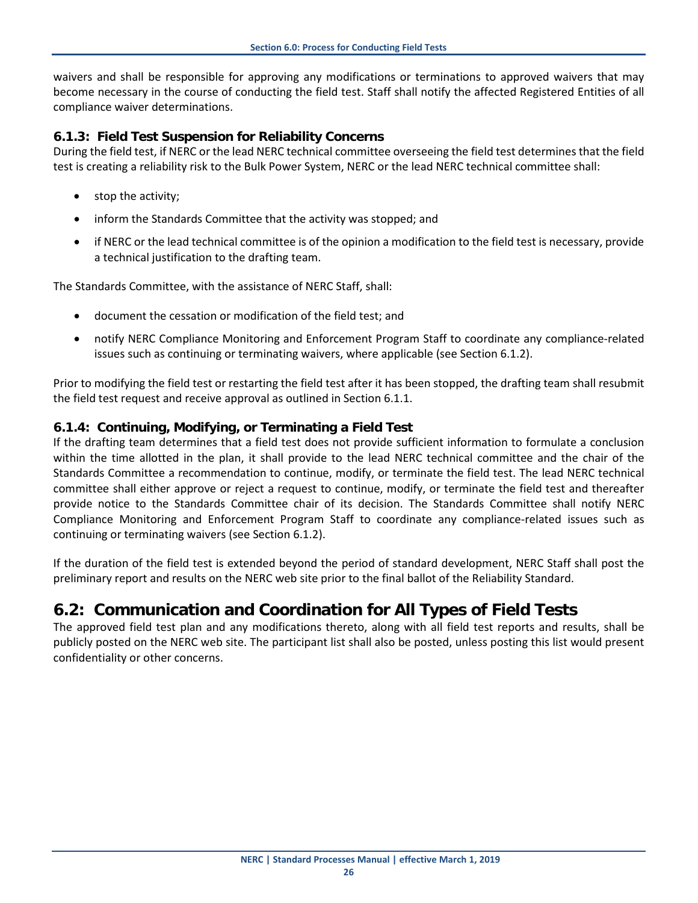waivers and shall be responsible for approving any modifications or terminations to approved waivers that may become necessary in the course of conducting the field test. Staff shall notify the affected Registered Entities of all compliance waiver determinations.

### 6.1.3: Field Test Suspension for Reliability Concerns

During the field test, if NERC or the lead NERC technical committee overseeing the field test determines that the field test is creating a reliability risk to the Bulk Power System, NERC or the lead NERC technical committee shall:

- stop the activity;
- inform the Standards Committee that the activity was stopped; and
- if NERC or the lead technical committee is of the opinion a modification to the field test is necessary, provide a technical justification to the drafting team.

The Standards Committee, with the assistance of NERC Staff, shall:

- document the cessation or modification of the field test; and
- notify NERC Compliance Monitoring and Enforcement Program Staff to coordinate any compliance-related issues such as continuing or terminating waivers, where applicable (see Section 6.1.2).

Prior to modifying the field test or restarting the field test after it has been stopped, the drafting team shall resubmit the field test request and receive approval as outlined in Section 6.1.1.

### 6.1.4: Continuing, Modifying, or Terminating a Field Test

If the drafting team determines that a field test does not provide sufficient information to formulate a conclusion within the time allotted in the plan, it shall provide to the lead NERC technical committee and the chair of the Standards Committee a recommendation to continue, modify, or terminate the field test. The lead NERC technical committee shall either approve or reject a request to continue, modify, or terminate the field test and thereafter provide notice to the Standards Committee chair of its decision. The Standards Committee shall notify NERC Compliance Monitoring and Enforcement Program Staff to coordinate any compliance-related issues such as continuing or terminating waivers (see Section 6.1.2).

If the duration of the field test is extended beyond the period of standard development, NERC Staff shall post the preliminary report and results on the NERC web site prior to the final ballot of the Reliability Standard.

## 6.2: Communication and Coordination for All Types of Field Tests

The approved field test plan and any modifications thereto, along with all field test reports and results, shall be publicly posted on the NERC web site. The participant list shall also be posted, unless posting this list would present confidentiality or other concerns.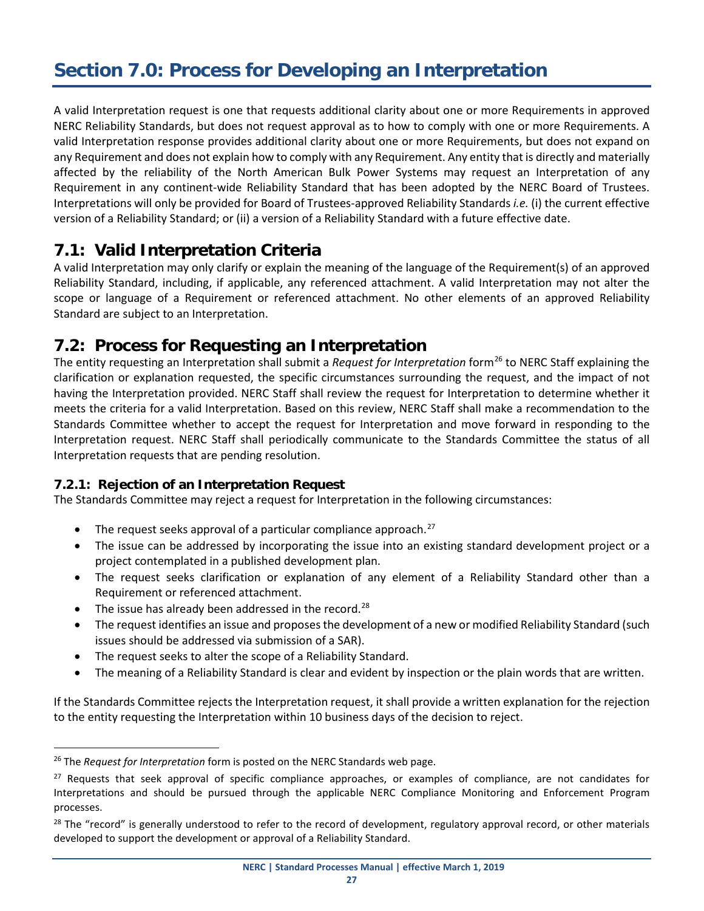# Section 7.0: Process for Developing an Interpretation

A valid Interpretation request is one that requests additional clarity about one or more Requirements in approved NERC Reliability Standards, but does not request approval as to how to comply with one or more Requirements. A valid Interpretation response provides additional clarity about one or more Requirements, but does not expand on any Requirement and does not explain how to comply with any Requirement. Any entity that is directly and materially affected by the reliability of the North American Bulk Power Systems may request an Interpretation of any Requirement in any continent-wide Reliability Standard that has been adopted by the NERC Board of Trustees. Interpretations will only be provided for Board of Trustees-approved Reliability Standards *i.e.* (i) the current effective version of a Reliability Standard; or (ii) a version of a Reliability Standard with a future effective date.

## 7.1: Valid Interpretation Criteria

A valid Interpretation may only clarify or explain the meaning of the language of the Requirement(s) of an approved Reliability Standard, including, if applicable, any referenced attachment. A valid Interpretation may not alter the scope or language of a Requirement or referenced attachment. No other elements of an approved Reliability Standard are subject to an Interpretation.

## 7.2: Process for Requesting an Interpretation

The entity requesting an Interpretation shall submit a *Request for Interpretation* form[26] to NERC Staff explaining the clarification or explanation requested, the specific circumstances surrounding the request, and the impact of not having the Interpretation provided. NERC Staff shall review the request for Interpretation to determine whether it meets the criteria for a valid Interpretation. Based on this review, NERC Staff shall make a recommendation to the Standards Committee whether to accept the request for Interpretation and move forward in responding to the Interpretation request. NERC Staff shall periodically communicate to the Standards Committee the status of all Interpretation requests that are pending resolution.

### 7.2.1: Rejection of an Interpretation Request

The Standards Committee may reject a request for Interpretation in the following circumstances:

- The request seeks approval of a particular compliance approach.[27]
- The issue can be addressed by incorporating the issue into an existing standard development project or a project contemplated in a published development plan.
- The request seeks clarification or explanation of any element of a Reliability Standard other than a Requirement or referenced attachment.
- The issue has already been addressed in the record.[28]
- The request identifies an issue and proposes the development of a new or modified Reliability Standard (such issues should be addressed via submission of a SAR).
- The request seeks to alter the scope of a Reliability Standard.
- The meaning of a Reliability Standard is clear and evident by inspection or the plain words that are written.

If the Standards Committee rejects the Interpretation request, it shall provide a written explanation for the rejection to the entity requesting the Interpretation within 10 business days of the decision to reject.

---

[26] The *Request for Interpretation* form is posted on the NERC Standards web page.

[27] Requests that seek approval of specific compliance approaches, or examples of compliance, are not candidates for Interpretations and should be pursued through the applicable NERC Compliance Monitoring and Enforcement Program processes.

[28] The "record" is generally understood to refer to the record of development, regulatory approval record, or other materials developed to support the development or approval of a Reliability Standard.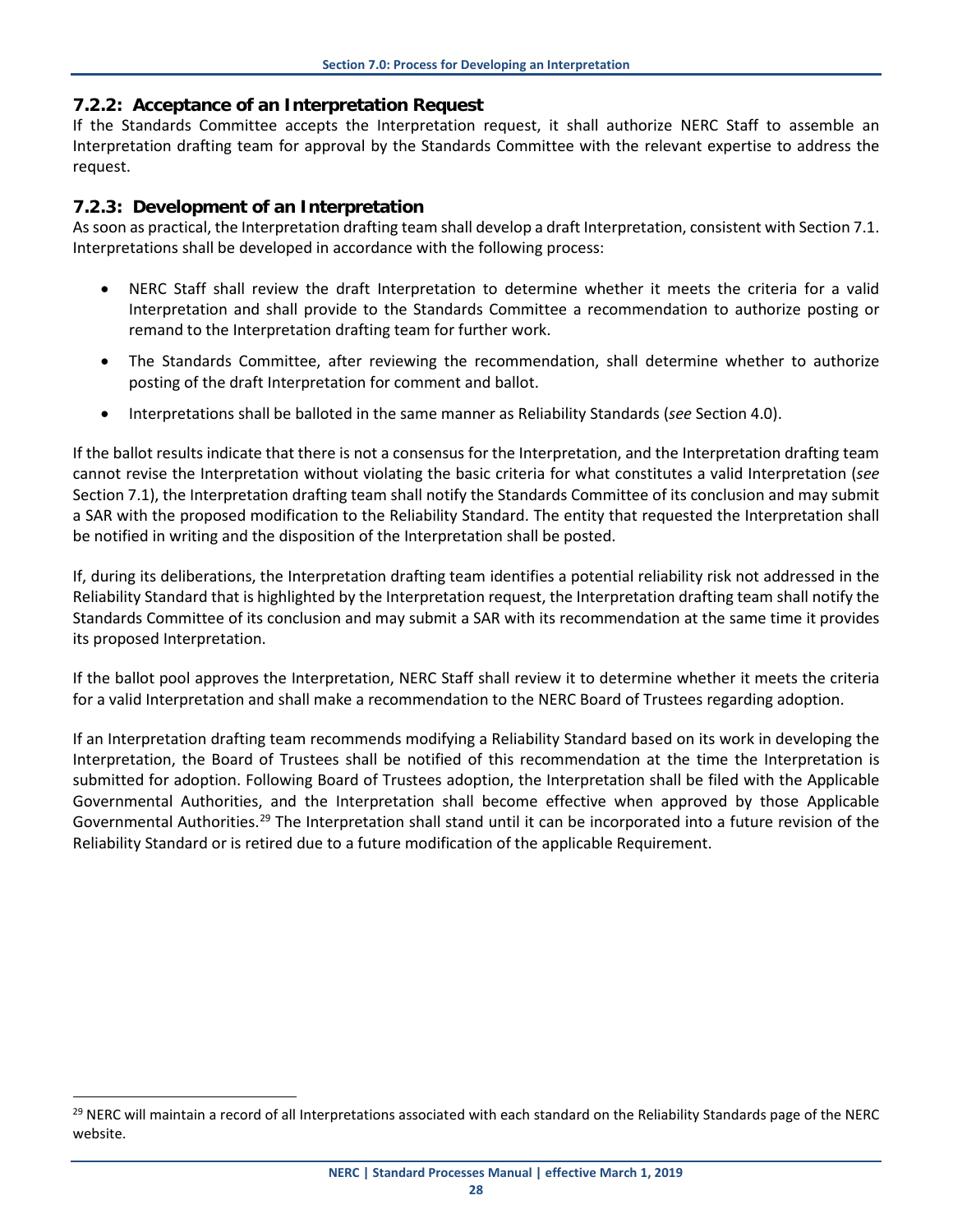### 7.2.2: Acceptance of an Interpretation Request

If the Standards Committee accepts the Interpretation request, it shall authorize NERC Staff to assemble an Interpretation drafting team for approval by the Standards Committee with the relevant expertise to address the request.

### 7.2.3: Development of an Interpretation

As soon as practical, the Interpretation drafting team shall develop a draft Interpretation, consistent with Section 7.1. Interpretations shall be developed in accordance with the following process:

- NERC Staff shall review the draft Interpretation to determine whether it meets the criteria for a valid Interpretation and shall provide to the Standards Committee a recommendation to authorize posting or remand to the Interpretation drafting team for further work.
- The Standards Committee, after reviewing the recommendation, shall determine whether to authorize posting of the draft Interpretation for comment and ballot.
- Interpretations shall be balloted in the same manner as Reliability Standards (*see* Section 4.0).

If the ballot results indicate that there is not a consensus for the Interpretation, and the Interpretation drafting team cannot revise the Interpretation without violating the basic criteria for what constitutes a valid Interpretation (*see* Section 7.1), the Interpretation drafting team shall notify the Standards Committee of its conclusion and may submit a SAR with the proposed modification to the Reliability Standard. The entity that requested the Interpretation shall be notified in writing and the disposition of the Interpretation shall be posted.

If, during its deliberations, the Interpretation drafting team identifies a potential reliability risk not addressed in the Reliability Standard that is highlighted by the Interpretation request, the Interpretation drafting team shall notify the Standards Committee of its conclusion and may submit a SAR with its recommendation at the same time it provides its proposed Interpretation.

If the ballot pool approves the Interpretation, NERC Staff shall review it to determine whether it meets the criteria for a valid Interpretation and shall make a recommendation to the NERC Board of Trustees regarding adoption.

If an Interpretation drafting team recommends modifying a Reliability Standard based on its work in developing the Interpretation, the Board of Trustees shall be notified of this recommendation at the time the Interpretation is submitted for adoption. Following Board of Trustees adoption, the Interpretation shall be filed with the Applicable Governmental Authorities, and the Interpretation shall become effective when approved by those Applicable Governmental Authorities.[29] The Interpretation shall stand until it can be incorporated into a future revision of the Reliability Standard or is retired due to a future modification of the applicable Requirement.

[29] NERC will maintain a record of all Interpretations associated with each standard on the Reliability Standards page of the NERC website.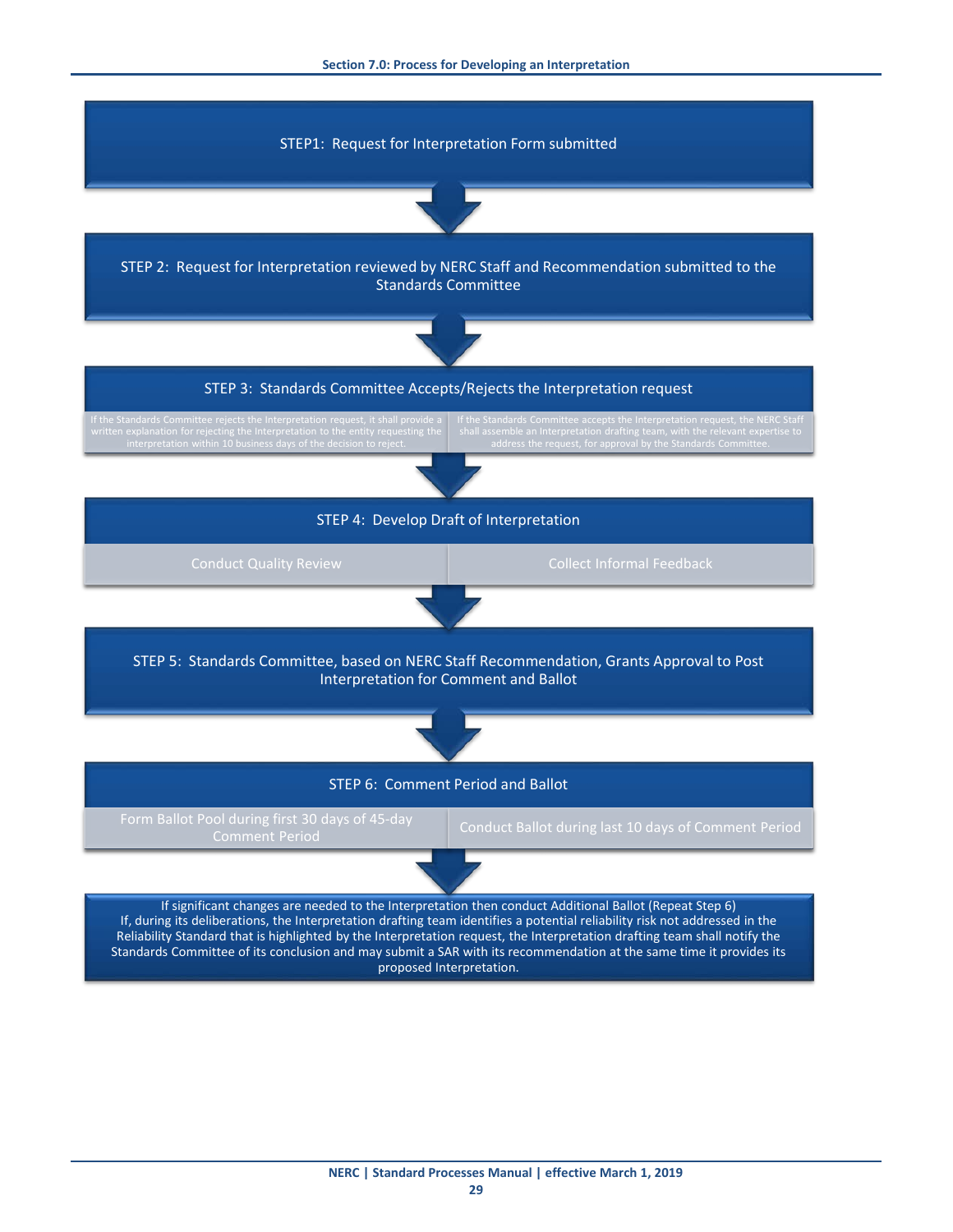STEP1: Request for Interpretation Form submitted

↓

STEP 2: Request for Interpretation reviewed by NERC Staff and Recommendation submitted to the Standards Committee

↓

STEP 3: Standards Committee Accepts/Rejects the Interpretation request

| If the Standards Committee rejects the Interpretation request, it shall provide a written explanation for rejecting the Interpretation to the entity requesting the interpretation within 10 business days of the decision to reject. | If the Standards Committee accepts the Interpretation request, the NERC Staff shall assemble an Interpretation drafting team, with the relevant expertise to address the request, for approval by the Standards Committee. |
| --- | --- |

↓

STEP 4: Develop Draft of Interpretation

| Conduct Quality Review | Collect Informal Feedback |
| --- | --- |

↓

STEP 5: Standards Committee, based on NERC Staff Recommendation, Grants Approval to Post Interpretation for Comment and Ballot

↓

STEP 6: Comment Period and Ballot

| Form Ballot Pool during first 30 days of 45-day Comment Period | Conduct Ballot during last 10 days of Comment Period |
| --- | --- |

↓

If significant changes are needed to the Interpretation then conduct Additional Ballot (Repeat Step 6)
If, during its deliberations, the Interpretation drafting team identifies a potential reliability risk not addressed in the Reliability Standard that is highlighted by the Interpretation request, the Interpretation drafting team shall notify the Standards Committee of its conclusion and may submit a SAR with its recommendation at the same time it provides its proposed Interpretation.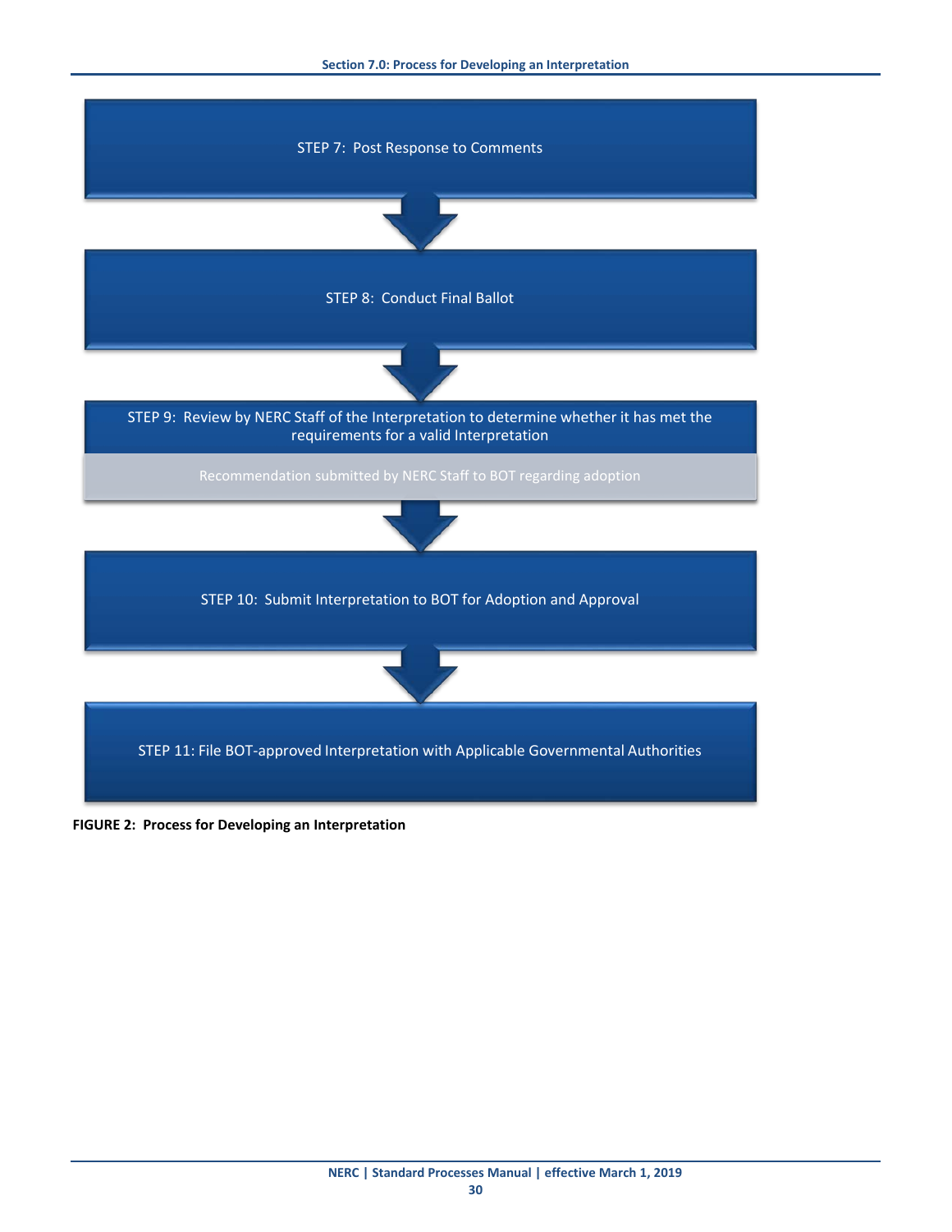STEP 7: Post Response to Comments

STEP 8: Conduct Final Ballot

STEP 9: Review by NERC Staff of the Interpretation to determine whether it has met the requirements for a valid Interpretation

Recommendation submitted by NERC Staff to BOT regarding adoption

STEP 10: Submit Interpretation to BOT for Adoption and Approval

STEP 11: File BOT-approved Interpretation with Applicable Governmental Authorities

**FIGURE 2: Process for Developing an Interpretation**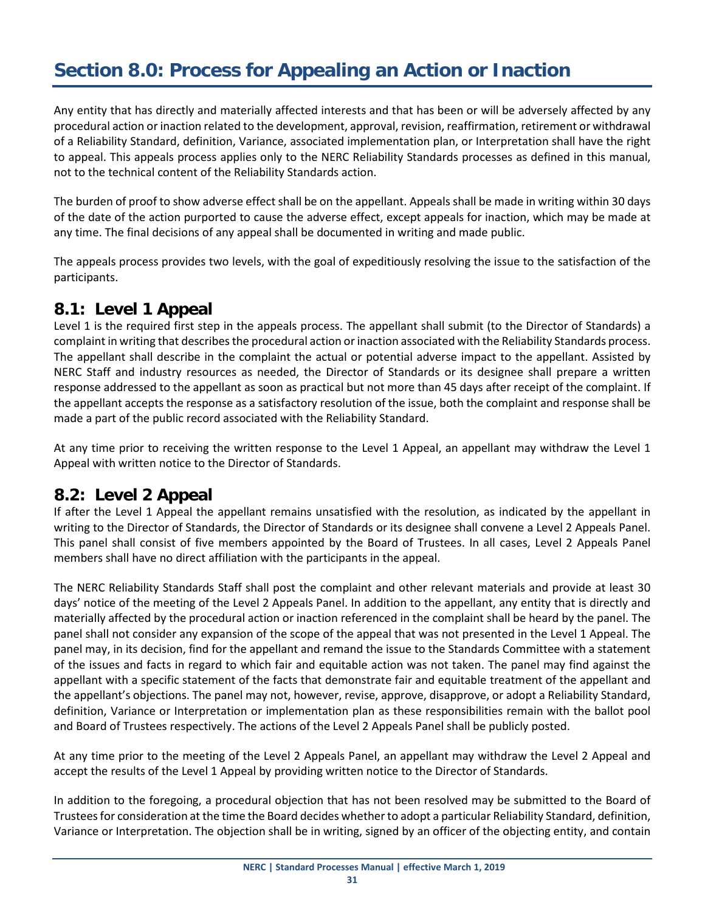# Section 8.0: Process for Appealing an Action or Inaction

Any entity that has directly and materially affected interests and that has been or will be adversely affected by any procedural action or inaction related to the development, approval, revision, reaffirmation, retirement or withdrawal of a Reliability Standard, definition, Variance, associated implementation plan, or Interpretation shall have the right to appeal. This appeals process applies only to the NERC Reliability Standards processes as defined in this manual, not to the technical content of the Reliability Standards action.

The burden of proof to show adverse effect shall be on the appellant. Appeals shall be made in writing within 30 days of the date of the action purported to cause the adverse effect, except appeals for inaction, which may be made at any time. The final decisions of any appeal shall be documented in writing and made public.

The appeals process provides two levels, with the goal of expeditiously resolving the issue to the satisfaction of the participants.

## 8.1: Level 1 Appeal

Level 1 is the required first step in the appeals process. The appellant shall submit (to the Director of Standards) a complaint in writing that describes the procedural action or inaction associated with the Reliability Standards process. The appellant shall describe in the complaint the actual or potential adverse impact to the appellant. Assisted by NERC Staff and industry resources as needed, the Director of Standards or its designee shall prepare a written response addressed to the appellant as soon as practical but not more than 45 days after receipt of the complaint. If the appellant accepts the response as a satisfactory resolution of the issue, both the complaint and response shall be made a part of the public record associated with the Reliability Standard.

At any time prior to receiving the written response to the Level 1 Appeal, an appellant may withdraw the Level 1 Appeal with written notice to the Director of Standards.

## 8.2: Level 2 Appeal

If after the Level 1 Appeal the appellant remains unsatisfied with the resolution, as indicated by the appellant in writing to the Director of Standards, the Director of Standards or its designee shall convene a Level 2 Appeals Panel. This panel shall consist of five members appointed by the Board of Trustees. In all cases, Level 2 Appeals Panel members shall have no direct affiliation with the participants in the appeal.

The NERC Reliability Standards Staff shall post the complaint and other relevant materials and provide at least 30 days' notice of the meeting of the Level 2 Appeals Panel. In addition to the appellant, any entity that is directly and materially affected by the procedural action or inaction referenced in the complaint shall be heard by the panel. The panel shall not consider any expansion of the scope of the appeal that was not presented in the Level 1 Appeal. The panel may, in its decision, find for the appellant and remand the issue to the Standards Committee with a statement of the issues and facts in regard to which fair and equitable action was not taken. The panel may find against the appellant with a specific statement of the facts that demonstrate fair and equitable treatment of the appellant and the appellant's objections. The panel may not, however, revise, approve, disapprove, or adopt a Reliability Standard, definition, Variance or Interpretation or implementation plan as these responsibilities remain with the ballot pool and Board of Trustees respectively. The actions of the Level 2 Appeals Panel shall be publicly posted.

At any time prior to the meeting of the Level 2 Appeals Panel, an appellant may withdraw the Level 2 Appeal and accept the results of the Level 1 Appeal by providing written notice to the Director of Standards.

In addition to the foregoing, a procedural objection that has not been resolved may be submitted to the Board of Trustees for consideration at the time the Board decides whether to adopt a particular Reliability Standard, definition, Variance or Interpretation. The objection shall be in writing, signed by an officer of the objecting entity, and contain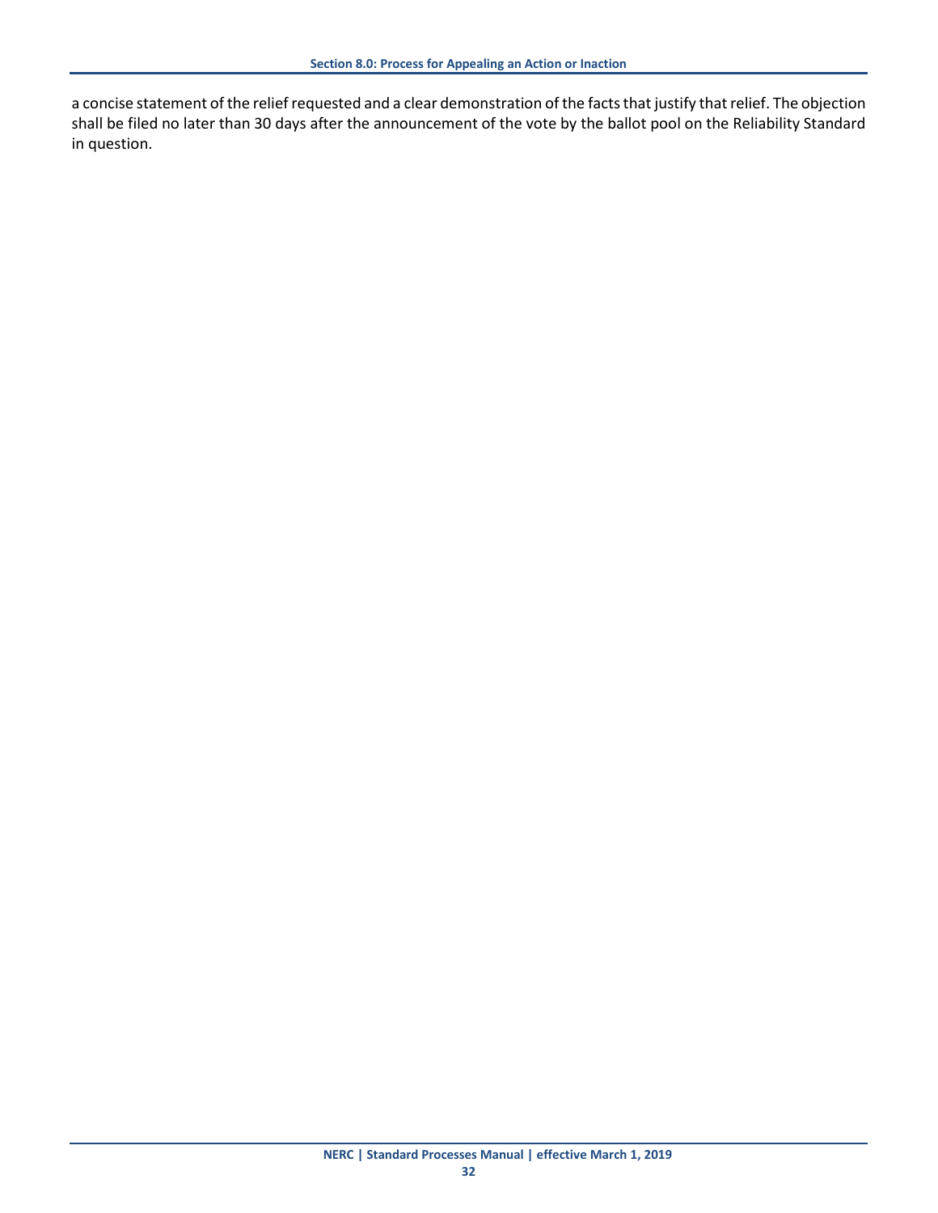a concise statement of the relief requested and a clear demonstration of the facts that justify that relief. The objection shall be filed no later than 30 days after the announcement of the vote by the ballot pool on the Reliability Standard in question.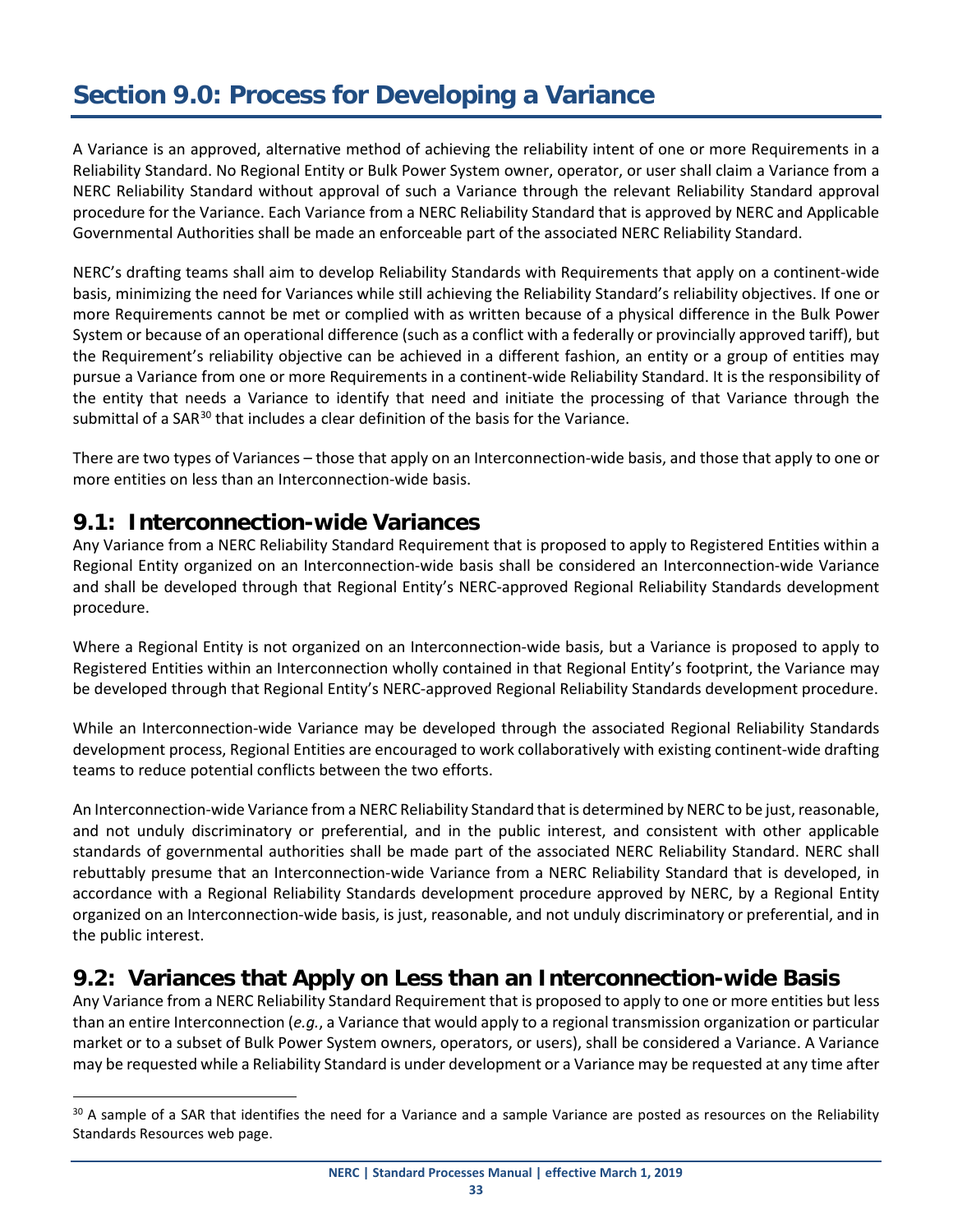# Section 9.0: Process for Developing a Variance

A Variance is an approved, alternative method of achieving the reliability intent of one or more Requirements in a Reliability Standard. No Regional Entity or Bulk Power System owner, operator, or user shall claim a Variance from a NERC Reliability Standard without approval of such a Variance through the relevant Reliability Standard approval procedure for the Variance. Each Variance from a NERC Reliability Standard that is approved by NERC and Applicable Governmental Authorities shall be made an enforceable part of the associated NERC Reliability Standard.

NERC's drafting teams shall aim to develop Reliability Standards with Requirements that apply on a continent-wide basis, minimizing the need for Variances while still achieving the Reliability Standard's reliability objectives. If one or more Requirements cannot be met or complied with as written because of a physical difference in the Bulk Power System or because of an operational difference (such as a conflict with a federally or provincially approved tariff), but the Requirement's reliability objective can be achieved in a different fashion, an entity or a group of entities may pursue a Variance from one or more Requirements in a continent-wide Reliability Standard. It is the responsibility of the entity that needs a Variance to identify that need and initiate the processing of that Variance through the submittal of a SAR[30] that includes a clear definition of the basis for the Variance.

There are two types of Variances – those that apply on an Interconnection-wide basis, and those that apply to one or more entities on less than an Interconnection-wide basis.

## 9.1: Interconnection-wide Variances

Any Variance from a NERC Reliability Standard Requirement that is proposed to apply to Registered Entities within a Regional Entity organized on an Interconnection-wide basis shall be considered an Interconnection-wide Variance and shall be developed through that Regional Entity's NERC-approved Regional Reliability Standards development procedure.

Where a Regional Entity is not organized on an Interconnection-wide basis, but a Variance is proposed to apply to Registered Entities within an Interconnection wholly contained in that Regional Entity's footprint, the Variance may be developed through that Regional Entity's NERC-approved Regional Reliability Standards development procedure.

While an Interconnection-wide Variance may be developed through the associated Regional Reliability Standards development process, Regional Entities are encouraged to work collaboratively with existing continent-wide drafting teams to reduce potential conflicts between the two efforts.

An Interconnection-wide Variance from a NERC Reliability Standard that is determined by NERC to be just, reasonable, and not unduly discriminatory or preferential, and in the public interest, and consistent with other applicable standards of governmental authorities shall be made part of the associated NERC Reliability Standard. NERC shall rebuttably presume that an Interconnection-wide Variance from a NERC Reliability Standard that is developed, in accordance with a Regional Reliability Standards development procedure approved by NERC, by a Regional Entity organized on an Interconnection-wide basis, is just, reasonable, and not unduly discriminatory or preferential, and in the public interest.

## 9.2: Variances that Apply on Less than an Interconnection-wide Basis

Any Variance from a NERC Reliability Standard Requirement that is proposed to apply to one or more entities but less than an entire Interconnection (*e.g.*, a Variance that would apply to a regional transmission organization or particular market or to a subset of Bulk Power System owners, operators, or users), shall be considered a Variance. A Variance may be requested while a Reliability Standard is under development or a Variance may be requested at any time after

[30] A sample of a SAR that identifies the need for a Variance and a sample Variance are posted as resources on the Reliability Standards Resources web page.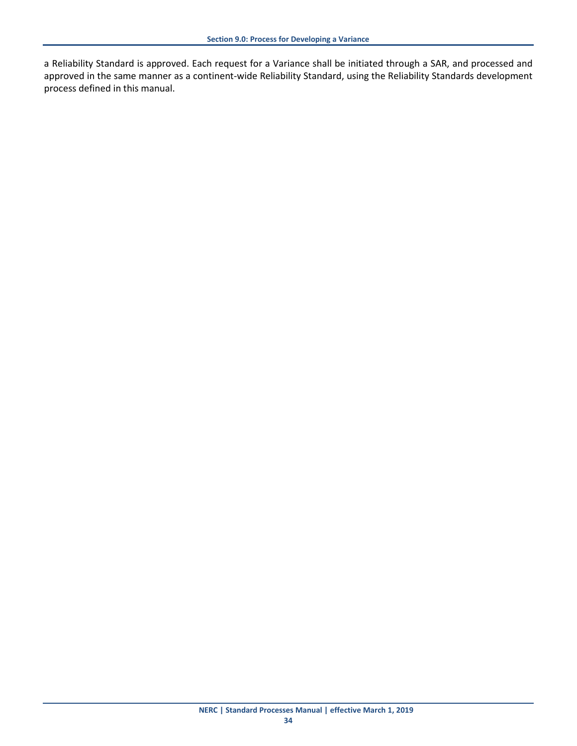a Reliability Standard is approved. Each request for a Variance shall be initiated through a SAR, and processed and approved in the same manner as a continent-wide Reliability Standard, using the Reliability Standards development process defined in this manual.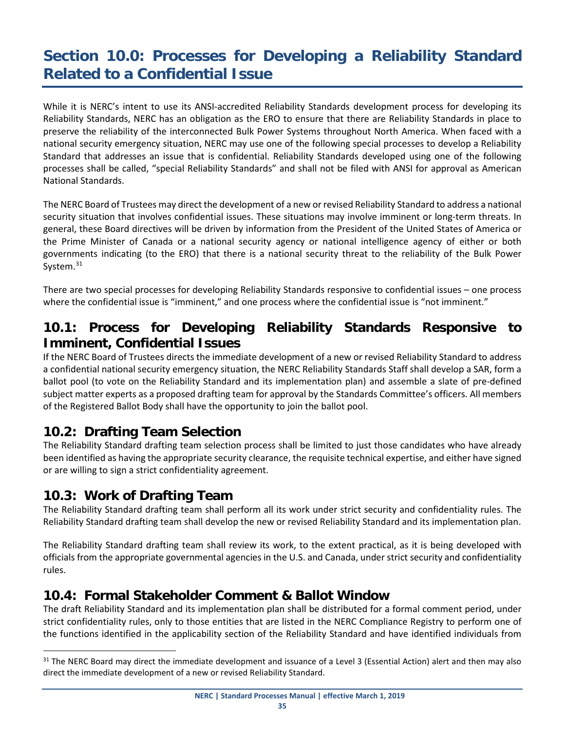# Section 10.0: Processes for Developing a Reliability Standard Related to a Confidential Issue

While it is NERC's intent to use its ANSI-accredited Reliability Standards development process for developing its Reliability Standards, NERC has an obligation as the ERO to ensure that there are Reliability Standards in place to preserve the reliability of the interconnected Bulk Power Systems throughout North America. When faced with a national security emergency situation, NERC may use one of the following special processes to develop a Reliability Standard that addresses an issue that is confidential. Reliability Standards developed using one of the following processes shall be called, "special Reliability Standards" and shall not be filed with ANSI for approval as American National Standards.

The NERC Board of Trustees may direct the development of a new or revised Reliability Standard to address a national security situation that involves confidential issues. These situations may involve imminent or long-term threats. In general, these Board directives will be driven by information from the President of the United States of America or the Prime Minister of Canada or a national security agency or national intelligence agency of either or both governments indicating (to the ERO) that there is a national security threat to the reliability of the Bulk Power System.[31]

There are two special processes for developing Reliability Standards responsive to confidential issues – one process where the confidential issue is "imminent," and one process where the confidential issue is "not imminent."

## 10.1: Process for Developing Reliability Standards Responsive to Imminent, Confidential Issues

If the NERC Board of Trustees directs the immediate development of a new or revised Reliability Standard to address a confidential national security emergency situation, the NERC Reliability Standards Staff shall develop a SAR, form a ballot pool (to vote on the Reliability Standard and its implementation plan) and assemble a slate of pre-defined subject matter experts as a proposed drafting team for approval by the Standards Committee's officers. All members of the Registered Ballot Body shall have the opportunity to join the ballot pool.

## 10.2: Drafting Team Selection

The Reliability Standard drafting team selection process shall be limited to just those candidates who have already been identified as having the appropriate security clearance, the requisite technical expertise, and either have signed or are willing to sign a strict confidentiality agreement.

## 10.3: Work of Drafting Team

The Reliability Standard drafting team shall perform all its work under strict security and confidentiality rules. The Reliability Standard drafting team shall develop the new or revised Reliability Standard and its implementation plan.

The Reliability Standard drafting team shall review its work, to the extent practical, as it is being developed with officials from the appropriate governmental agencies in the U.S. and Canada, under strict security and confidentiality rules.

## 10.4: Formal Stakeholder Comment & Ballot Window

The draft Reliability Standard and its implementation plan shall be distributed for a formal comment period, under strict confidentiality rules, only to those entities that are listed in the NERC Compliance Registry to perform one of the functions identified in the applicability section of the Reliability Standard and have identified individuals from

---

[31] The NERC Board may direct the immediate development and issuance of a Level 3 (Essential Action) alert and then may also direct the immediate development of a new or revised Reliability Standard.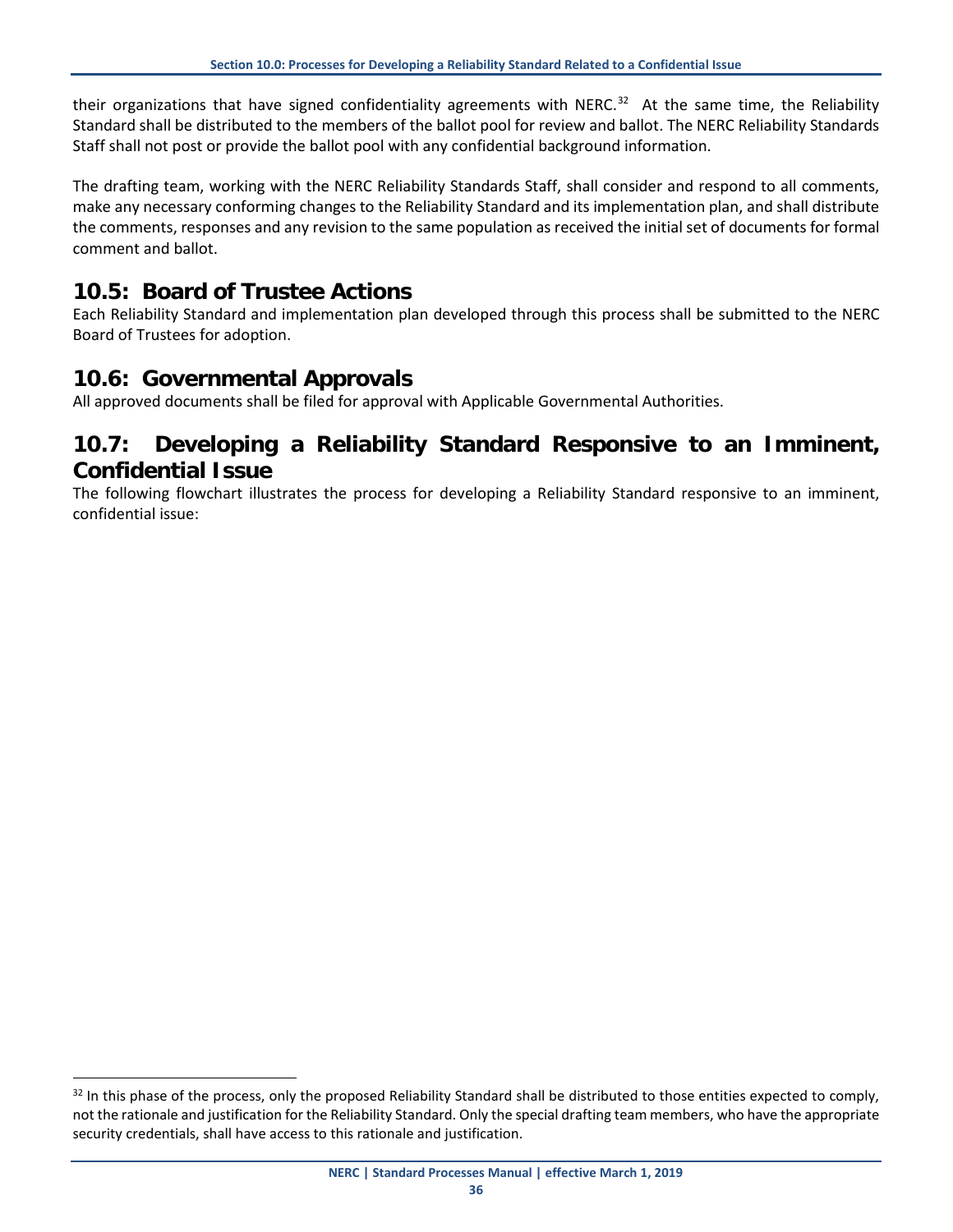their organizations that have signed confidentiality agreements with NERC.[32] At the same time, the Reliability Standard shall be distributed to the members of the ballot pool for review and ballot. The NERC Reliability Standards Staff shall not post or provide the ballot pool with any confidential background information.

The drafting team, working with the NERC Reliability Standards Staff, shall consider and respond to all comments, make any necessary conforming changes to the Reliability Standard and its implementation plan, and shall distribute the comments, responses and any revision to the same population as received the initial set of documents for formal comment and ballot.

## 10.5: Board of Trustee Actions

Each Reliability Standard and implementation plan developed through this process shall be submitted to the NERC Board of Trustees for adoption.

## 10.6: Governmental Approvals

All approved documents shall be filed for approval with Applicable Governmental Authorities.

## 10.7: Developing a Reliability Standard Responsive to an Imminent, Confidential Issue

The following flowchart illustrates the process for developing a Reliability Standard responsive to an imminent, confidential issue:

[32] In this phase of the process, only the proposed Reliability Standard shall be distributed to those entities expected to comply, not the rationale and justification for the Reliability Standard. Only the special drafting team members, who have the appropriate security credentials, shall have access to this rationale and justification.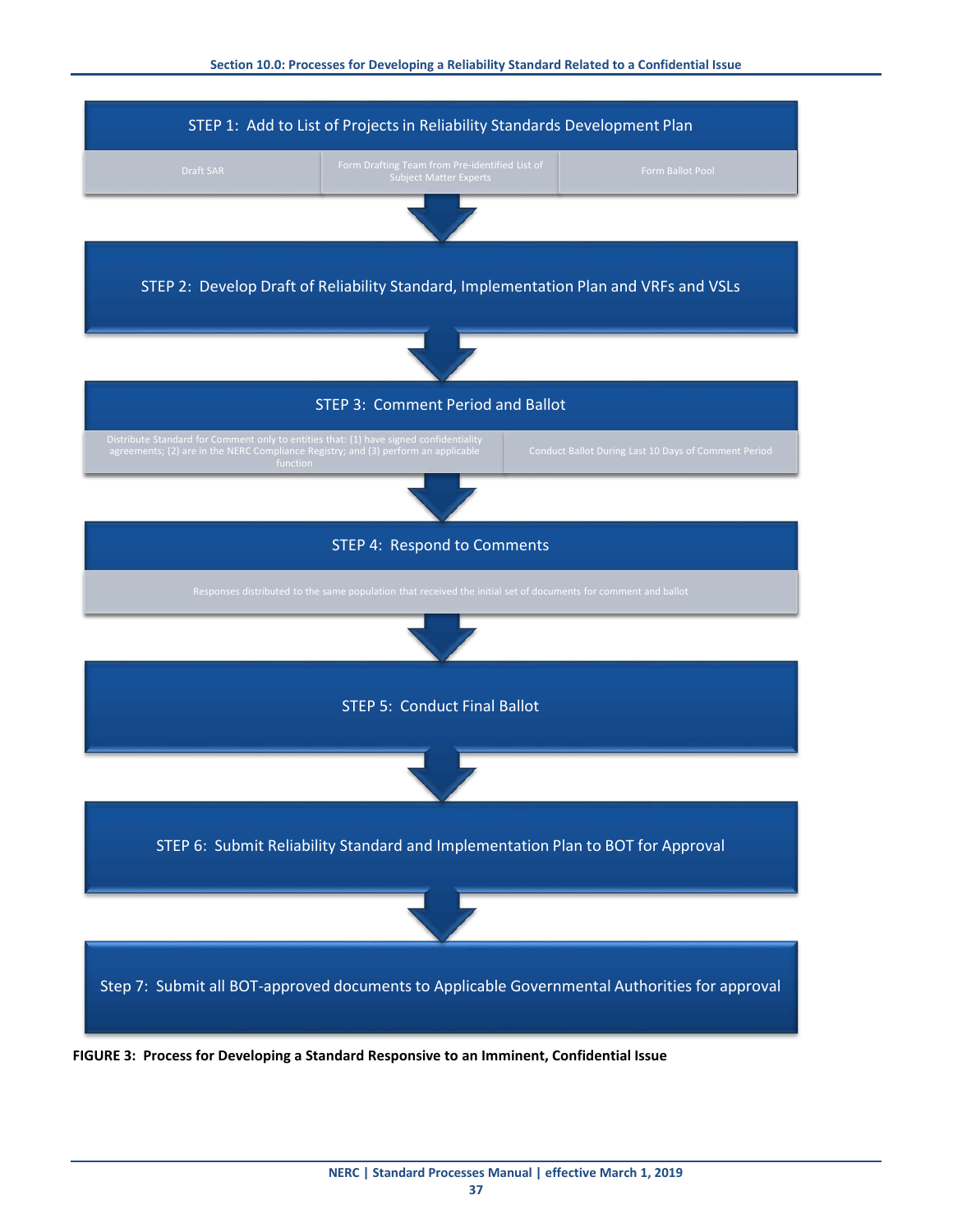**STEP 1: Add to List of Projects in Reliability Standards Development Plan**

- Draft SAR
- Form Drafting Team from Pre-identified List of Subject Matter Experts
- Form Ballot Pool

↓

**STEP 2: Develop Draft of Reliability Standard, Implementation Plan and VRFs and VSLs**

↓

**STEP 3: Comment Period and Ballot**

- Distribute Standard for Comment only to entities that: (1) have signed confidentiality agreements; (2) are in the NERC Compliance Registry; and (3) perform an applicable function
- Conduct Ballot During Last 10 Days of Comment Period

↓

**STEP 4: Respond to Comments**

- Responses distributed to the same population that received the initial set of documents for comment and ballot

↓

**STEP 5: Conduct Final Ballot**

↓

**STEP 6: Submit Reliability Standard and Implementation Plan to BOT for Approval**

↓

**Step 7: Submit all BOT-approved documents to Applicable Governmental Authorities for approval**

**FIGURE 3: Process for Developing a Standard Responsive to an Imminent, Confidential Issue**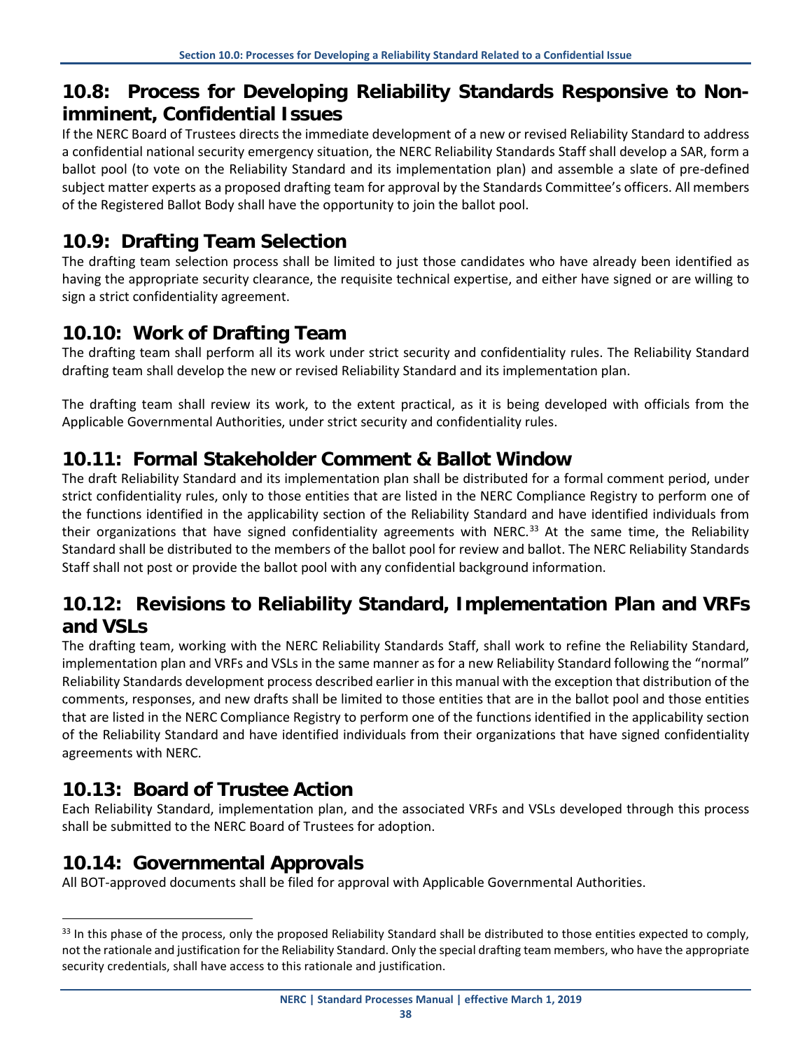## 10.8: Process for Developing Reliability Standards Responsive to Non-imminent, Confidential Issues

If the NERC Board of Trustees directs the immediate development of a new or revised Reliability Standard to address a confidential national security emergency situation, the NERC Reliability Standards Staff shall develop a SAR, form a ballot pool (to vote on the Reliability Standard and its implementation plan) and assemble a slate of pre-defined subject matter experts as a proposed drafting team for approval by the Standards Committee's officers. All members of the Registered Ballot Body shall have the opportunity to join the ballot pool.

## 10.9: Drafting Team Selection

The drafting team selection process shall be limited to just those candidates who have already been identified as having the appropriate security clearance, the requisite technical expertise, and either have signed or are willing to sign a strict confidentiality agreement.

## 10.10: Work of Drafting Team

The drafting team shall perform all its work under strict security and confidentiality rules. The Reliability Standard drafting team shall develop the new or revised Reliability Standard and its implementation plan.

The drafting team shall review its work, to the extent practical, as it is being developed with officials from the Applicable Governmental Authorities, under strict security and confidentiality rules.

## 10.11: Formal Stakeholder Comment & Ballot Window

The draft Reliability Standard and its implementation plan shall be distributed for a formal comment period, under strict confidentiality rules, only to those entities that are listed in the NERC Compliance Registry to perform one of the functions identified in the applicability section of the Reliability Standard and have identified individuals from their organizations that have signed confidentiality agreements with NERC.[33] At the same time, the Reliability Standard shall be distributed to the members of the ballot pool for review and ballot. The NERC Reliability Standards Staff shall not post or provide the ballot pool with any confidential background information.

## 10.12: Revisions to Reliability Standard, Implementation Plan and VRFs and VSLs

The drafting team, working with the NERC Reliability Standards Staff, shall work to refine the Reliability Standard, implementation plan and VRFs and VSLs in the same manner as for a new Reliability Standard following the "normal" Reliability Standards development process described earlier in this manual with the exception that distribution of the comments, responses, and new drafts shall be limited to those entities that are in the ballot pool and those entities that are listed in the NERC Compliance Registry to perform one of the functions identified in the applicability section of the Reliability Standard and have identified individuals from their organizations that have signed confidentiality agreements with NERC.

## 10.13: Board of Trustee Action

Each Reliability Standard, implementation plan, and the associated VRFs and VSLs developed through this process shall be submitted to the NERC Board of Trustees for adoption.

## 10.14: Governmental Approvals

All BOT-approved documents shall be filed for approval with Applicable Governmental Authorities.

---

[33] In this phase of the process, only the proposed Reliability Standard shall be distributed to those entities expected to comply, not the rationale and justification for the Reliability Standard. Only the special drafting team members, who have the appropriate security credentials, shall have access to this rationale and justification.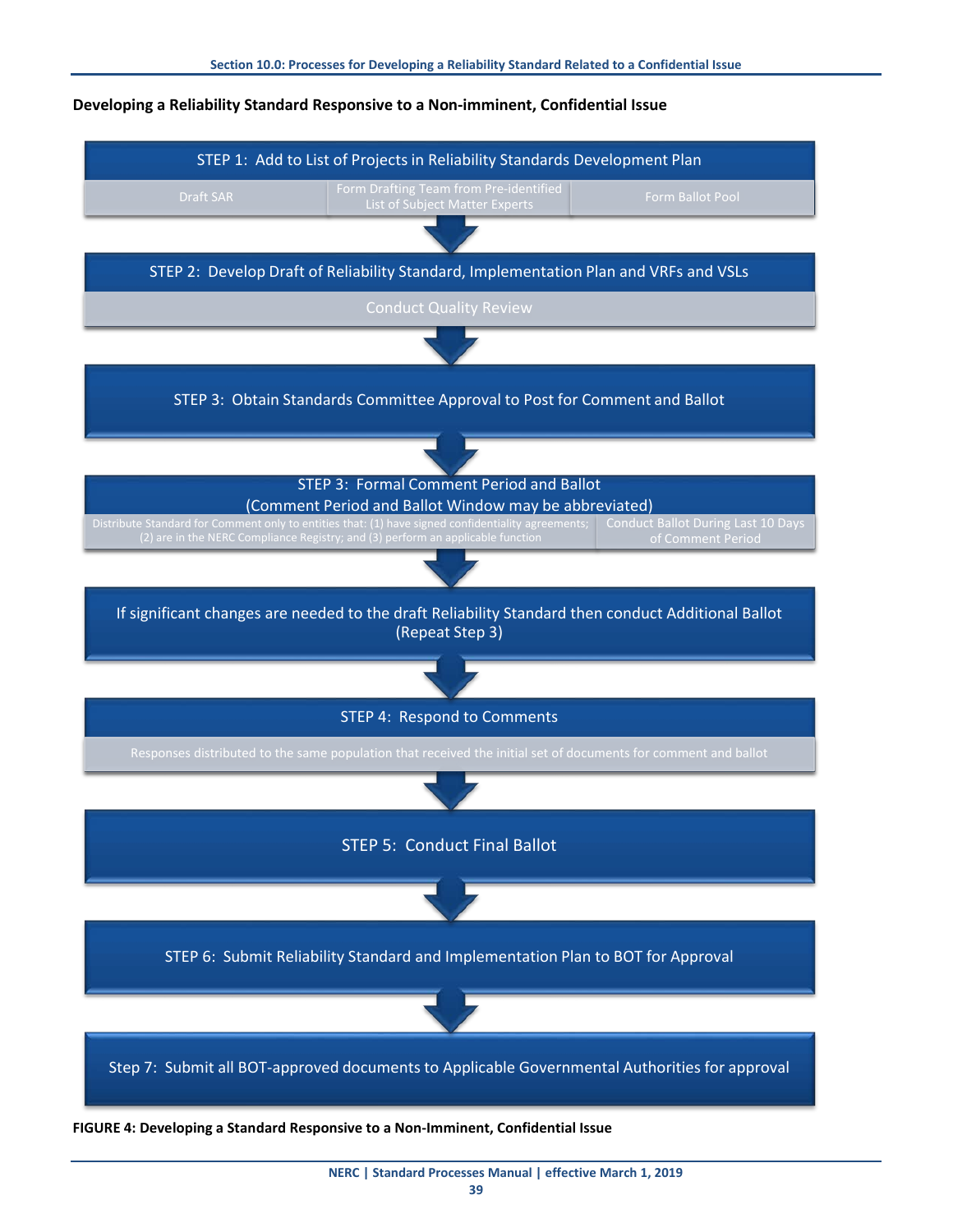**Developing a Reliability Standard Responsive to a Non-imminent, Confidential Issue**

STEP 1: Add to List of Projects in Reliability Standards Development Plan

- Draft SAR
- Form Drafting Team from Pre-identified List of Subject Matter Experts
- Form Ballot Pool

STEP 2: Develop Draft of Reliability Standard, Implementation Plan and VRFs and VSLs

- Conduct Quality Review

STEP 3: Obtain Standards Committee Approval to Post for Comment and Ballot

STEP 3: Formal Comment Period and Ballot
(Comment Period and Ballot Window may be abbreviated)

- Distribute Standard for Comment only to entities that: (1) have signed confidentiality agreements; (2) are in the NERC Compliance Registry; and (3) perform an applicable function
- Conduct Ballot During Last 10 Days of Comment Period

If significant changes are needed to the draft Reliability Standard then conduct Additional Ballot (Repeat Step 3)

STEP 4: Respond to Comments

- Responses distributed to the same population that received the initial set of documents for comment and ballot

STEP 5: Conduct Final Ballot

STEP 6: Submit Reliability Standard and Implementation Plan to BOT for Approval

Step 7: Submit all BOT-approved documents to Applicable Governmental Authorities for approval

**FIGURE 4: Developing a Standard Responsive to a Non-Imminent, Confidential Issue**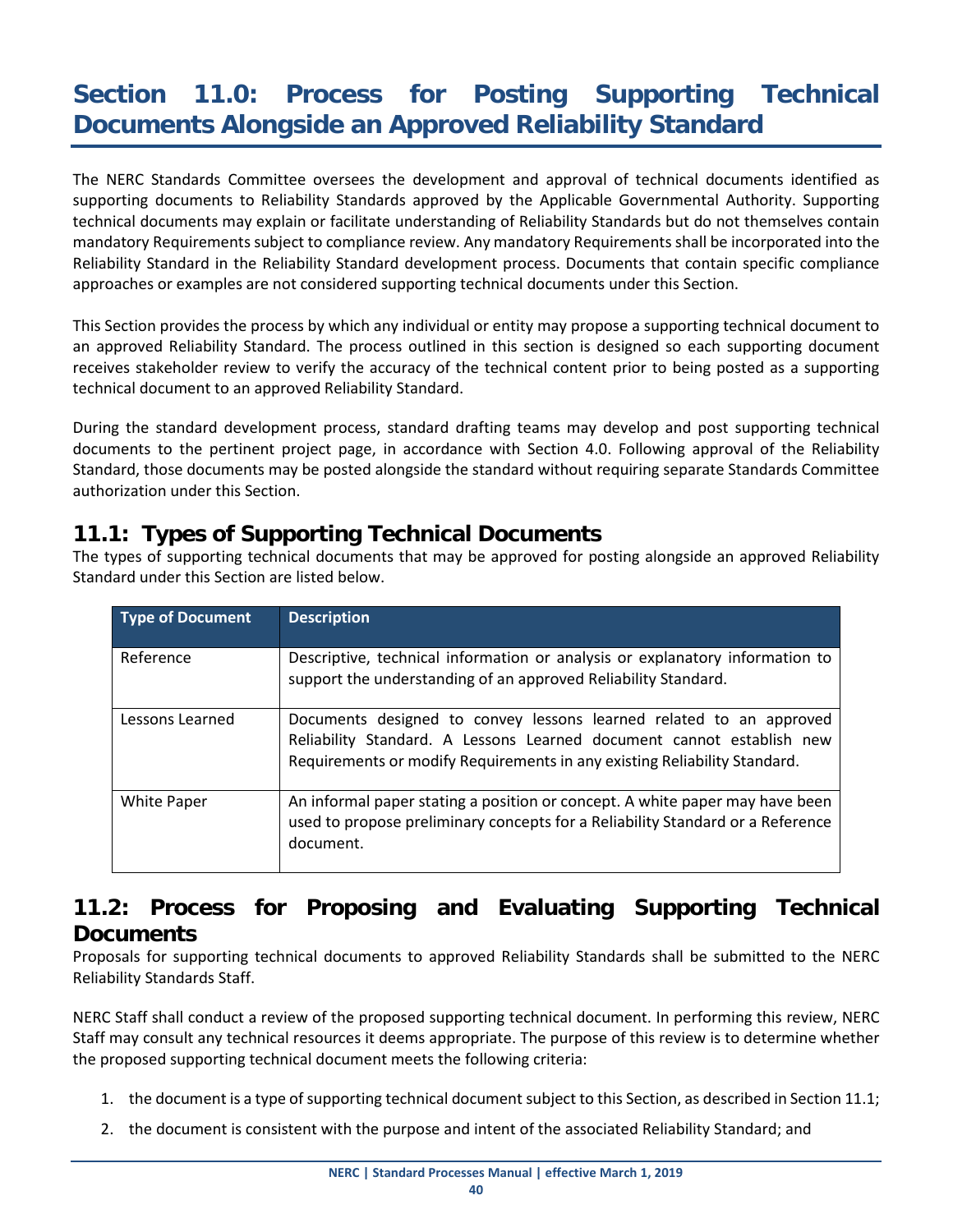# Section 11.0: Process for Posting Supporting Technical Documents Alongside an Approved Reliability Standard

The NERC Standards Committee oversees the development and approval of technical documents identified as supporting documents to Reliability Standards approved by the Applicable Governmental Authority. Supporting technical documents may explain or facilitate understanding of Reliability Standards but do not themselves contain mandatory Requirements subject to compliance review. Any mandatory Requirements shall be incorporated into the Reliability Standard in the Reliability Standard development process. Documents that contain specific compliance approaches or examples are not considered supporting technical documents under this Section.

This Section provides the process by which any individual or entity may propose a supporting technical document to an approved Reliability Standard. The process outlined in this section is designed so each supporting document receives stakeholder review to verify the accuracy of the technical content prior to being posted as a supporting technical document to an approved Reliability Standard.

During the standard development process, standard drafting teams may develop and post supporting technical documents to the pertinent project page, in accordance with Section 4.0. Following approval of the Reliability Standard, those documents may be posted alongside the standard without requiring separate Standards Committee authorization under this Section.

## 11.1: Types of Supporting Technical Documents

The types of supporting technical documents that may be approved for posting alongside an approved Reliability Standard under this Section are listed below.

| Type of Document | Description |
|---|---|
| Reference | Descriptive, technical information or analysis or explanatory information to support the understanding of an approved Reliability Standard. |
| Lessons Learned | Documents designed to convey lessons learned related to an approved Reliability Standard. A Lessons Learned document cannot establish new Requirements or modify Requirements in any existing Reliability Standard. |
| White Paper | An informal paper stating a position or concept. A white paper may have been used to propose preliminary concepts for a Reliability Standard or a Reference document. |

## 11.2: Process for Proposing and Evaluating Supporting Technical Documents

Proposals for supporting technical documents to approved Reliability Standards shall be submitted to the NERC Reliability Standards Staff.

NERC Staff shall conduct a review of the proposed supporting technical document. In performing this review, NERC Staff may consult any technical resources it deems appropriate. The purpose of this review is to determine whether the proposed supporting technical document meets the following criteria:

1. the document is a type of supporting technical document subject to this Section, as described in Section 11.1;
2. the document is consistent with the purpose and intent of the associated Reliability Standard; and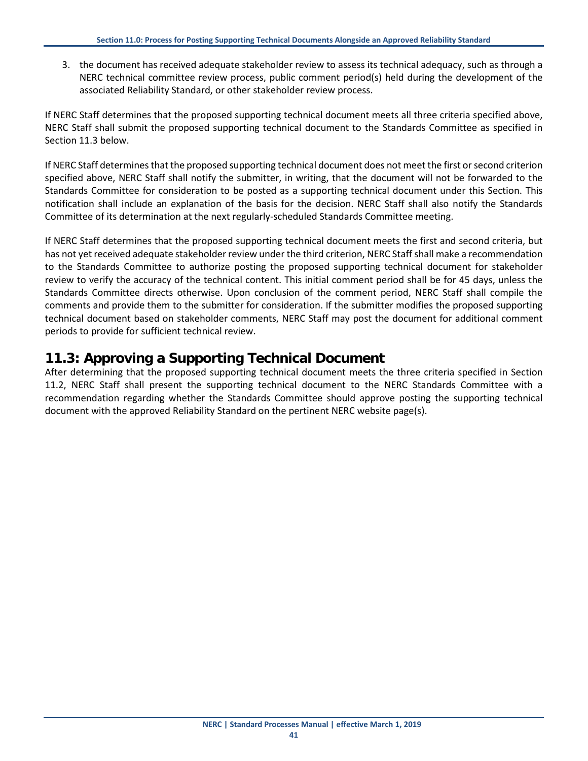3. the document has received adequate stakeholder review to assess its technical adequacy, such as through a NERC technical committee review process, public comment period(s) held during the development of the associated Reliability Standard, or other stakeholder review process.

If NERC Staff determines that the proposed supporting technical document meets all three criteria specified above, NERC Staff shall submit the proposed supporting technical document to the Standards Committee as specified in Section 11.3 below.

If NERC Staff determines that the proposed supporting technical document does not meet the first or second criterion specified above, NERC Staff shall notify the submitter, in writing, that the document will not be forwarded to the Standards Committee for consideration to be posted as a supporting technical document under this Section. This notification shall include an explanation of the basis for the decision. NERC Staff shall also notify the Standards Committee of its determination at the next regularly-scheduled Standards Committee meeting.

If NERC Staff determines that the proposed supporting technical document meets the first and second criteria, but has not yet received adequate stakeholder review under the third criterion, NERC Staff shall make a recommendation to the Standards Committee to authorize posting the proposed supporting technical document for stakeholder review to verify the accuracy of the technical content. This initial comment period shall be for 45 days, unless the Standards Committee directs otherwise. Upon conclusion of the comment period, NERC Staff shall compile the comments and provide them to the submitter for consideration. If the submitter modifies the proposed supporting technical document based on stakeholder comments, NERC Staff may post the document for additional comment periods to provide for sufficient technical review.

## 11.3: Approving a Supporting Technical Document

After determining that the proposed supporting technical document meets the three criteria specified in Section 11.2, NERC Staff shall present the supporting technical document to the NERC Standards Committee with a recommendation regarding whether the Standards Committee should approve posting the supporting technical document with the approved Reliability Standard on the pertinent NERC website page(s).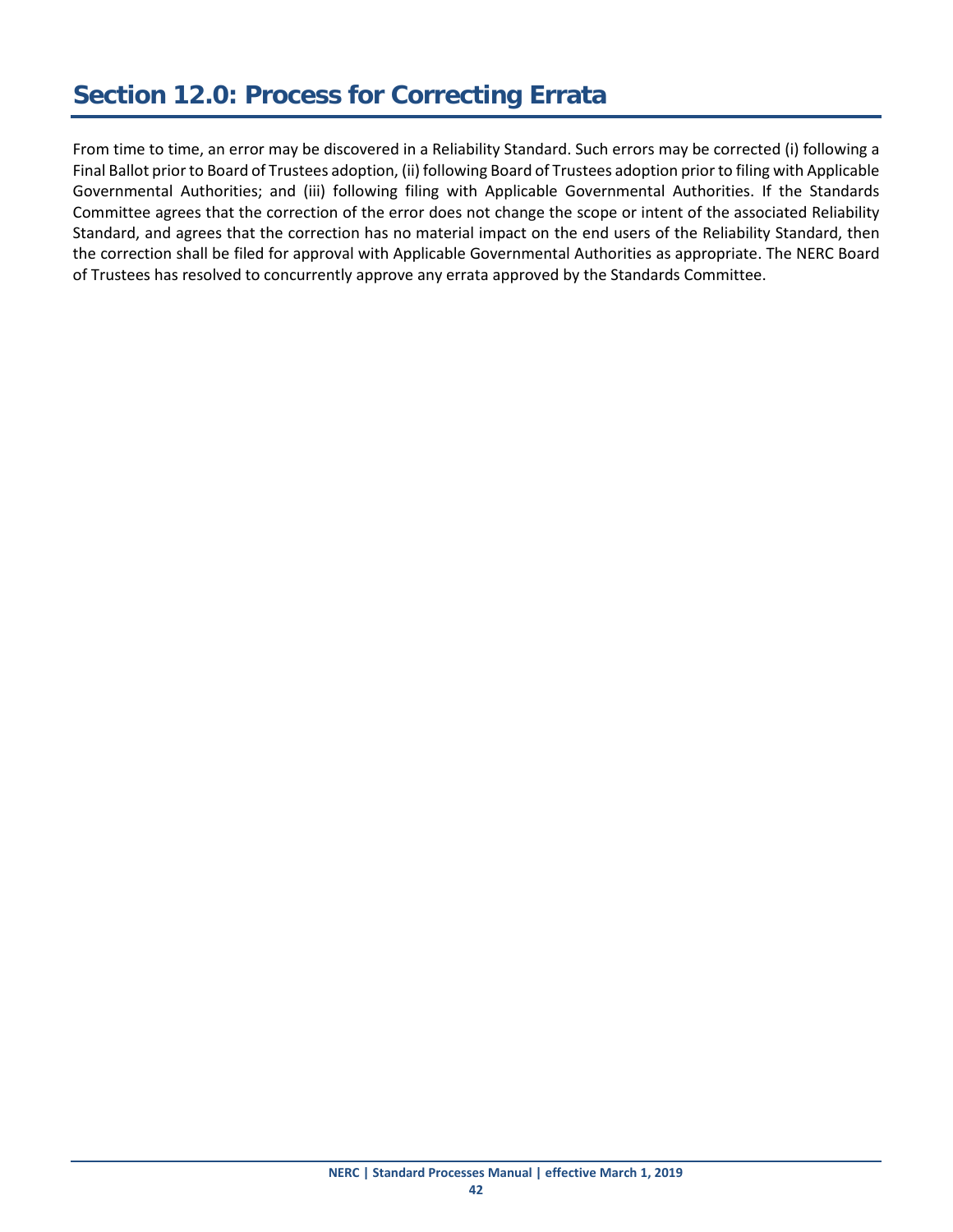# Section 12.0: Process for Correcting Errata

From time to time, an error may be discovered in a Reliability Standard. Such errors may be corrected (i) following a Final Ballot prior to Board of Trustees adoption, (ii) following Board of Trustees adoption prior to filing with Applicable Governmental Authorities; and (iii) following filing with Applicable Governmental Authorities. If the Standards Committee agrees that the correction of the error does not change the scope or intent of the associated Reliability Standard, and agrees that the correction has no material impact on the end users of the Reliability Standard, then the correction shall be filed for approval with Applicable Governmental Authorities as appropriate. The NERC Board of Trustees has resolved to concurrently approve any errata approved by the Standards Committee.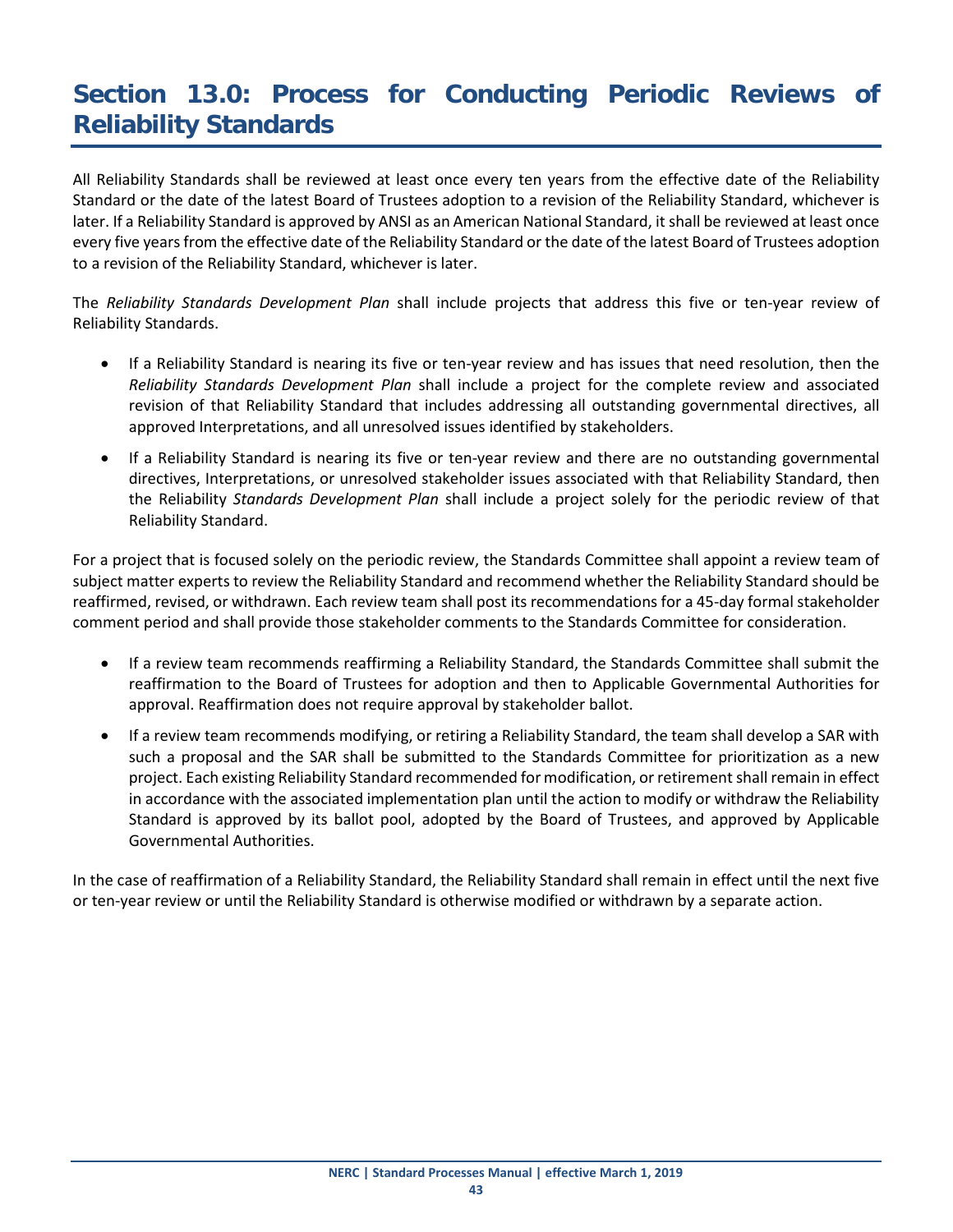# Section 13.0: Process for Conducting Periodic Reviews of Reliability Standards

All Reliability Standards shall be reviewed at least once every ten years from the effective date of the Reliability Standard or the date of the latest Board of Trustees adoption to a revision of the Reliability Standard, whichever is later. If a Reliability Standard is approved by ANSI as an American National Standard, it shall be reviewed at least once every five years from the effective date of the Reliability Standard or the date of the latest Board of Trustees adoption to a revision of the Reliability Standard, whichever is later.

The *Reliability Standards Development Plan* shall include projects that address this five or ten-year review of Reliability Standards.

- If a Reliability Standard is nearing its five or ten-year review and has issues that need resolution, then the *Reliability Standards Development Plan* shall include a project for the complete review and associated revision of that Reliability Standard that includes addressing all outstanding governmental directives, all approved Interpretations, and all unresolved issues identified by stakeholders.
- If a Reliability Standard is nearing its five or ten-year review and there are no outstanding governmental directives, Interpretations, or unresolved stakeholder issues associated with that Reliability Standard, then the Reliability *Standards Development Plan* shall include a project solely for the periodic review of that Reliability Standard.

For a project that is focused solely on the periodic review, the Standards Committee shall appoint a review team of subject matter experts to review the Reliability Standard and recommend whether the Reliability Standard should be reaffirmed, revised, or withdrawn. Each review team shall post its recommendations for a 45-day formal stakeholder comment period and shall provide those stakeholder comments to the Standards Committee for consideration.

- If a review team recommends reaffirming a Reliability Standard, the Standards Committee shall submit the reaffirmation to the Board of Trustees for adoption and then to Applicable Governmental Authorities for approval. Reaffirmation does not require approval by stakeholder ballot.
- If a review team recommends modifying, or retiring a Reliability Standard, the team shall develop a SAR with such a proposal and the SAR shall be submitted to the Standards Committee for prioritization as a new project. Each existing Reliability Standard recommended for modification, or retirement shall remain in effect in accordance with the associated implementation plan until the action to modify or withdraw the Reliability Standard is approved by its ballot pool, adopted by the Board of Trustees, and approved by Applicable Governmental Authorities.

In the case of reaffirmation of a Reliability Standard, the Reliability Standard shall remain in effect until the next five or ten-year review or until the Reliability Standard is otherwise modified or withdrawn by a separate action.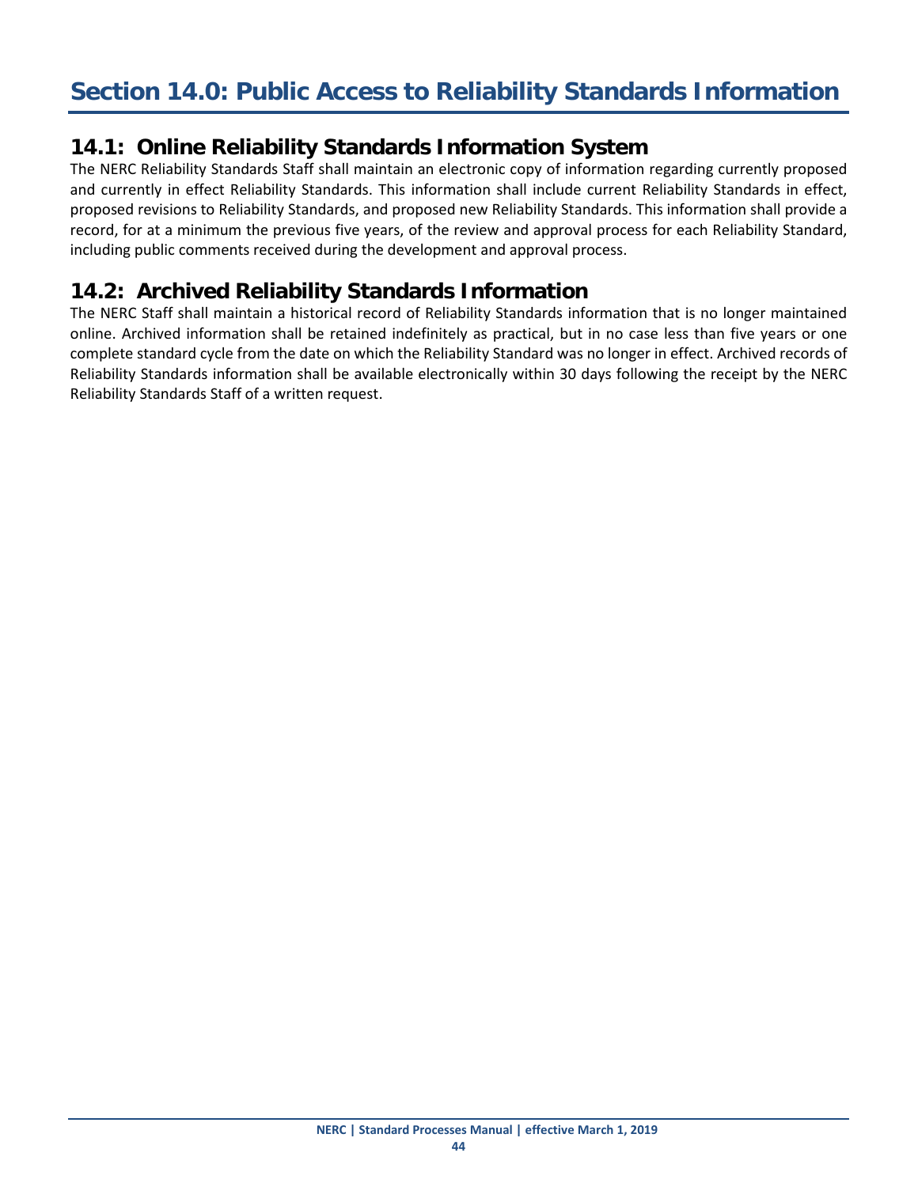# Section 14.0: Public Access to Reliability Standards Information

## 14.1: Online Reliability Standards Information System

The NERC Reliability Standards Staff shall maintain an electronic copy of information regarding currently proposed and currently in effect Reliability Standards. This information shall include current Reliability Standards in effect, proposed revisions to Reliability Standards, and proposed new Reliability Standards. This information shall provide a record, for at a minimum the previous five years, of the review and approval process for each Reliability Standard, including public comments received during the development and approval process.

## 14.2: Archived Reliability Standards Information

The NERC Staff shall maintain a historical record of Reliability Standards information that is no longer maintained online. Archived information shall be retained indefinitely as practical, but in no case less than five years or one complete standard cycle from the date on which the Reliability Standard was no longer in effect. Archived records of Reliability Standards information shall be available electronically within 30 days following the receipt by the NERC Reliability Standards Staff of a written request.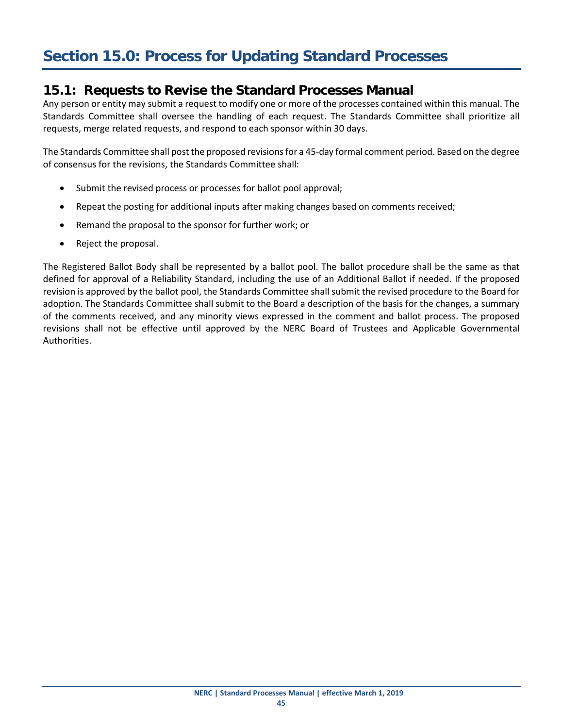# Section 15.0: Process for Updating Standard Processes

## 15.1: Requests to Revise the Standard Processes Manual

Any person or entity may submit a request to modify one or more of the processes contained within this manual. The Standards Committee shall oversee the handling of each request. The Standards Committee shall prioritize all requests, merge related requests, and respond to each sponsor within 30 days.

The Standards Committee shall post the proposed revisions for a 45-day formal comment period. Based on the degree of consensus for the revisions, the Standards Committee shall:

- Submit the revised process or processes for ballot pool approval;
- Repeat the posting for additional inputs after making changes based on comments received;
- Remand the proposal to the sponsor for further work; or
- Reject the proposal.

The Registered Ballot Body shall be represented by a ballot pool. The ballot procedure shall be the same as that defined for approval of a Reliability Standard, including the use of an Additional Ballot if needed. If the proposed revision is approved by the ballot pool, the Standards Committee shall submit the revised procedure to the Board for adoption. The Standards Committee shall submit to the Board a description of the basis for the changes, a summary of the comments received, and any minority views expressed in the comment and ballot process. The proposed revisions shall not be effective until approved by the NERC Board of Trustees and Applicable Governmental Authorities.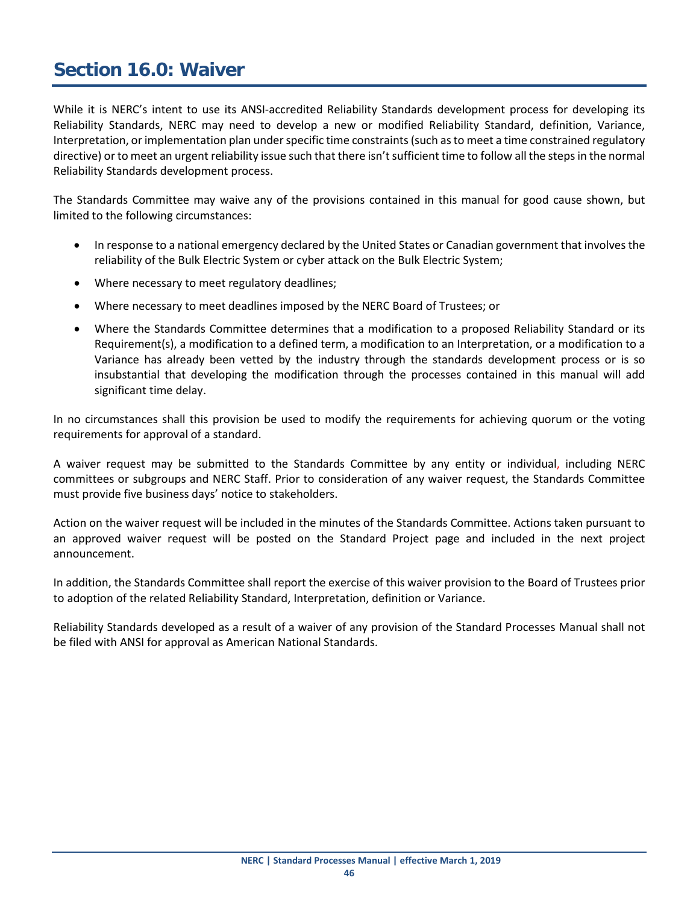# Section 16.0: Waiver

While it is NERC's intent to use its ANSI-accredited Reliability Standards development process for developing its Reliability Standards, NERC may need to develop a new or modified Reliability Standard, definition, Variance, Interpretation, or implementation plan under specific time constraints (such as to meet a time constrained regulatory directive) or to meet an urgent reliability issue such that there isn't sufficient time to follow all the steps in the normal Reliability Standards development process.

The Standards Committee may waive any of the provisions contained in this manual for good cause shown, but limited to the following circumstances:

- In response to a national emergency declared by the United States or Canadian government that involves the reliability of the Bulk Electric System or cyber attack on the Bulk Electric System;
- Where necessary to meet regulatory deadlines;
- Where necessary to meet deadlines imposed by the NERC Board of Trustees; or
- Where the Standards Committee determines that a modification to a proposed Reliability Standard or its Requirement(s), a modification to a defined term, a modification to an Interpretation, or a modification to a Variance has already been vetted by the industry through the standards development process or is so insubstantial that developing the modification through the processes contained in this manual will add significant time delay.

In no circumstances shall this provision be used to modify the requirements for achieving quorum or the voting requirements for approval of a standard.

A waiver request may be submitted to the Standards Committee by any entity or individual, including NERC committees or subgroups and NERC Staff. Prior to consideration of any waiver request, the Standards Committee must provide five business days' notice to stakeholders.

Action on the waiver request will be included in the minutes of the Standards Committee. Actions taken pursuant to an approved waiver request will be posted on the Standard Project page and included in the next project announcement.

In addition, the Standards Committee shall report the exercise of this waiver provision to the Board of Trustees prior to adoption of the related Reliability Standard, Interpretation, definition or Variance.

Reliability Standards developed as a result of a waiver of any provision of the Standard Processes Manual shall not be filed with ANSI for approval as American National Standards.